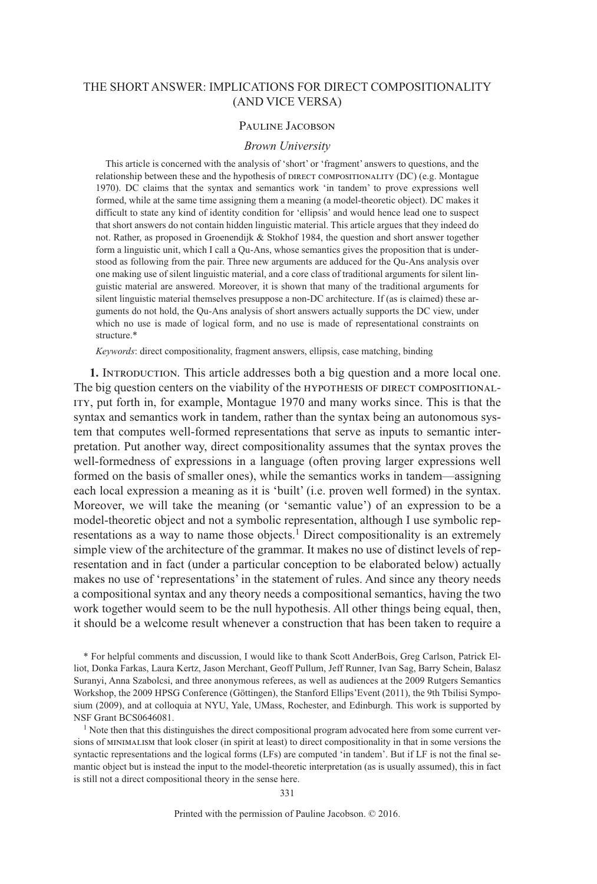# THE SHORT ANSWER: IMPLICATIONS FOR DIRECT COMPOSITIONALITY (AND VICE VERSA)

Pauline Jacobson

*Brown University*

This article is concerned with the analysis of 'short' or 'fragment' answers to questions, and the relationship between these and the hypothesis of DIRECT COMPOSITIONALITY (DC) (e.g. Montague 1970). DC claims that the syntax and semantics work 'in tandem' to prove expressions well formed, while at the same time assigning them a meaning (a model-theoretic object). DC makes it difficult to state any kind of identity condition for 'ellipsis' and would hence lead one to suspect that short answers do not contain hidden linguistic material. This article argues that they indeed do not. Rather, as proposed in Groenendijk & Stokhof 1984, the question and short answer together form a linguistic unit, which I call a Qu-Ans, whose semantics gives the proposition that is understood as following from the pair. Three new arguments are adduced for the Qu-Ans analysis over one making use of silent linguistic material, and a core class of traditional arguments for silent linguistic material are answered. Moreover, it is shown that many of the traditional arguments for silent linguistic material themselves presuppose a non-DC architecture. If (as is claimed) these arguments do not hold, the Qu-Ans analysis of short answers actually supports the DC view, under which no use is made of logical form, and no use is made of representational constraints on structure.*

*Keywords*: direct compositionality, fragment answers, ellipsis, case matching, binding

**1. INTRODUCTION.** This article addresses both a big question and a more local one. The big question centers on the viability of the HYPOTHESIS OF DIRECT COMPOSITIONALITY, put forth in, for example, Montague 1970 and many works since. This is that the syntax and semantics work in tandem, rather than the syntax being an autonomous system that computes well-formed representations that serve as inputs to semantic interpretation. Put another way, direct compositionality assumes that the syntax proves the well-formedness of expressions in a language (often proving larger expressions well formed on the basis of smaller ones), while the semantics works in tandem—assigning each local expression a meaning as it is 'built' (i.e. proven well formed) in the syntax. Moreover, we will take the meaning (or 'semantic value') of an expression to be a model-theoretic object and not a symbolic representation, although I use symbolic representations as a way to name those objects.[1] Direct compositionality is an extremely simple view of the architecture of the grammar. It makes no use of distinct levels of representation and in fact (under a particular conception to be elaborated below) actually makes no use of 'representations' in the statement of rules. And since any theory needs a compositional syntax and any theory needs a compositional semantics, having the two work together would seem to be the null hypothesis. All other things being equal, then, it should be a welcome result whenever a construction that has been taken to require a

\* For helpful comments and discussion, I would like to thank Scott AnderBois, Greg Carlson, Patrick Elliot, Donka Farkas, Laura Kertz, Jason Merchant, Geoff Pullum, Jeff Runner, Ivan Sag, Barry Schein, Balasz Suranyi, Anna Szabolcsi, and three anonymous referees, as well as audiences at the 2009 Rutgers Semantics Workshop, the 2009 HPSG Conference (Göttingen), the Stanford Ellips'Event (2011), the 9th Tbilisi Symposium (2009), and at colloquia at NYU, Yale, UMass, Rochester, and Edinburgh. This work is supported by NSF Grant BCS0646081.

[1] Note then that this distinguishes the direct compositional program advocated here from some current versions of MINIMALISM that look closer (in spirit at least) to direct compositionality in that in some versions the syntactic representations and the logical forms (LFs) are computed 'in tandem'. But if LF is not the final semantic object but is instead the input to the model-theoretic interpretation (as is usually assumed), this in fact is still not a direct compositional theory in the sense here.

Printed with the permission of Pauline Jacobson. © 2016.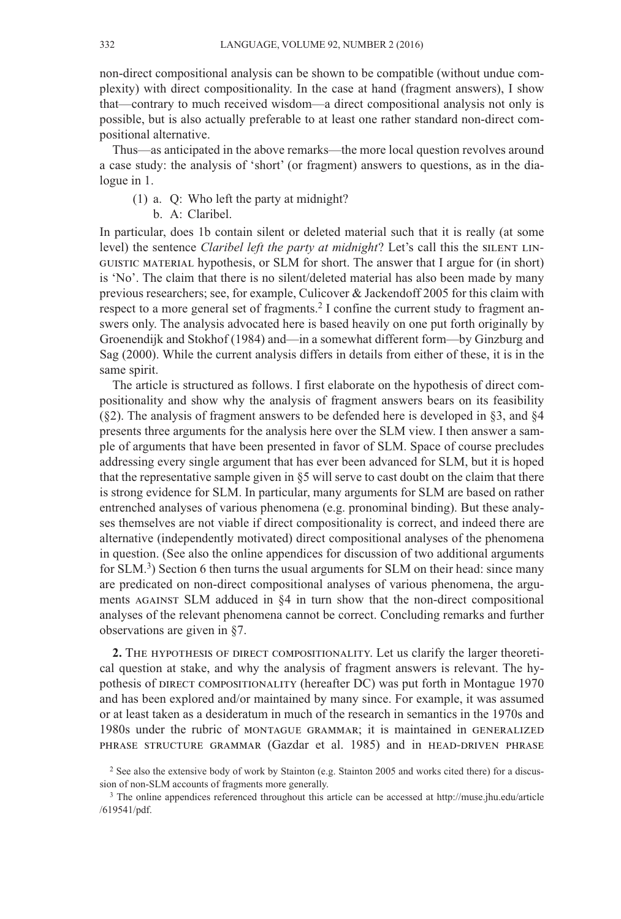non-direct compositional analysis can be shown to be compatible (without undue complexity) with direct compositionality. In the case at hand (fragment answers), I show that—contrary to much received wisdom—a direct compositional analysis not only is possible, but is also actually preferable to at least one rather standard non-direct compositional alternative.

Thus—as anticipated in the above remarks—the more local question revolves around a case study: the analysis of 'short' (or fragment) answers to questions, as in the dialogue in 1.

(1) a. Q: Who left the party at midnight?
  b. A: Claribel.

In particular, does 1b contain silent or deleted material such that it is really (at some level) the sentence *Claribel left the party at midnight*? Let's call this the SILENT LINGUISTIC MATERIAL hypothesis, or SLM for short. The answer that I argue for (in short) is 'No'. The claim that there is no silent/deleted material has also been made by many previous researchers; see, for example, Culicover & Jackendoff 2005 for this claim with respect to a more general set of fragments.[2] I confine the current study to fragment answers only. The analysis advocated here is based heavily on one put forth originally by Groenendijk and Stokhof (1984) and—in a somewhat different form—by Ginzburg and Sag (2000). While the current analysis differs in details from either of these, it is in the same spirit.

The article is structured as follows. I first elaborate on the hypothesis of direct compositionality and show why the analysis of fragment answers bears on its feasibility (§2). The analysis of fragment answers to be defended here is developed in §3, and §4 presents three arguments for the analysis here over the SLM view. I then answer a sample of arguments that have been presented in favor of SLM. Space of course precludes addressing every single argument that has ever been advanced for SLM, but it is hoped that the representative sample given in §5 will serve to cast doubt on the claim that there is strong evidence for SLM. In particular, many arguments for SLM are based on rather entrenched analyses of various phenomena (e.g. pronominal binding). But these analyses themselves are not viable if direct compositionality is correct, and indeed there are alternative (independently motivated) direct compositional analyses of the phenomena in question. (See also the online appendices for discussion of two additional arguments for SLM.[3]) Section 6 then turns the usual arguments for SLM on their head: since many are predicated on non-direct compositional analyses of various phenomena, the arguments AGAINST SLM adduced in §4 in turn show that the non-direct compositional analyses of the relevant phenomena cannot be correct. Concluding remarks and further observations are given in §7.

**2. THE HYPOTHESIS OF DIRECT COMPOSITIONALITY.** Let us clarify the larger theoretical question at stake, and why the analysis of fragment answers is relevant. The hypothesis of DIRECT COMPOSITIONALITY (hereafter DC) was put forth in Montague 1970 and has been explored and/or maintained by many since. For example, it was assumed or at least taken as a desideratum in much of the research in semantics in the 1970s and 1980s under the rubric of MONTAGUE GRAMMAR; it is maintained in GENERALIZED PHRASE STRUCTURE GRAMMAR (Gazdar et al. 1985) and in HEAD-DRIVEN PHRASE

[2] See also the extensive body of work by Stainton (e.g. Stainton 2005 and works cited there) for a discussion of non-SLM accounts of fragments more generally.

[3] The online appendices referenced throughout this article can be accessed at http://muse.jhu.edu/article/619541/pdf.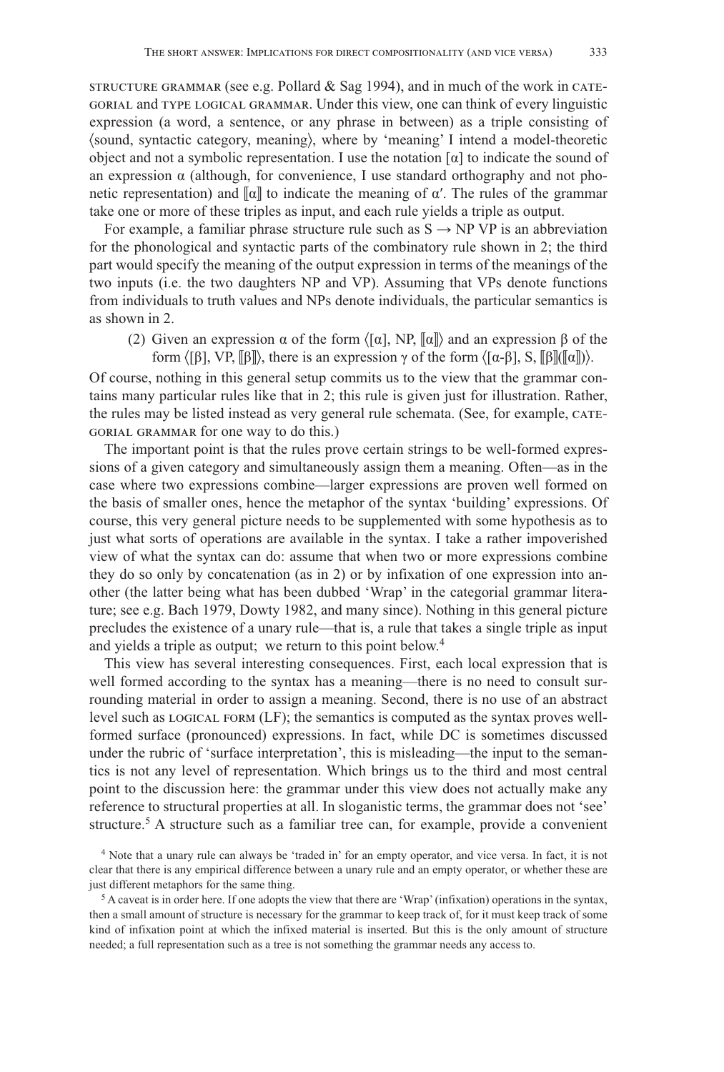STRUCTURE GRAMMAR (see e.g. Pollard & Sag 1994), and in much of the work in CATEGORIAL and TYPE LOGICAL GRAMMAR. Under this view, one can think of every linguistic expression (a word, a sentence, or any phrase in between) as a triple consisting of ⟨sound, syntactic category, meaning⟩, where by 'meaning' I intend a model-theoretic object and not a symbolic representation. I use the notation [α] to indicate the sound of an expression α (although, for convenience, I use standard orthography and not phonetic representation) and ⟦α⟧ to indicate the meaning of α′. The rules of the grammar take one or more of these triples as input, and each rule yields a triple as output.

For example, a familiar phrase structure rule such as S → NP VP is an abbreviation for the phonological and syntactic parts of the combinatory rule shown in 2; the third part would specify the meaning of the output expression in terms of the meanings of the two inputs (i.e. the two daughters NP and VP). Assuming that VPs denote functions from individuals to truth values and NPs denote individuals, the particular semantics is as shown in 2.

(2) Given an expression α of the form ⟨[α], NP, ⟦α⟧⟩ and an expression β of the form ⟨[β], VP, ⟦β⟧⟩, there is an expression γ of the form ⟨[α-β], S, ⟦β⟧(⟦α⟧)⟩.

Of course, nothing in this general setup commits us to the view that the grammar contains many particular rules like that in 2; this rule is given just for illustration. Rather, the rules may be listed instead as very general rule schemata. (See, for example, CATEGORIAL GRAMMAR for one way to do this.)

The important point is that the rules prove certain strings to be well-formed expressions of a given category and simultaneously assign them a meaning. Often—as in the case where two expressions combine—larger expressions are proven well formed on the basis of smaller ones, hence the metaphor of the syntax 'building' expressions. Of course, this very general picture needs to be supplemented with some hypothesis as to just what sorts of operations are available in the syntax. I take a rather impoverished view of what the syntax can do: assume that when two or more expressions combine they do so only by concatenation (as in 2) or by infixation of one expression into another (the latter being what has been dubbed 'Wrap' in the categorial grammar literature; see e.g. Bach 1979, Dowty 1982, and many since). Nothing in this general picture precludes the existence of a unary rule—that is, a rule that takes a single triple as input and yields a triple as output; we return to this point below.[4]

This view has several interesting consequences. First, each local expression that is well formed according to the syntax has a meaning—there is no need to consult surrounding material in order to assign a meaning. Second, there is no use of an abstract level such as LOGICAL FORM (LF); the semantics is computed as the syntax proves well-formed surface (pronounced) expressions. In fact, while DC is sometimes discussed under the rubric of 'surface interpretation', this is misleading—the input to the semantics is not any level of representation. Which brings us to the third and most central point to the discussion here: the grammar under this view does not actually make any reference to structural properties at all. In sloganistic terms, the grammar does not 'see' structure.[5] A structure such as a familiar tree can, for example, provide a convenient

[4] Note that a unary rule can always be 'traded in' for an empty operator, and vice versa. In fact, it is not clear that there is any empirical difference between a unary rule and an empty operator, or whether these are just different metaphors for the same thing.

[5] A caveat is in order here. If one adopts the view that there are 'Wrap' (infixation) operations in the syntax, then a small amount of structure is necessary for the grammar to keep track of, for it must keep track of some kind of infixation point at which the infixed material is inserted. But this is the only amount of structure needed; a full representation such as a tree is not something the grammar needs any access to.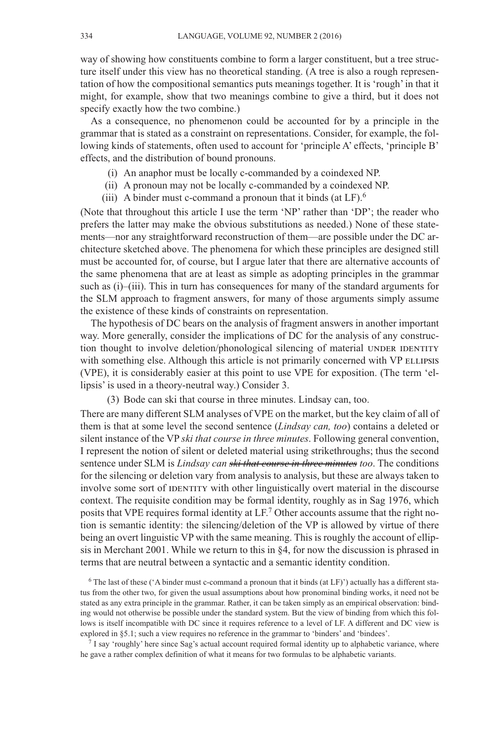way of showing how constituents combine to form a larger constituent, but a tree structure itself under this view has no theoretical standing. (A tree is also a rough representation of how the compositional semantics puts meanings together. It is 'rough' in that it might, for example, show that two meanings combine to give a third, but it does not specify exactly how the two combine.)

As a consequence, no phenomenon could be accounted for by a principle in the grammar that is stated as a constraint on representations. Consider, for example, the following kinds of statements, often used to account for 'principle A' effects, 'principle B' effects, and the distribution of bound pronouns.

(i) An anaphor must be locally c-commanded by a coindexed NP.
(ii) A pronoun may not be locally c-commanded by a coindexed NP.
(iii) A binder must c-command a pronoun that it binds (at LF).[6]

(Note that throughout this article I use the term 'NP' rather than 'DP'; the reader who prefers the latter may make the obvious substitutions as needed.) None of these statements—nor any straightforward reconstruction of them—are possible under the DC architecture sketched above. The phenomena for which these principles are designed still must be accounted for, of course, but I argue later that there are alternative accounts of the same phenomena that are at least as simple as adopting principles in the grammar such as (i)–(iii). This in turn has consequences for many of the standard arguments for the SLM approach to fragment answers, for many of those arguments simply assume the existence of these kinds of constraints on representation.

The hypothesis of DC bears on the analysis of fragment answers in another important way. More generally, consider the implications of DC for the analysis of any construction thought to involve deletion/phonological silencing of material UNDER IDENTITY with something else. Although this article is not primarily concerned with VP ELLIPSIS (VPE), it is considerably easier at this point to use VPE for exposition. (The term 'ellipsis' is used in a theory-neutral way.) Consider 3.

(3) Bode can ski that course in three minutes. Lindsay can, too.

There are many different SLM analyses of VPE on the market, but the key claim of all of them is that at some level the second sentence (*Lindsay can, too*) contains a deleted or silent instance of the VP *ski that course in three minutes*. Following general convention, I represent the notion of silent or deleted material using strikethroughs; thus the second sentence under SLM is *Lindsay can ~~ski that course in three minutes~~ too*. The conditions for the silencing or deletion vary from analysis to analysis, but these are always taken to involve some sort of IDENTITY with other linguistically overt material in the discourse context. The requisite condition may be formal identity, roughly as in Sag 1976, which posits that VPE requires formal identity at LF.[7] Other accounts assume that the right notion is semantic identity: the silencing/deletion of the VP is allowed by virtue of there being an overt linguistic VP with the same meaning. This is roughly the account of ellipsis in Merchant 2001. While we return to this in §4, for now the discussion is phrased in terms that are neutral between a syntactic and a semantic identity condition.

[6] The last of these ('A binder must c-command a pronoun that it binds (at LF)') actually has a different status from the other two, for given the usual assumptions about how pronominal binding works, it need not be stated as any extra principle in the grammar. Rather, it can be taken simply as an empirical observation: binding would not otherwise be possible under the standard system. But the view of binding from which this follows is itself incompatible with DC since it requires reference to a level of LF. A different and DC view is explored in §5.1; such a view requires no reference in the grammar to 'binders' and 'bindees'.

[7] I say 'roughly' here since Sag's actual account required formal identity up to alphabetic variance, where he gave a rather complex definition of what it means for two formulas to be alphabetic variants.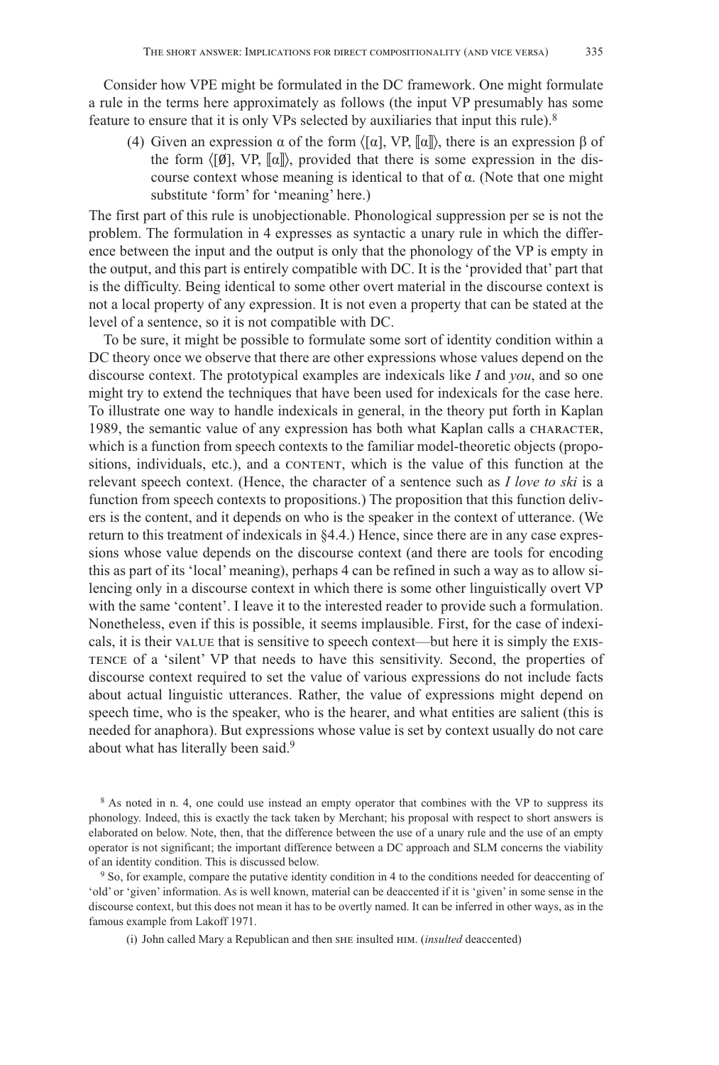Consider how VPE might be formulated in the DC framework. One might formulate a rule in the terms here approximately as follows (the input VP presumably has some feature to ensure that it is only VPs selected by auxiliaries that input this rule).[8]

(4) Given an expression α of the form ⟨[α], VP, ⟦α⟧⟩, there is an expression β of the form ⟨[Ø], VP, ⟦α⟧⟩, provided that there is some expression in the discourse context whose meaning is identical to that of α. (Note that one might substitute 'form' for 'meaning' here.)

The first part of this rule is unobjectionable. Phonological suppression per se is not the problem. The formulation in 4 expresses as syntactic a unary rule in which the difference between the input and the output is only that the phonology of the VP is empty in the output, and this part is entirely compatible with DC. It is the 'provided that' part that is the difficulty. Being identical to some other overt material in the discourse context is not a local property of any expression. It is not even a property that can be stated at the level of a sentence, so it is not compatible with DC.

To be sure, it might be possible to formulate some sort of identity condition within a DC theory once we observe that there are other expressions whose values depend on the discourse context. The prototypical examples are indexicals like *I* and *you*, and so one might try to extend the techniques that have been used for indexicals for the case here. To illustrate one way to handle indexicals in general, in the theory put forth in Kaplan 1989, the semantic value of any expression has both what Kaplan calls a CHARACTER, which is a function from speech contexts to the familiar model-theoretic objects (propositions, individuals, etc.), and a CONTENT, which is the value of this function at the relevant speech context. (Hence, the character of a sentence such as *I love to ski* is a function from speech contexts to propositions.) The proposition that this function delivers is the content, and it depends on who is the speaker in the context of utterance. (We return to this treatment of indexicals in §4.4.) Hence, since there are in any case expressions whose value depends on the discourse context (and there are tools for encoding this as part of its 'local' meaning), perhaps 4 can be refined in such a way as to allow silencing only in a discourse context in which there is some other linguistically overt VP with the same 'content'. I leave it to the interested reader to provide such a formulation. Nonetheless, even if this is possible, it seems implausible. First, for the case of indexicals, it is their VALUE that is sensitive to speech context—but here it is simply the EXISTENCE of a 'silent' VP that needs to have this sensitivity. Second, the properties of discourse context required to set the value of various expressions do not include facts about actual linguistic utterances. Rather, the value of expressions might depend on speech time, who is the speaker, who is the hearer, and what entities are salient (this is needed for anaphora). But expressions whose value is set by context usually do not care about what has literally been said.[9]

---

[8] As noted in n. 4, one could use instead an empty operator that combines with the VP to suppress its phonology. Indeed, this is exactly the tack taken by Merchant; his proposal with respect to short answers is elaborated on below. Note, then, that the difference between the use of a unary rule and the use of an empty operator is not significant; the important difference between a DC approach and SLM concerns the viability of an identity condition. This is discussed below.

[9] So, for example, compare the putative identity condition in 4 to the conditions needed for deaccenting of 'old' or 'given' information. As is well known, material can be deaccented if it is 'given' in some sense in the discourse context, but this does not mean it has to be overtly named. It can be inferred in other ways, as in the famous example from Lakoff 1971.

(i) John called Mary a Republican and then SHE insulted HIM. (*insulted* deaccented)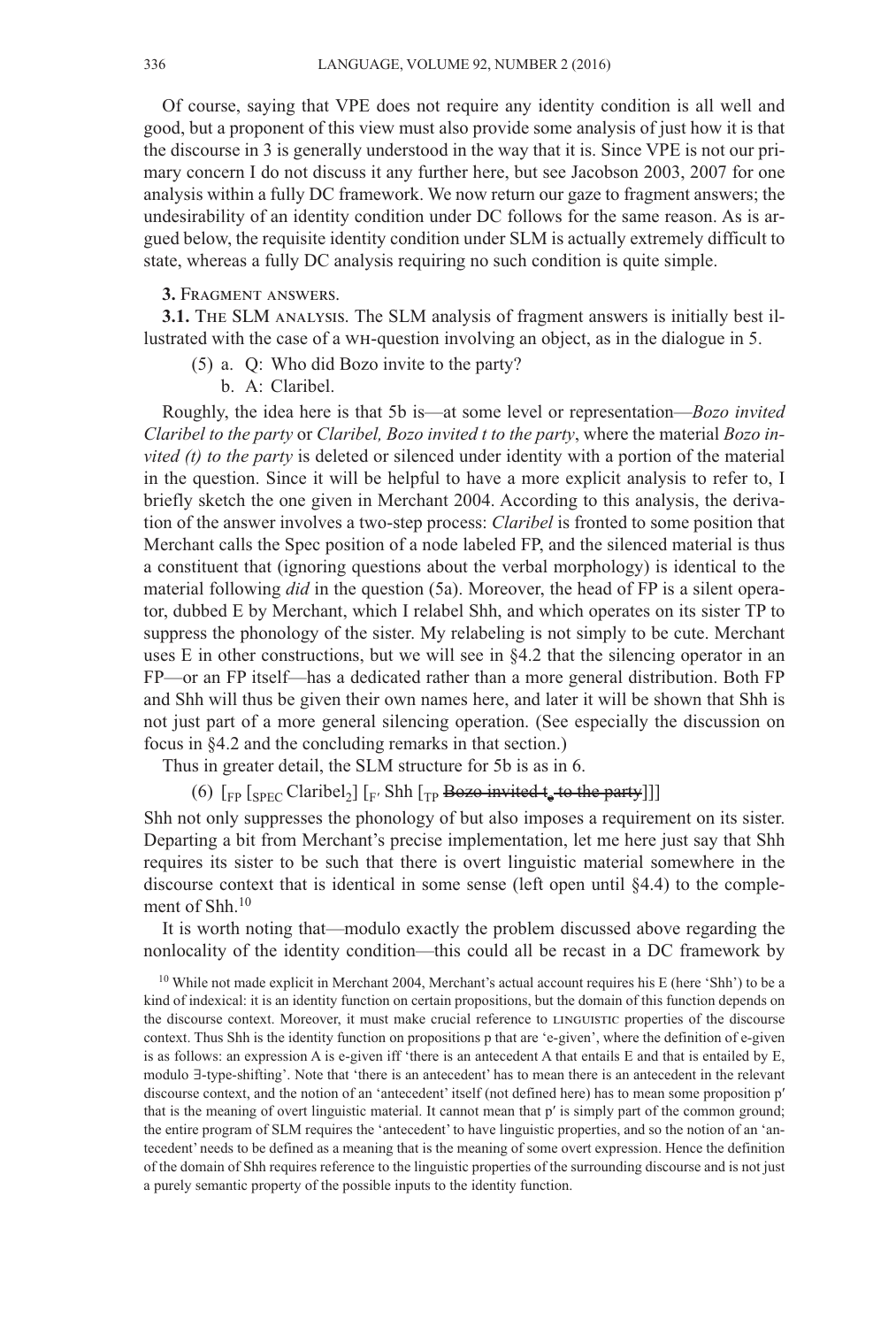Of course, saying that VPE does not require any identity condition is all well and good, but a proponent of this view must also provide some analysis of just how it is that the discourse in 3 is generally understood in the way that it is. Since VPE is not our primary concern I do not discuss it any further here, but see Jacobson 2003, 2007 for one analysis within a fully DC framework. We now return our gaze to fragment answers; the undesirability of an identity condition under DC follows for the same reason. As is argued below, the requisite identity condition under SLM is actually extremely difficult to state, whereas a fully DC analysis requiring no such condition is quite simple.

## 3. Fragment answers.

**3.1. The SLM analysis.** The SLM analysis of fragment answers is initially best illustrated with the case of a WH-question involving an object, as in the dialogue in 5.

(5) a. Q: Who did Bozo invite to the party?
    b. A: Claribel.

Roughly, the idea here is that 5b is—at some level or representation—*Bozo invited Claribel to the party* or *Claribel, Bozo invited t to the party*, where the material *Bozo invited (t) to the party* is deleted or silenced under identity with a portion of the material in the question. Since it will be helpful to have a more explicit analysis to refer to, I briefly sketch the one given in Merchant 2004. According to this analysis, the derivation of the answer involves a two-step process: *Claribel* is fronted to some position that Merchant calls the Spec position of a node labeled FP, and the silenced material is thus a constituent that (ignoring questions about the verbal morphology) is identical to the material following *did* in the question (5a). Moreover, the head of FP is a silent operator, dubbed E by Merchant, which I relabel Shh, and which operates on its sister TP to suppress the phonology of the sister. My relabeling is not simply to be cute. Merchant uses E in other constructions, but we will see in §4.2 that the silencing operator in an FP—or an FP itself—has a dedicated rather than a more general distribution. Both FP and Shh will thus be given their own names here, and later it will be shown that Shh is not just part of a more general silencing operation. (See especially the discussion on focus in §4.2 and the concluding remarks in that section.)

Thus in greater detail, the SLM structure for 5b is as in 6.

(6) $[_{FP}$ $[_{SPEC}$ Claribel$_2]$ $[_{F'}$ Shh $[_{TP}$ ~~Bozo invited $t_2$ to the party~~$]]]$

Shh not only suppresses the phonology of but also imposes a requirement on its sister. Departing a bit from Merchant's precise implementation, let me here just say that Shh requires its sister to be such that there is overt linguistic material somewhere in the discourse context that is identical in some sense (left open until §4.4) to the complement of Shh.[10]

It is worth noting that—modulo exactly the problem discussed above regarding the nonlocality of the identity condition—this could all be recast in a DC framework by

[10] While not made explicit in Merchant 2004, Merchant's actual account requires his E (here 'Shh') to be a kind of indexical: it is an identity function on certain propositions, but the domain of this function depends on the discourse context. Moreover, it must make crucial reference to LINGUISTIC properties of the discourse context. Thus Shh is the identity function on propositions p that are 'e-given', where the definition of e-given is as follows: an expression A is e-given iff 'there is an antecedent A that entails E and that is entailed by E, modulo ∃-type-shifting'. Note that 'there is an antecedent' has to mean there is an antecedent in the relevant discourse context, and the notion of an 'antecedent' itself (not defined here) has to mean some proposition p′ that is the meaning of overt linguistic material. It cannot mean that p′ is simply part of the common ground; the entire program of SLM requires the 'antecedent' to have linguistic properties, and so the notion of an 'antecedent' needs to be defined as a meaning that is the meaning of some overt expression. Hence the definition of the domain of Shh requires reference to the linguistic properties of the surrounding discourse and is not just a purely semantic property of the possible inputs to the identity function.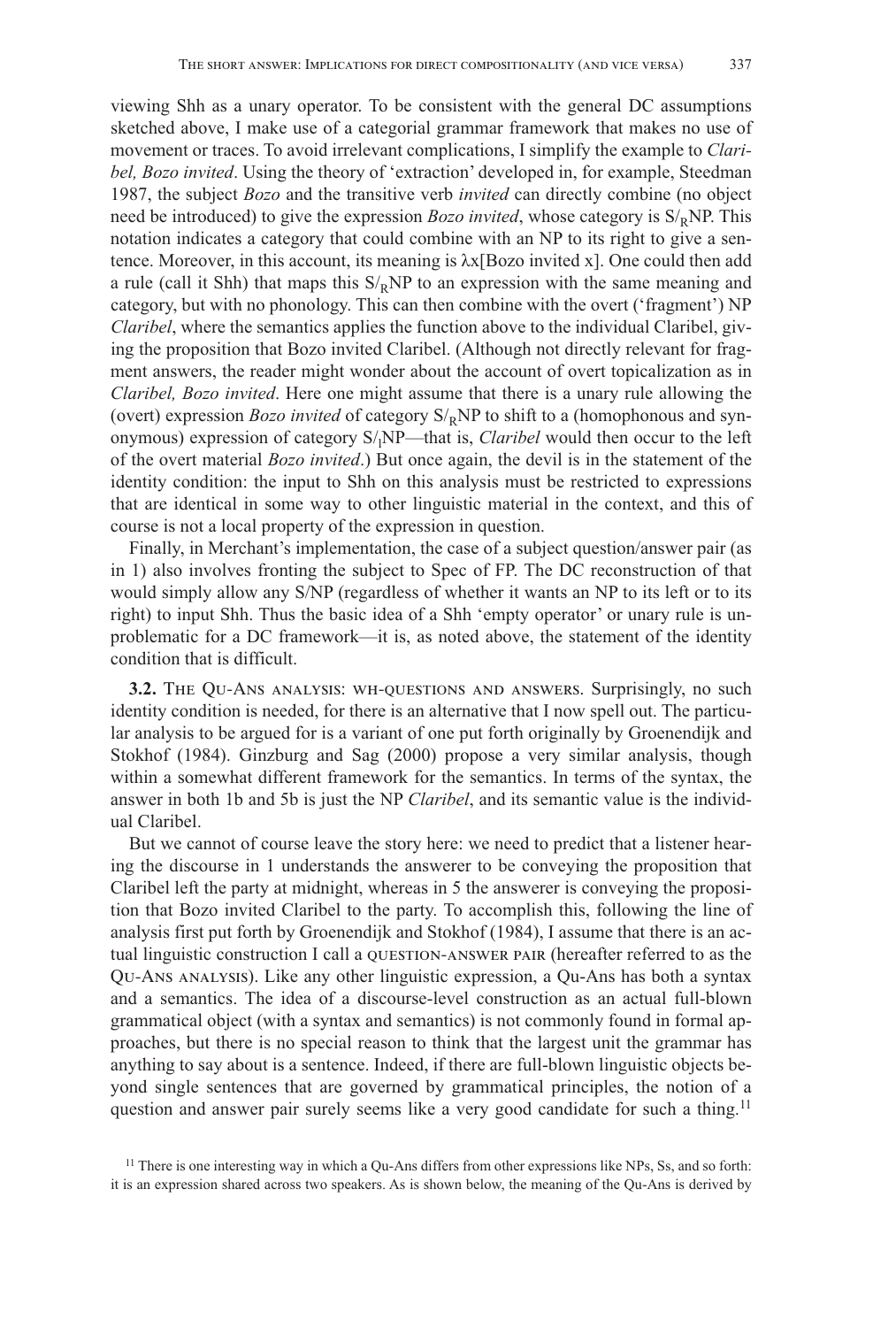viewing Shh as a unary operator. To be consistent with the general DC assumptions sketched above, I make use of a categorial grammar framework that makes no use of movement or traces. To avoid irrelevant complications, I simplify the example to *Claribel, Bozo invited*. Using the theory of 'extraction' developed in, for example, Steedman 1987, the subject *Bozo* and the transitive verb *invited* can directly combine (no object need be introduced) to give the expression *Bozo invited*, whose category is $S/_R NP$. This notation indicates a category that could combine with an NP to its right to give a sentence. Moreover, in this account, its meaning is $\lambda x$[Bozo invited x]. One could then add a rule (call it Shh) that maps this $S/_R NP$ to an expression with the same meaning and category, but with no phonology. This can then combine with the overt ('fragment') NP *Claribel*, where the semantics applies the function above to the individual Claribel, giving the proposition that Bozo invited Claribel. (Although not directly relevant for fragment answers, the reader might wonder about the account of overt topicalization as in *Claribel, Bozo invited*. Here one might assume that there is a unary rule allowing the (overt) expression *Bozo invited* of category $S/_R NP$ to shift to a (homophonous and synonymous) expression of category $S/_l NP$—that is, *Claribel* would then occur to the left of the overt material *Bozo invited*.) But once again, the devil is in the statement of the identity condition: the input to Shh on this analysis must be restricted to expressions that are identical in some way to other linguistic material in the context, and this of course is not a local property of the expression in question.

Finally, in Merchant's implementation, the case of a subject question/answer pair (as in 1) also involves fronting the subject to Spec of FP. The DC reconstruction of that would simply allow any S/NP (regardless of whether it wants an NP to its left or to its right) to input Shh. Thus the basic idea of a Shh 'empty operator' or unary rule is unproblematic for a DC framework—it is, as noted above, the statement of the identity condition that is difficult.

**3.2.** The Qu-Ans analysis: wh-questions and answers. Surprisingly, no such identity condition is needed, for there is an alternative that I now spell out. The particular analysis to be argued for is a variant of one put forth originally by Groenendijk and Stokhof (1984). Ginzburg and Sag (2000) propose a very similar analysis, though within a somewhat different framework for the semantics. In terms of the syntax, the answer in both 1b and 5b is just the NP *Claribel*, and its semantic value is the individual Claribel.

But we cannot of course leave the story here: we need to predict that a listener hearing the discourse in 1 understands the answerer to be conveying the proposition that Claribel left the party at midnight, whereas in 5 the answerer is conveying the proposition that Bozo invited Claribel to the party. To accomplish this, following the line of analysis first put forth by Groenendijk and Stokhof (1984), I assume that there is an actual linguistic construction I call a question-answer pair (hereafter referred to as the Qu-Ans analysis). Like any other linguistic expression, a Qu-Ans has both a syntax and a semantics. The idea of a discourse-level construction as an actual full-blown grammatical object (with a syntax and semantics) is not commonly found in formal approaches, but there is no special reason to think that the largest unit the grammar has anything to say about is a sentence. Indeed, if there are full-blown linguistic objects beyond single sentences that are governed by grammatical principles, the notion of a question and answer pair surely seems like a very good candidate for such a thing.[11]

[11] There is one interesting way in which a Qu-Ans differs from other expressions like NPs, Ss, and so forth: it is an expression shared across two speakers. As is shown below, the meaning of the Qu-Ans is derived by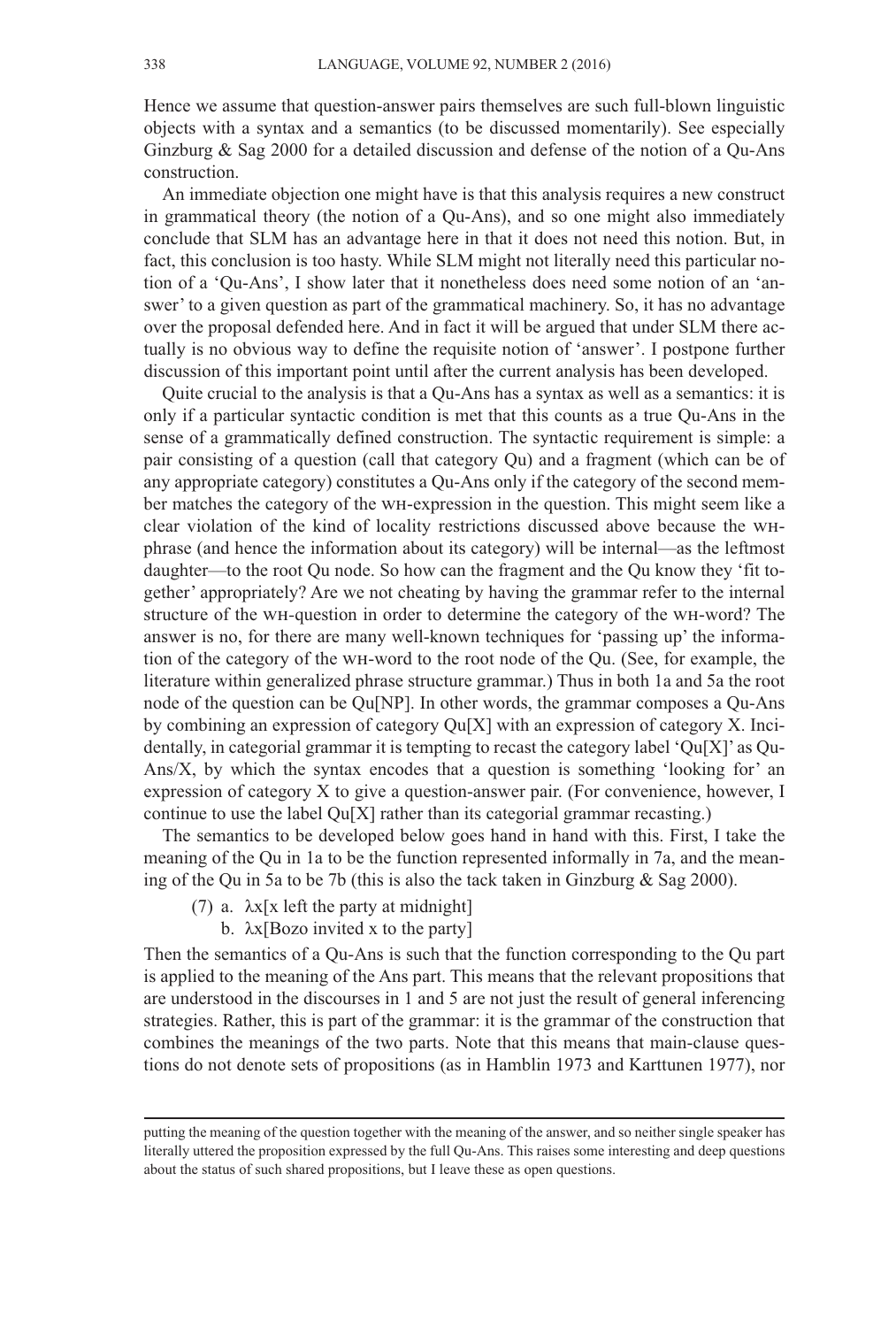Hence we assume that question-answer pairs themselves are such full-blown linguistic objects with a syntax and a semantics (to be discussed momentarily). See especially Ginzburg & Sag 2000 for a detailed discussion and defense of the notion of a Qu-Ans construction.

An immediate objection one might have is that this analysis requires a new construct in grammatical theory (the notion of a Qu-Ans), and so one might also immediately conclude that SLM has an advantage here in that it does not need this notion. But, in fact, this conclusion is too hasty. While SLM might not literally need this particular notion of a 'Qu-Ans', I show later that it nonetheless does need some notion of an 'answer' to a given question as part of the grammatical machinery. So, it has no advantage over the proposal defended here. And in fact it will be argued that under SLM there actually is no obvious way to define the requisite notion of 'answer'. I postpone further discussion of this important point until after the current analysis has been developed.

Quite crucial to the analysis is that a Qu-Ans has a syntax as well as a semantics: it is only if a particular syntactic condition is met that this counts as a true Qu-Ans in the sense of a grammatically defined construction. The syntactic requirement is simple: a pair consisting of a question (call that category Qu) and a fragment (which can be of any appropriate category) constitutes a Qu-Ans only if the category of the second member matches the category of the WH-expression in the question. This might seem like a clear violation of the kind of locality restrictions discussed above because the WH-phrase (and hence the information about its category) will be internal—as the leftmost daughter—to the root Qu node. So how can the fragment and the Qu know they 'fit together' appropriately? Are we not cheating by having the grammar refer to the internal structure of the WH-question in order to determine the category of the WH-word? The answer is no, for there are many well-known techniques for 'passing up' the information of the category of the WH-word to the root node of the Qu. (See, for example, the literature within generalized phrase structure grammar.) Thus in both 1a and 5a the root node of the question can be Qu[NP]. In other words, the grammar composes a Qu-Ans by combining an expression of category Qu[X] with an expression of category X. Incidentally, in categorial grammar it is tempting to recast the category label 'Qu[X]' as Qu-Ans/X, by which the syntax encodes that a question is something 'looking for' an expression of category X to give a question-answer pair. (For convenience, however, I continue to use the label Qu[X] rather than its categorial grammar recasting.)

The semantics to be developed below goes hand in hand with this. First, I take the meaning of the Qu in 1a to be the function represented informally in 7a, and the meaning of the Qu in 5a to be 7b (this is also the tack taken in Ginzburg & Sag 2000).

(7) a. λx[x left the party at midnight]
  b. λx[Bozo invited x to the party]

Then the semantics of a Qu-Ans is such that the function corresponding to the Qu part is applied to the meaning of the Ans part. This means that the relevant propositions that are understood in the discourses in 1 and 5 are not just the result of general inferencing strategies. Rather, this is part of the grammar: it is the grammar of the construction that combines the meanings of the two parts. Note that this means that main-clause questions do not denote sets of propositions (as in Hamblin 1973 and Karttunen 1977), nor

---

putting the meaning of the question together with the meaning of the answer, and so neither single speaker has literally uttered the proposition expressed by the full Qu-Ans. This raises some interesting and deep questions about the status of such shared propositions, but I leave these as open questions.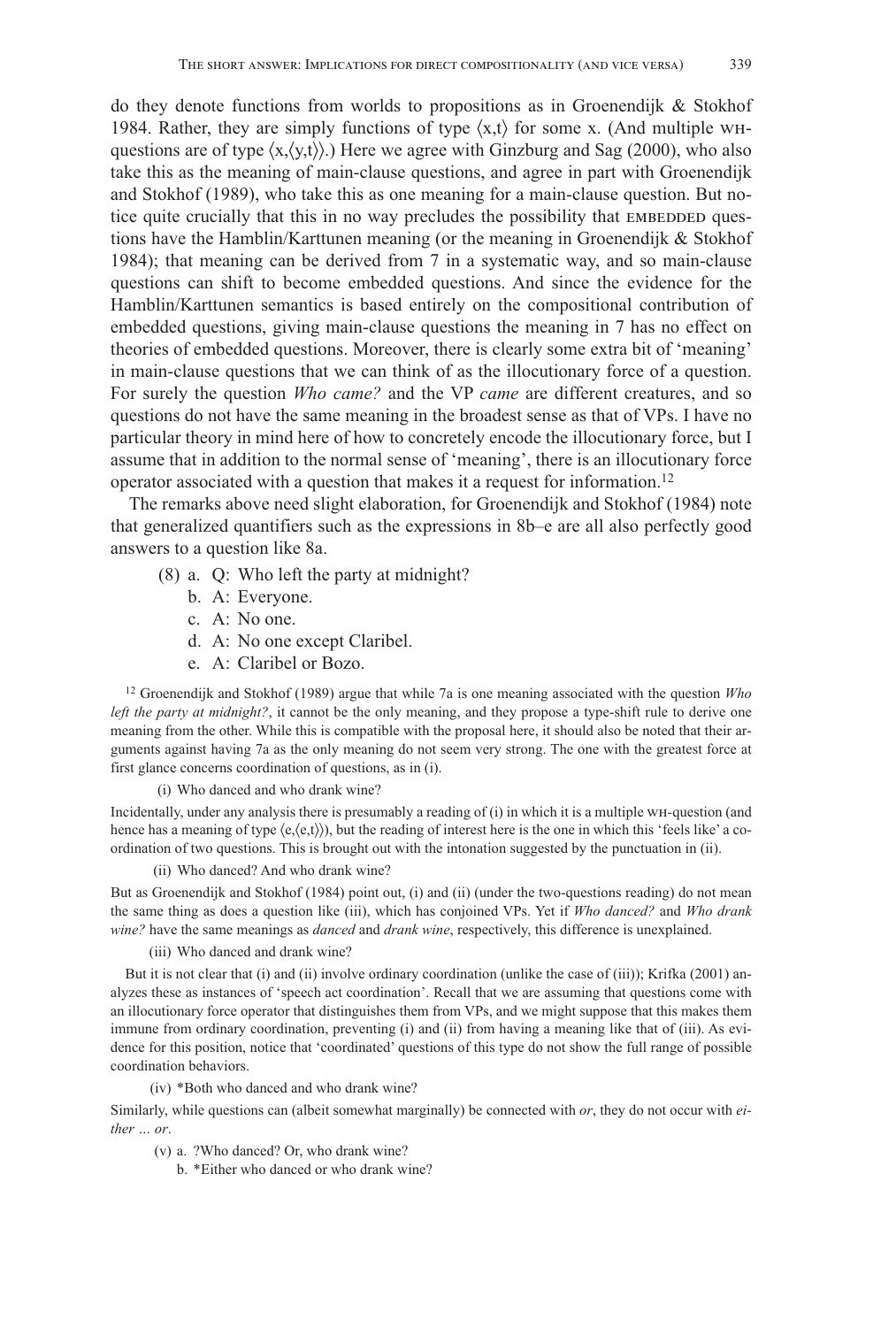do they denote functions from worlds to propositions as in Groenendijk & Stokhof 1984. Rather, they are simply functions of type $\langle x,t \rangle$ for some x. (And multiple WH-questions are of type $\langle x,\langle y,t \rangle\rangle$.) Here we agree with Ginzburg and Sag (2000), who also take this as the meaning of main-clause questions, and agree in part with Groenendijk and Stokhof (1989), who take this as one meaning for a main-clause question. But notice quite crucially that this in no way precludes the possibility that EMBEDDED questions have the Hamblin/Karttunen meaning (or the meaning in Groenendijk & Stokhof 1984); that meaning can be derived from 7 in a systematic way, and so main-clause questions can shift to become embedded questions. And since the evidence for the Hamblin/Karttunen semantics is based entirely on the compositional contribution of embedded questions, giving main-clause questions the meaning in 7 has no effect on theories of embedded questions. Moreover, there is clearly some extra bit of 'meaning' in main-clause questions that we can think of as the illocutionary force of a question. For surely the question *Who came?* and the VP *came* are different creatures, and so questions do not have the same meaning in the broadest sense as that of VPs. I have no particular theory in mind here of how to concretely encode the illocutionary force, but I assume that in addition to the normal sense of 'meaning', there is an illocutionary force operator associated with a question that makes it a request for information.[12]

The remarks above need slight elaboration, for Groenendijk and Stokhof (1984) note that generalized quantifiers such as the expressions in 8b–e are all also perfectly good answers to a question like 8a.

(8) a. Q: Who left the party at midnight?
    b. A: Everyone.
    c. A: No one.
    d. A: No one except Claribel.
    e. A: Claribel or Bozo.

[12] Groenendijk and Stokhof (1989) argue that while 7a is one meaning associated with the question *Who left the party at midnight?*, it cannot be the only meaning, and they propose a type-shift rule to derive one meaning from the other. While this is compatible with the proposal here, it should also be noted that their arguments against having 7a as the only meaning do not seem very strong. The one with the greatest force at first glance concerns coordination of questions, as in (i).

(i) Who danced and who drank wine?

Incidentally, under any analysis there is presumably a reading of (i) in which it is a multiple WH-question (and hence has a meaning of type $\langle e,\langle e,t \rangle\rangle$), but the reading of interest here is the one in which this 'feels like' a coordination of two questions. This is brought out with the intonation suggested by the punctuation in (ii).

(ii) Who danced? And who drank wine?

But as Groenendijk and Stokhof (1984) point out, (i) and (ii) (under the two-questions reading) do not mean the same thing as does a question like (iii), which has conjoined VPs. Yet if *Who danced?* and *Who drank wine?* have the same meanings as *danced* and *drank wine*, respectively, this difference is unexplained.

(iii) Who danced and drank wine?

But it is not clear that (i) and (ii) involve ordinary coordination (unlike the case of (iii)); Krifka (2001) analyzes these as instances of 'speech act coordination'. Recall that we are assuming that questions come with an illocutionary force operator that distinguishes them from VPs, and we might suppose that this makes them immune from ordinary coordination, preventing (i) and (ii) from having a meaning like that of (iii). As evidence for this position, notice that 'coordinated' questions of this type do not show the full range of possible coordination behaviors.

(iv) *Both who danced and who drank wine?

Similarly, while questions can (albeit somewhat marginally) be connected with *or*, they do not occur with *either ... or*.

(v) a. ?Who danced? Or, who drank wine?
    b. *Either who danced or who drank wine?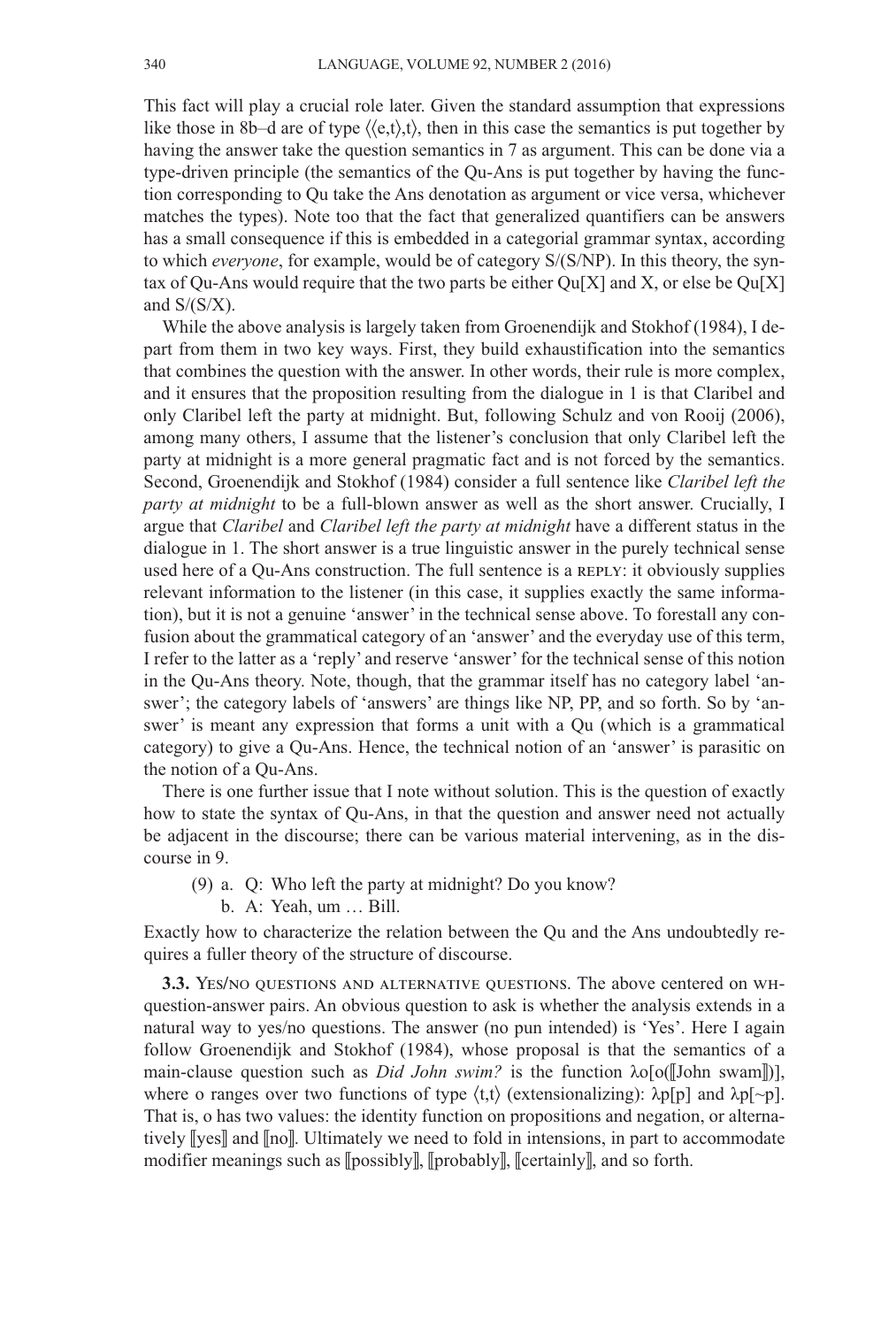This fact will play a crucial role later. Given the standard assumption that expressions like those in 8b–d are of type $\langle\langle e,t\rangle,t\rangle$, then in this case the semantics is put together by having the answer take the question semantics in 7 as argument. This can be done via a type-driven principle (the semantics of the Qu-Ans is put together by having the function corresponding to Qu take the Ans denotation as argument or vice versa, whichever matches the types). Note too that the fact that generalized quantifiers can be answers has a small consequence if this is embedded in a categorial grammar syntax, according to which *everyone*, for example, would be of category S/(S/NP). In this theory, the syntax of Qu-Ans would require that the two parts be either Qu[X] and X, or else be Qu[X] and S/(S/X).

While the above analysis is largely taken from Groenendijk and Stokhof (1984), I depart from them in two key ways. First, they build exhaustification into the semantics that combines the question with the answer. In other words, their rule is more complex, and it ensures that the proposition resulting from the dialogue in 1 is that Claribel and only Claribel left the party at midnight. But, following Schulz and von Rooij (2006), among many others, I assume that the listener's conclusion that only Claribel left the party at midnight is a more general pragmatic fact and is not forced by the semantics. Second, Groenendijk and Stokhof (1984) consider a full sentence like *Claribel left the party at midnight* to be a full-blown answer as well as the short answer. Crucially, I argue that *Claribel* and *Claribel left the party at midnight* have a different status in the dialogue in 1. The short answer is a true linguistic answer in the purely technical sense used here of a Qu-Ans construction. The full sentence is a REPLY: it obviously supplies relevant information to the listener (in this case, it supplies exactly the same information), but it is not a genuine 'answer' in the technical sense above. To forestall any confusion about the grammatical category of an 'answer' and the everyday use of this term, I refer to the latter as a 'reply' and reserve 'answer' for the technical sense of this notion in the Qu-Ans theory. Note, though, that the grammar itself has no category label 'answer'; the category labels of 'answers' are things like NP, PP, and so forth. So by 'answer' is meant any expression that forms a unit with a Qu (which is a grammatical category) to give a Qu-Ans. Hence, the technical notion of an 'answer' is parasitic on the notion of a Qu-Ans.

There is one further issue that I note without solution. This is the question of exactly how to state the syntax of Qu-Ans, in that the question and answer need not actually be adjacent in the discourse; there can be various material intervening, as in the discourse in 9.

(9) a. Q: Who left the party at midnight? Do you know?
    b. A: Yeah, um … Bill.

Exactly how to characterize the relation between the Qu and the Ans undoubtedly requires a fuller theory of the structure of discourse.

**3.3. Yes/no questions and alternative questions.** The above centered on WH-question-answer pairs. An obvious question to ask is whether the analysis extends in a natural way to yes/no questions. The answer (no pun intended) is 'Yes'. Here I again follow Groenendijk and Stokhof (1984), whose proposal is that the semantics of a main-clause question such as *Did John swim?* is the function $\lambda o[o([\![\text{John swam}]\!])]$, where o ranges over two functions of type $\langle t,t\rangle$ (extensionalizing): $\lambda p[p]$ and $\lambda p[\sim p]$. That is, o has two values: the identity function on propositions and negation, or alternatively $[\![\text{yes}]\!]$ and $[\![\text{no}]\!]$. Ultimately we need to fold in intensions, in part to accommodate modifier meanings such as $[\![\text{possibly}]\!]$, $[\![\text{probably}]\!]$, $[\![\text{certainly}]\!]$, and so forth.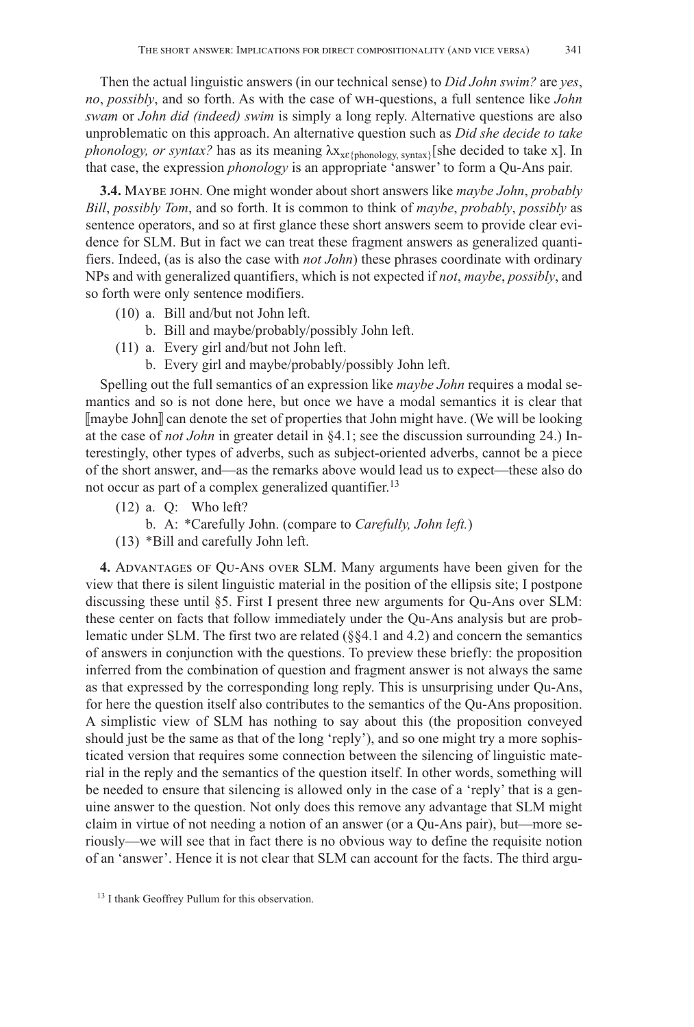Then the actual linguistic answers (in our technical sense) to *Did John swim?* are *yes*, *no*, *possibly*, and so forth. As with the case of WH-questions, a full sentence like *John swam* or *John did (indeed) swim* is simply a long reply. Alternative questions are also unproblematic on this approach. An alternative question such as *Did she decide to take phonology, or syntax?* has as its meaning $\lambda x_{x\varepsilon\{\text{phonology, syntax}\}}$[she decided to take x]. In that case, the expression *phonology* is an appropriate 'answer' to form a Qu-Ans pair.

**3.4.** MAYBE JOHN. One might wonder about short answers like *maybe John*, *probably Bill*, *possibly Tom*, and so forth. It is common to think of *maybe*, *probably*, *possibly* as sentence operators, and so at first glance these short answers seem to provide clear evidence for SLM. But in fact we can treat these fragment answers as generalized quantifiers. Indeed, (as is also the case with *not John*) these phrases coordinate with ordinary NPs and with generalized quantifiers, which is not expected if *not*, *maybe*, *possibly*, and so forth were only sentence modifiers.

(10) a. Bill and/but not John left.
 b. Bill and maybe/probably/possibly John left.

(11) a. Every girl and/but not John left.
 b. Every girl and maybe/probably/possibly John left.

Spelling out the full semantics of an expression like *maybe John* requires a modal semantics and so is not done here, but once we have a modal semantics it is clear that ⟦maybe John⟧ can denote the set of properties that John might have. (We will be looking at the case of *not John* in greater detail in §4.1; see the discussion surrounding 24.) Interestingly, other types of adverbs, such as subject-oriented adverbs, cannot be a piece of the short answer, and—as the remarks above would lead us to expect—these also do not occur as part of a complex generalized quantifier.[13]

(12) a. Q: Who left?
 b. A: *Carefully John. (compare to *Carefully, John left.*)

(13) *Bill and carefully John left.

**4.** ADVANTAGES OF QU-ANS OVER SLM. Many arguments have been given for the view that there is silent linguistic material in the position of the ellipsis site; I postpone discussing these until §5. First I present three new arguments for Qu-Ans over SLM: these center on facts that follow immediately under the Qu-Ans analysis but are problematic under SLM. The first two are related (§§4.1 and 4.2) and concern the semantics of answers in conjunction with the questions. To preview these briefly: the proposition inferred from the combination of question and fragment answer is not always the same as that expressed by the corresponding long reply. This is unsurprising under Qu-Ans, for here the question itself also contributes to the semantics of the Qu-Ans proposition. A simplistic view of SLM has nothing to say about this (the proposition conveyed should just be the same as that of the long 'reply'), and so one might try a more sophisticated version that requires some connection between the silencing of linguistic material in the reply and the semantics of the question itself. In other words, something will be needed to ensure that silencing is allowed only in the case of a 'reply' that is a genuine answer to the question. Not only does this remove any advantage that SLM might claim in virtue of not needing a notion of an answer (or a Qu-Ans pair), but—more seriously—we will see that in fact there is no obvious way to define the requisite notion of an 'answer'. Hence it is not clear that SLM can account for the facts. The third argu-

[13] I thank Geoffrey Pullum for this observation.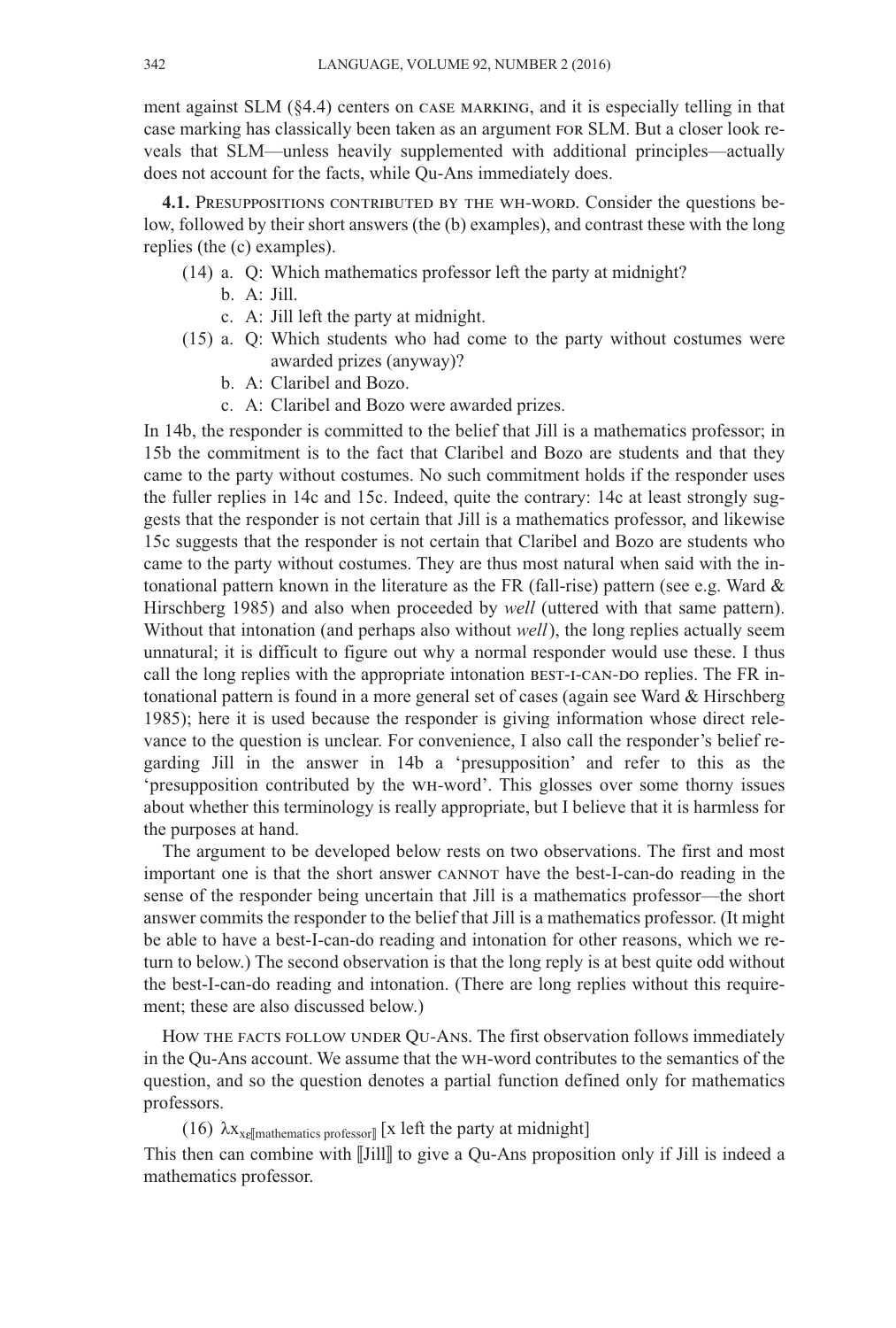ment against SLM (§4.4) centers on CASE MARKING, and it is especially telling in that case marking has classically been taken as an argument FOR SLM. But a closer look reveals that SLM—unless heavily supplemented with additional principles—actually does not account for the facts, while Qu-Ans immediately does.

**4.1.** PRESUPPOSITIONS CONTRIBUTED BY THE WH-WORD. Consider the questions below, followed by their short answers (the (b) examples), and contrast these with the long replies (the (c) examples).

(14) a. Q: Which mathematics professor left the party at midnight?
 b. A: Jill.
 c. A: Jill left the party at midnight.

(15) a. Q: Which students who had come to the party without costumes were awarded prizes (anyway)?
 b. A: Claribel and Bozo.
 c. A: Claribel and Bozo were awarded prizes.

In 14b, the responder is committed to the belief that Jill is a mathematics professor; in 15b the commitment is to the fact that Claribel and Bozo are students and that they came to the party without costumes. No such commitment holds if the responder uses the fuller replies in 14c and 15c. Indeed, quite the contrary: 14c at least strongly suggests that the responder is not certain that Jill is a mathematics professor, and likewise 15c suggests that the responder is not certain that Claribel and Bozo are students who came to the party without costumes. They are thus most natural when said with the intonational pattern known in the literature as the FR (fall-rise) pattern (see e.g. Ward & Hirschberg 1985) and also when proceeded by *well* (uttered with that same pattern). Without that intonation (and perhaps also without *well*), the long replies actually seem unnatural; it is difficult to figure out why a normal responder would use these. I thus call the long replies with the appropriate intonation BEST-I-CAN-DO replies. The FR intonational pattern is found in a more general set of cases (again see Ward & Hirschberg 1985); here it is used because the responder is giving information whose direct relevance to the question is unclear. For convenience, I also call the responder's belief regarding Jill in the answer in 14b a 'presupposition' and refer to this as the 'presupposition contributed by the WH-word'. This glosses over some thorny issues about whether this terminology is really appropriate, but I believe that it is harmless for the purposes at hand.

The argument to be developed below rests on two observations. The first and most important one is that the short answer CANNOT have the best-I-can-do reading in the sense of the responder being uncertain that Jill is a mathematics professor—the short answer commits the responder to the belief that Jill is a mathematics professor. (It might be able to have a best-I-can-do reading and intonation for other reasons, which we return to below.) The second observation is that the long reply is at best quite odd without the best-I-can-do reading and intonation. (There are long replies without this requirement; these are also discussed below.)

HOW THE FACTS FOLLOW UNDER QU-ANS. The first observation follows immediately in the Qu-Ans account. We assume that the WH-word contributes to the semantics of the question, and so the question denotes a partial function defined only for mathematics professors.

(16) $\lambda x_{x\epsilon[\![\text{mathematics professor}]\!]}$ [x left the party at midnight]

This then can combine with ⟦Jill⟧ to give a Qu-Ans proposition only if Jill is indeed a mathematics professor.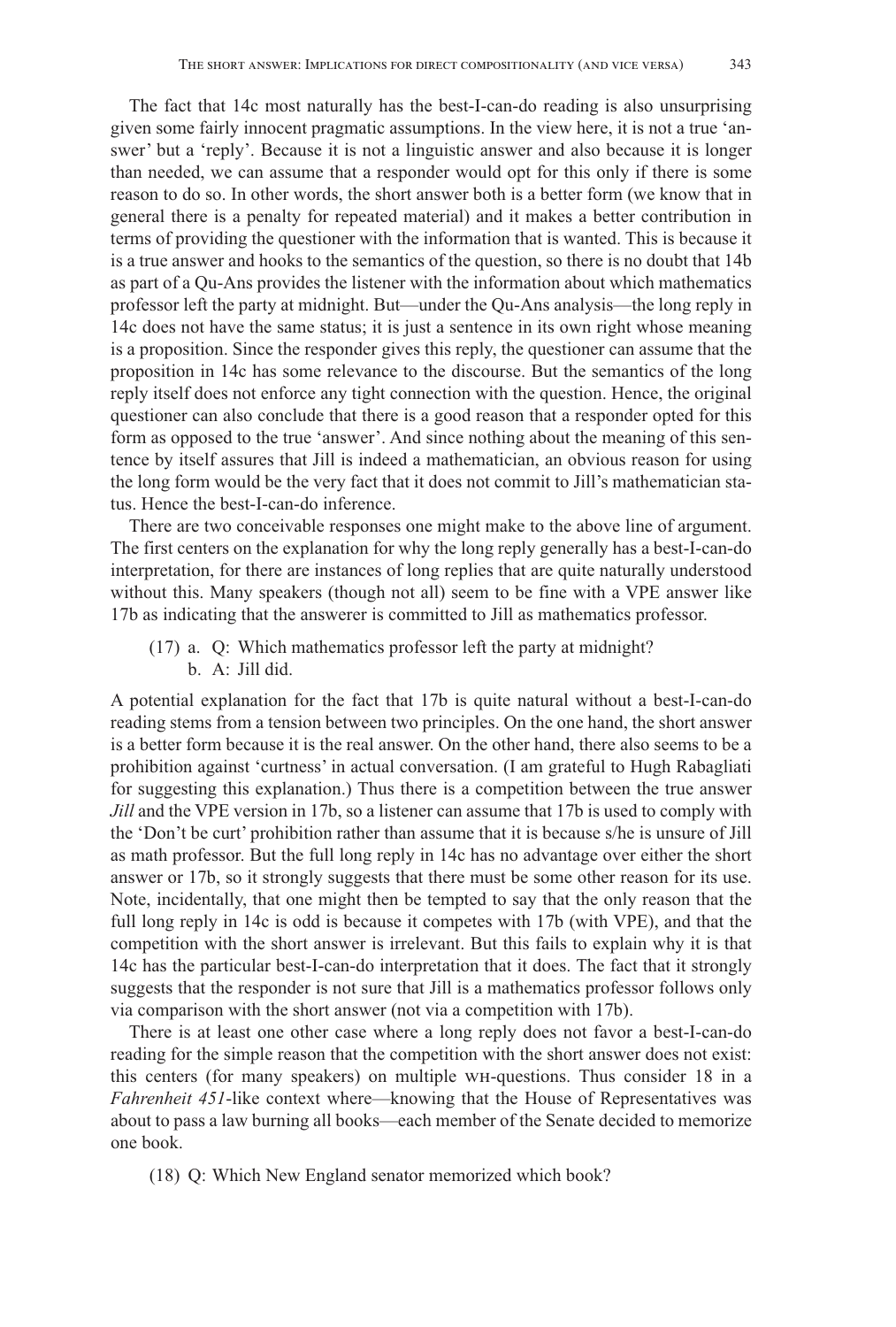The fact that 14c most naturally has the best-I-can-do reading is also unsurprising given some fairly innocent pragmatic assumptions. In the view here, it is not a true 'answer' but a 'reply'. Because it is not a linguistic answer and also because it is longer than needed, we can assume that a responder would opt for this only if there is some reason to do so. In other words, the short answer both is a better form (we know that in general there is a penalty for repeated material) and it makes a better contribution in terms of providing the questioner with the information that is wanted. This is because it is a true answer and hooks to the semantics of the question, so there is no doubt that 14b as part of a Qu-Ans provides the listener with the information about which mathematics professor left the party at midnight. But—under the Qu-Ans analysis—the long reply in 14c does not have the same status; it is just a sentence in its own right whose meaning is a proposition. Since the responder gives this reply, the questioner can assume that the proposition in 14c has some relevance to the discourse. But the semantics of the long reply itself does not enforce any tight connection with the question. Hence, the original questioner can also conclude that there is a good reason that a responder opted for this form as opposed to the true 'answer'. And since nothing about the meaning of this sentence by itself assures that Jill is indeed a mathematician, an obvious reason for using the long form would be the very fact that it does not commit to Jill's mathematician status. Hence the best-I-can-do inference.

There are two conceivable responses one might make to the above line of argument. The first centers on the explanation for why the long reply generally has a best-I-can-do interpretation, for there are instances of long replies that are quite naturally understood without this. Many speakers (though not all) seem to be fine with a VPE answer like 17b as indicating that the answerer is committed to Jill as mathematics professor.

(17) a. Q: Which mathematics professor left the party at midnight?
  b. A: Jill did.

A potential explanation for the fact that 17b is quite natural without a best-I-can-do reading stems from a tension between two principles. On the one hand, the short answer is a better form because it is the real answer. On the other hand, there also seems to be a prohibition against 'curtness' in actual conversation. (I am grateful to Hugh Rabagliati for suggesting this explanation.) Thus there is a competition between the true answer *Jill* and the VPE version in 17b, so a listener can assume that 17b is used to comply with the 'Don't be curt' prohibition rather than assume that it is because s/he is unsure of Jill as math professor. But the full long reply in 14c has no advantage over either the short answer or 17b, so it strongly suggests that there must be some other reason for its use. Note, incidentally, that one might then be tempted to say that the only reason that the full long reply in 14c is odd is because it competes with 17b (with VPE), and that the competition with the short answer is irrelevant. But this fails to explain why it is that 14c has the particular best-I-can-do interpretation that it does. The fact that it strongly suggests that the responder is not sure that Jill is a mathematics professor follows only via comparison with the short answer (not via a competition with 17b).

There is at least one other case where a long reply does not favor a best-I-can-do reading for the simple reason that the competition with the short answer does not exist: this centers (for many speakers) on multiple WH-questions. Thus consider 18 in a *Fahrenheit 451*-like context where—knowing that the House of Representatives was about to pass a law burning all books—each member of the Senate decided to memorize one book.

(18) Q: Which New England senator memorized which book?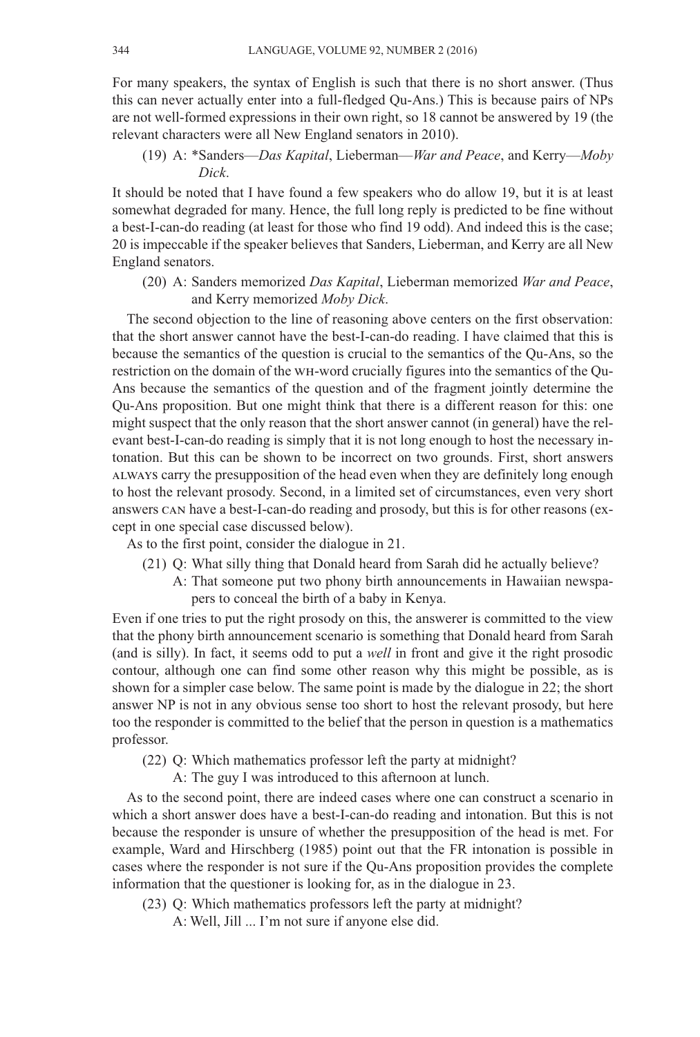For many speakers, the syntax of English is such that there is no short answer. (Thus this can never actually enter into a full-fledged Qu-Ans.) This is because pairs of NPs are not well-formed expressions in their own right, so 18 cannot be answered by 19 (the relevant characters were all New England senators in 2010).

(19) A: *Sanders—*Das Kapital*, Lieberman—*War and Peace*, and Kerry—*Moby Dick*.

It should be noted that I have found a few speakers who do allow 19, but it is at least somewhat degraded for many. Hence, the full long reply is predicted to be fine without a best-I-can-do reading (at least for those who find 19 odd). And indeed this is the case; 20 is impeccable if the speaker believes that Sanders, Lieberman, and Kerry are all New England senators.

(20) A: Sanders memorized *Das Kapital*, Lieberman memorized *War and Peace*, and Kerry memorized *Moby Dick*.

The second objection to the line of reasoning above centers on the first observation: that the short answer cannot have the best-I-can-do reading. I have claimed that this is because the semantics of the question is crucial to the semantics of the Qu-Ans, so the restriction on the domain of the WH-word crucially figures into the semantics of the Qu-Ans because the semantics of the question and of the fragment jointly determine the Qu-Ans proposition. But one might think that there is a different reason for this: one might suspect that the only reason that the short answer cannot (in general) have the relevant best-I-can-do reading is simply that it is not long enough to host the necessary intonation. But this can be shown to be incorrect on two grounds. First, short answers ALWAYS carry the presupposition of the head even when they are definitely long enough to host the relevant prosody. Second, in a limited set of circumstances, even very short answers CAN have a best-I-can-do reading and prosody, but this is for other reasons (except in one special case discussed below).

As to the first point, consider the dialogue in 21.

(21) Q: What silly thing that Donald heard from Sarah did he actually believe?
A: That someone put two phony birth announcements in Hawaiian newspapers to conceal the birth of a baby in Kenya.

Even if one tries to put the right prosody on this, the answerer is committed to the view that the phony birth announcement scenario is something that Donald heard from Sarah (and is silly). In fact, it seems odd to put a *well* in front and give it the right prosodic contour, although one can find some other reason why this might be possible, as is shown for a simpler case below. The same point is made by the dialogue in 22; the short answer NP is not in any obvious sense too short to host the relevant prosody, but here too the responder is committed to the belief that the person in question is a mathematics professor.

(22) Q: Which mathematics professor left the party at midnight?
A: The guy I was introduced to this afternoon at lunch.

As to the second point, there are indeed cases where one can construct a scenario in which a short answer does have a best-I-can-do reading and intonation. But this is not because the responder is unsure of whether the presupposition of the head is met. For example, Ward and Hirschberg (1985) point out that the FR intonation is possible in cases where the responder is not sure if the Qu-Ans proposition provides the complete information that the questioner is looking for, as in the dialogue in 23.

(23) Q: Which mathematics professors left the party at midnight?
A: Well, Jill ... I'm not sure if anyone else did.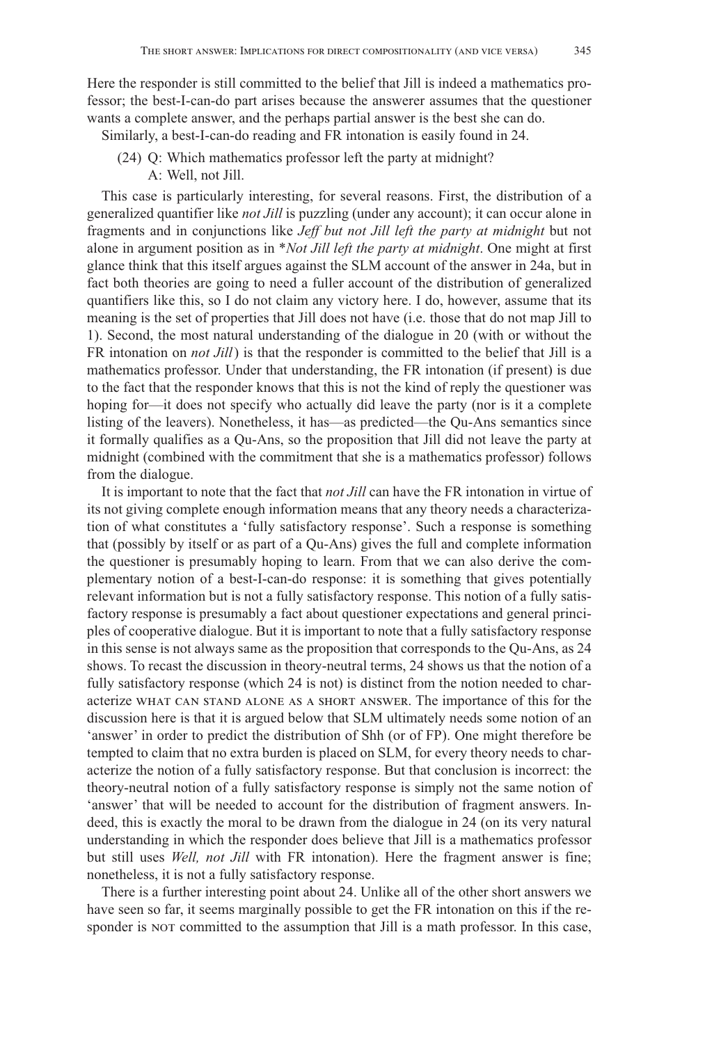Here the responder is still committed to the belief that Jill is indeed a mathematics professor; the best-I-can-do part arises because the answerer assumes that the questioner wants a complete answer, and the perhaps partial answer is the best she can do.

Similarly, a best-I-can-do reading and FR intonation is easily found in 24.

(24) Q: Which mathematics professor left the party at midnight?
A: Well, not Jill.

This case is particularly interesting, for several reasons. First, the distribution of a generalized quantifier like *not Jill* is puzzling (under any account); it can occur alone in fragments and in conjunctions like *Jeff but not Jill left the party at midnight* but not alone in argument position as in \**Not Jill left the party at midnight*. One might at first glance think that this itself argues against the SLM account of the answer in 24a, but in fact both theories are going to need a fuller account of the distribution of generalized quantifiers like this, so I do not claim any victory here. I do, however, assume that its meaning is the set of properties that Jill does not have (i.e. those that do not map Jill to 1). Second, the most natural understanding of the dialogue in 20 (with or without the FR intonation on *not Jill*) is that the responder is committed to the belief that Jill is a mathematics professor. Under that understanding, the FR intonation (if present) is due to the fact that the responder knows that this is not the kind of reply the questioner was hoping for—it does not specify who actually did leave the party (nor is it a complete listing of the leavers). Nonetheless, it has—as predicted—the Qu-Ans semantics since it formally qualifies as a Qu-Ans, so the proposition that Jill did not leave the party at midnight (combined with the commitment that she is a mathematics professor) follows from the dialogue.

It is important to note that the fact that *not Jill* can have the FR intonation in virtue of its not giving complete enough information means that any theory needs a characterization of what constitutes a 'fully satisfactory response'. Such a response is something that (possibly by itself or as part of a Qu-Ans) gives the full and complete information the questioner is presumably hoping to learn. From that we can also derive the complementary notion of a best-I-can-do response: it is something that gives potentially relevant information but is not a fully satisfactory response. This notion of a fully satisfactory response is presumably a fact about questioner expectations and general principles of cooperative dialogue. But it is important to note that a fully satisfactory response in this sense is not always same as the proposition that corresponds to the Qu-Ans, as 24 shows. To recast the discussion in theory-neutral terms, 24 shows us that the notion of a fully satisfactory response (which 24 is not) is distinct from the notion needed to characterize WHAT CAN STAND ALONE AS A SHORT ANSWER. The importance of this for the discussion here is that it is argued below that SLM ultimately needs some notion of an 'answer' in order to predict the distribution of Shh (or of FP). One might therefore be tempted to claim that no extra burden is placed on SLM, for every theory needs to characterize the notion of a fully satisfactory response. But that conclusion is incorrect: the theory-neutral notion of a fully satisfactory response is simply not the same notion of 'answer' that will be needed to account for the distribution of fragment answers. Indeed, this is exactly the moral to be drawn from the dialogue in 24 (on its very natural understanding in which the responder does believe that Jill is a mathematics professor but still uses *Well, not Jill* with FR intonation). Here the fragment answer is fine; nonetheless, it is not a fully satisfactory response.

There is a further interesting point about 24. Unlike all of the other short answers we have seen so far, it seems marginally possible to get the FR intonation on this if the responder is NOT committed to the assumption that Jill is a math professor. In this case,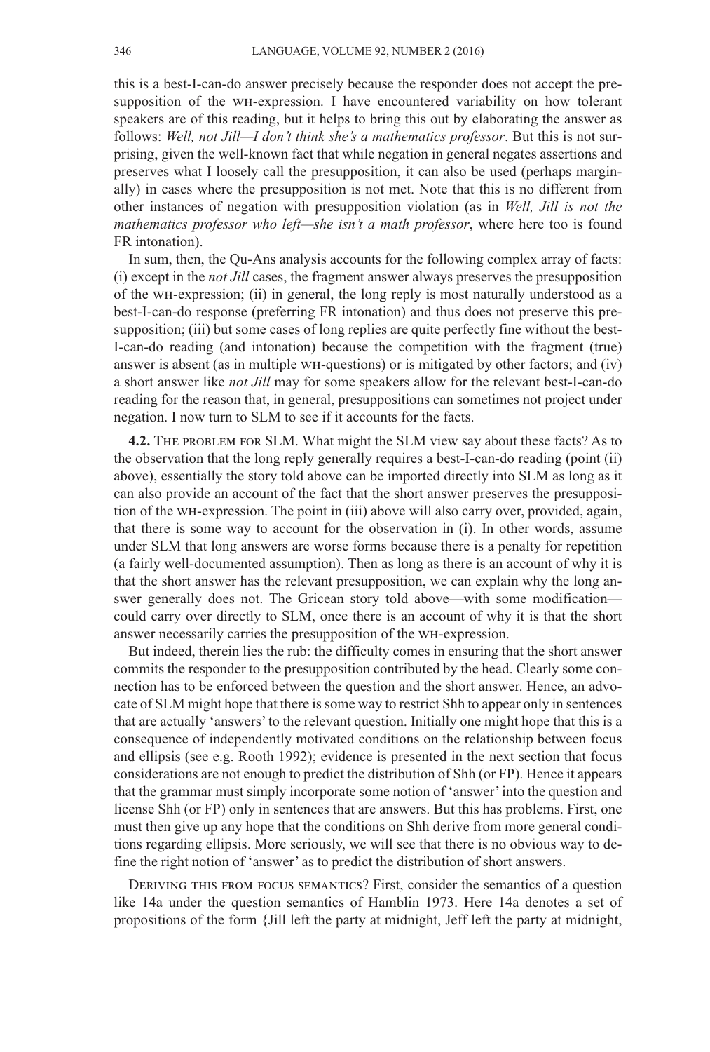this is a best-I-can-do answer precisely because the responder does not accept the presupposition of the WH-expression. I have encountered variability on how tolerant speakers are of this reading, but it helps to bring this out by elaborating the answer as follows: *Well, not Jill—I don't think she's a mathematics professor*. But this is not surprising, given the well-known fact that while negation in general negates assertions and preserves what I loosely call the presupposition, it can also be used (perhaps marginally) in cases where the presupposition is not met. Note that this is no different from other instances of negation with presupposition violation (as in *Well, Jill is not the mathematics professor who left—she isn't a math professor*, where here too is found FR intonation).

In sum, then, the Qu-Ans analysis accounts for the following complex array of facts: (i) except in the *not Jill* cases, the fragment answer always preserves the presupposition of the WH-expression; (ii) in general, the long reply is most naturally understood as a best-I-can-do response (preferring FR intonation) and thus does not preserve this presupposition; (iii) but some cases of long replies are quite perfectly fine without the best-I-can-do reading (and intonation) because the competition with the fragment (true) answer is absent (as in multiple WH-questions) or is mitigated by other factors; and (iv) a short answer like *not Jill* may for some speakers allow for the relevant best-I-can-do reading for the reason that, in general, presuppositions can sometimes not project under negation. I now turn to SLM to see if it accounts for the facts.

**4.2.** THE PROBLEM FOR SLM. What might the SLM view say about these facts? As to the observation that the long reply generally requires a best-I-can-do reading (point (ii) above), essentially the story told above can be imported directly into SLM as long as it can also provide an account of the fact that the short answer preserves the presupposition of the WH-expression. The point in (iii) above will also carry over, provided, again, that there is some way to account for the observation in (i). In other words, assume under SLM that long answers are worse forms because there is a penalty for repetition (a fairly well-documented assumption). Then as long as there is an account of why it is that the short answer has the relevant presupposition, we can explain why the long answer generally does not. The Gricean story told above—with some modification—could carry over directly to SLM, once there is an account of why it is that the short answer necessarily carries the presupposition of the WH-expression.

But indeed, therein lies the rub: the difficulty comes in ensuring that the short answer commits the responder to the presupposition contributed by the head. Clearly some connection has to be enforced between the question and the short answer. Hence, an advocate of SLM might hope that there is some way to restrict Shh to appear only in sentences that are actually 'answers' to the relevant question. Initially one might hope that this is a consequence of independently motivated conditions on the relationship between focus and ellipsis (see e.g. Rooth 1992); evidence is presented in the next section that focus considerations are not enough to predict the distribution of Shh (or FP). Hence it appears that the grammar must simply incorporate some notion of 'answer' into the question and license Shh (or FP) only in sentences that are answers. But this has problems. First, one must then give up any hope that the conditions on Shh derive from more general conditions regarding ellipsis. More seriously, we will see that there is no obvious way to define the right notion of 'answer' as to predict the distribution of short answers.

DERIVING THIS FROM FOCUS SEMANTICS? First, consider the semantics of a question like 14a under the question semantics of Hamblin 1973. Here 14a denotes a set of propositions of the form {Jill left the party at midnight, Jeff left the party at midnight,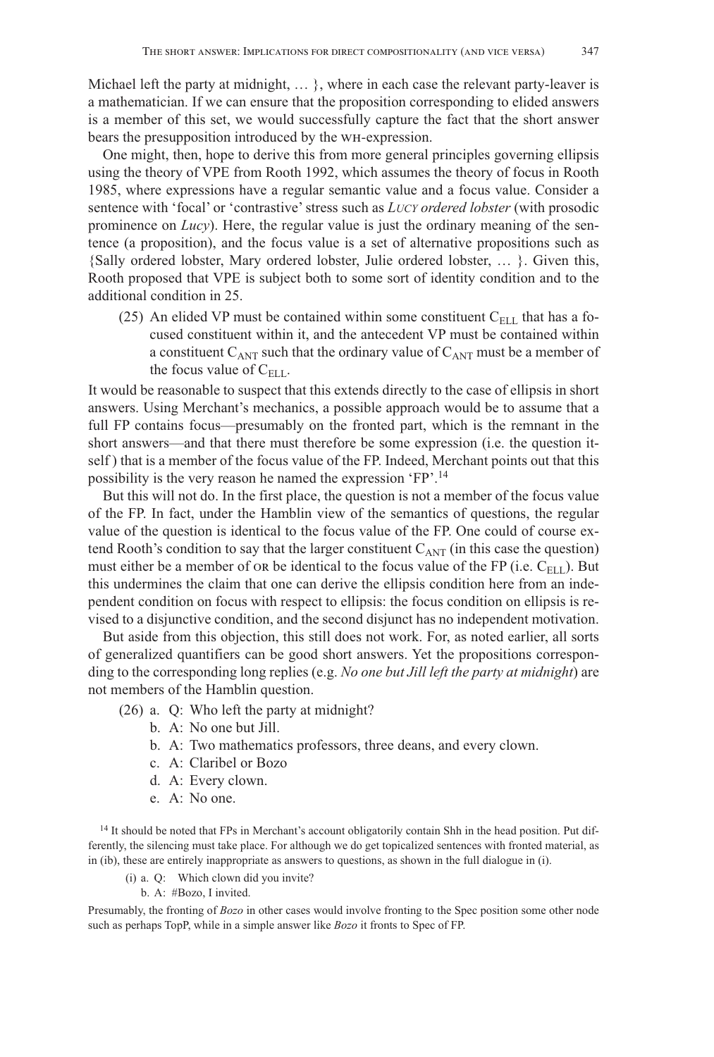Michael left the party at midnight, … }, where in each case the relevant party-leaver is a mathematician. If we can ensure that the proposition corresponding to elided answers is a member of this set, we would successfully capture the fact that the short answer bears the presupposition introduced by the WH-expression.

One might, then, hope to derive this from more general principles governing ellipsis using the theory of VPE from Rooth 1992, which assumes the theory of focus in Rooth 1985, where expressions have a regular semantic value and a focus value. Consider a sentence with 'focal' or 'contrastive' stress such as *LUCY ordered lobster* (with prosodic prominence on *Lucy*). Here, the regular value is just the ordinary meaning of the sentence (a proposition), and the focus value is a set of alternative propositions such as {Sally ordered lobster, Mary ordered lobster, Julie ordered lobster, … }. Given this, Rooth proposed that VPE is subject both to some sort of identity condition and to the additional condition in 25.

(25) An elided VP must be contained within some constituent $C_{ELL}$ that has a focused constituent within it, and the antecedent VP must be contained within a constituent $C_{ANT}$ such that the ordinary value of $C_{ANT}$ must be a member of the focus value of $C_{ELL}$.

It would be reasonable to suspect that this extends directly to the case of ellipsis in short answers. Using Merchant's mechanics, a possible approach would be to assume that a full FP contains focus—presumably on the fronted part, which is the remnant in the short answers—and that there must therefore be some expression (i.e. the question itself) that is a member of the focus value of the FP. Indeed, Merchant points out that this possibility is the very reason he named the expression 'FP'.[14]

But this will not do. In the first place, the question is not a member of the focus value of the FP. In fact, under the Hamblin view of the semantics of questions, the regular value of the question is identical to the focus value of the FP. One could of course extend Rooth's condition to say that the larger constituent $C_{ANT}$ (in this case the question) must either be a member of OR be identical to the focus value of the FP (i.e. $C_{ELL}$). But this undermines the claim that one can derive the ellipsis condition here from an independent condition on focus with respect to ellipsis: the focus condition on ellipsis is revised to a disjunctive condition, and the second disjunct has no independent motivation.

But aside from this objection, this still does not work. For, as noted earlier, all sorts of generalized quantifiers can be good short answers. Yet the propositions corresponding to the corresponding long replies (e.g. *No one but Jill left the party at midnight*) are not members of the Hamblin question.

(26) a. Q: Who left the party at midnight?
  b. A: No one but Jill.
  b. A: Two mathematics professors, three deans, and every clown.
  c. A: Claribel or Bozo
  d. A: Every clown.
  e. A: No one.

[14] It should be noted that FPs in Merchant's account obligatorily contain Shh in the head position. Put differently, the silencing must take place. For although we do get topicalized sentences with fronted material, as in (ib), these are entirely inappropriate as answers to questions, as shown in the full dialogue in (i).

(i) a. Q: Which clown did you invite?
  b. A: #Bozo, I invited.

Presumably, the fronting of *Bozo* in other cases would involve fronting to the Spec position some other node such as perhaps TopP, while in a simple answer like *Bozo* it fronts to Spec of FP.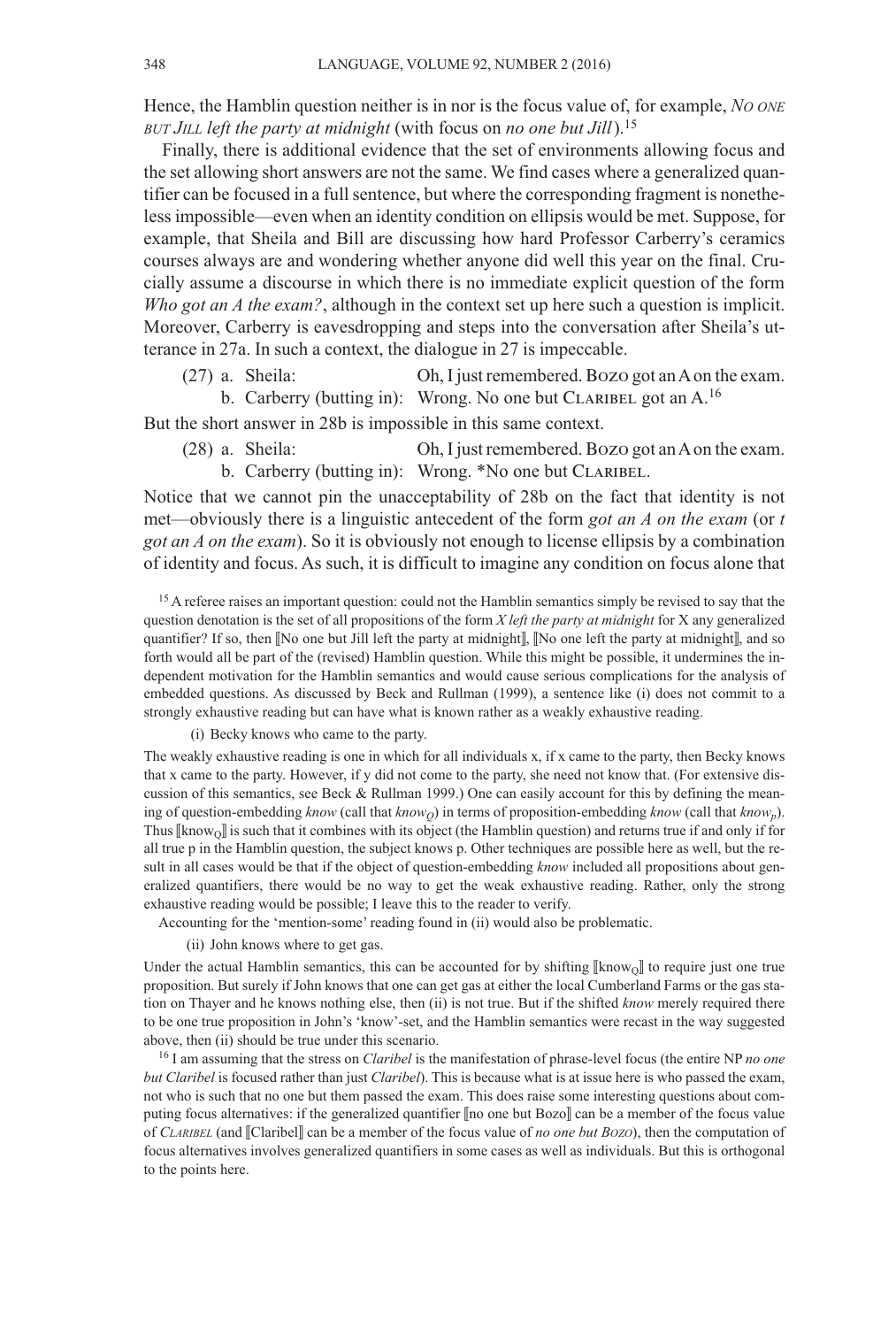Hence, the Hamblin question neither is in nor is the focus value of, for example, *No one but Jill left the party at midnight* (with focus on *no one but Jill*).[15]

Finally, there is additional evidence that the set of environments allowing focus and the set allowing short answers are not the same. We find cases where a generalized quantifier can be focused in a full sentence, but where the corresponding fragment is nonetheless impossible—even when an identity condition on ellipsis would be met. Suppose, for example, that Sheila and Bill are discussing how hard Professor Carberry's ceramics courses always are and wondering whether anyone did well this year on the final. Crucially assume a discourse in which there is no immediate explicit question of the form *Who got an A the exam?*, although in the context set up here such a question is implicit. Moreover, Carberry is eavesdropping and steps into the conversation after Sheila's utterance in 27a. In such a context, the dialogue in 27 is impeccable.

(27) a. Sheila: Oh, I just remembered. Bozo got an A on the exam.
b. Carberry (butting in): Wrong. No one but Claribel got an A.[16]

But the short answer in 28b is impossible in this same context.

(28) a. Sheila: Oh, I just remembered. Bozo got an A on the exam.
b. Carberry (butting in): Wrong. *No one but Claribel.

Notice that we cannot pin the unacceptability of 28b on the fact that identity is not met—obviously there is a linguistic antecedent of the form *got an A on the exam* (or *t got an A on the exam*). So it is obviously not enough to license ellipsis by a combination of identity and focus. As such, it is difficult to imagine any condition on focus alone that

[15] A referee raises an important question: could not the Hamblin semantics simply be revised to say that the question denotation is the set of all propositions of the form *X left the party at midnight* for X any generalized quantifier? If so, then ⟦No one but Jill left the party at midnight⟧, ⟦No one left the party at midnight⟧, and so forth would all be part of the (revised) Hamblin question. While this might be possible, it undermines the independent motivation for the Hamblin semantics and would cause serious complications for the analysis of embedded questions. As discussed by Beck and Rullman (1999), a sentence like (i) does not commit to a strongly exhaustive reading but can have what is known rather as a weakly exhaustive reading.

(i) Becky knows who came to the party.

The weakly exhaustive reading is one in which for all individuals x, if x came to the party, then Becky knows that x came to the party. However, if y did not come to the party, she need not know that. (For extensive discussion of this semantics, see Beck & Rullman 1999.) One can easily account for this by defining the meaning of question-embedding *know* (call that $know_Q$) in terms of proposition-embedding *know* (call that $know_p$). Thus ⟦$know_Q$⟧ is such that it combines with its object (the Hamblin question) and returns true if and only if for all true p in the Hamblin question, the subject knows p. Other techniques are possible here as well, but the result in all cases would be that if the object of question-embedding *know* included all propositions about generalized quantifiers, there would be no way to get the weak exhaustive reading. Rather, only the strong exhaustive reading would be possible; I leave this to the reader to verify.

Accounting for the 'mention-some' reading found in (ii) would also be problematic.

(ii) John knows where to get gas.

Under the actual Hamblin semantics, this can be accounted for by shifting ⟦$know_Q$⟧ to require just one true proposition. But surely if John knows that one can get gas at either the local Cumberland Farms or the gas station on Thayer and he knows nothing else, then (ii) is not true. But if the shifted *know* merely required there to be one true proposition in John's 'know'-set, and the Hamblin semantics were recast in the way suggested above, then (ii) should be true under this scenario.

[16] I am assuming that the stress on *Claribel* is the manifestation of phrase-level focus (the entire NP *no one but Claribel* is focused rather than just *Claribel*). This is because what is at issue here is who passed the exam, not who is such that no one but them passed the exam. This does raise some interesting questions about computing focus alternatives: if the generalized quantifier ⟦no one but Bozo⟧ can be a member of the focus value of *Claribel* (and ⟦Claribel⟧ can be a member of the focus value of *no one but Bozo*), then the computation of focus alternatives involves generalized quantifiers in some cases as well as individuals. But this is orthogonal to the points here.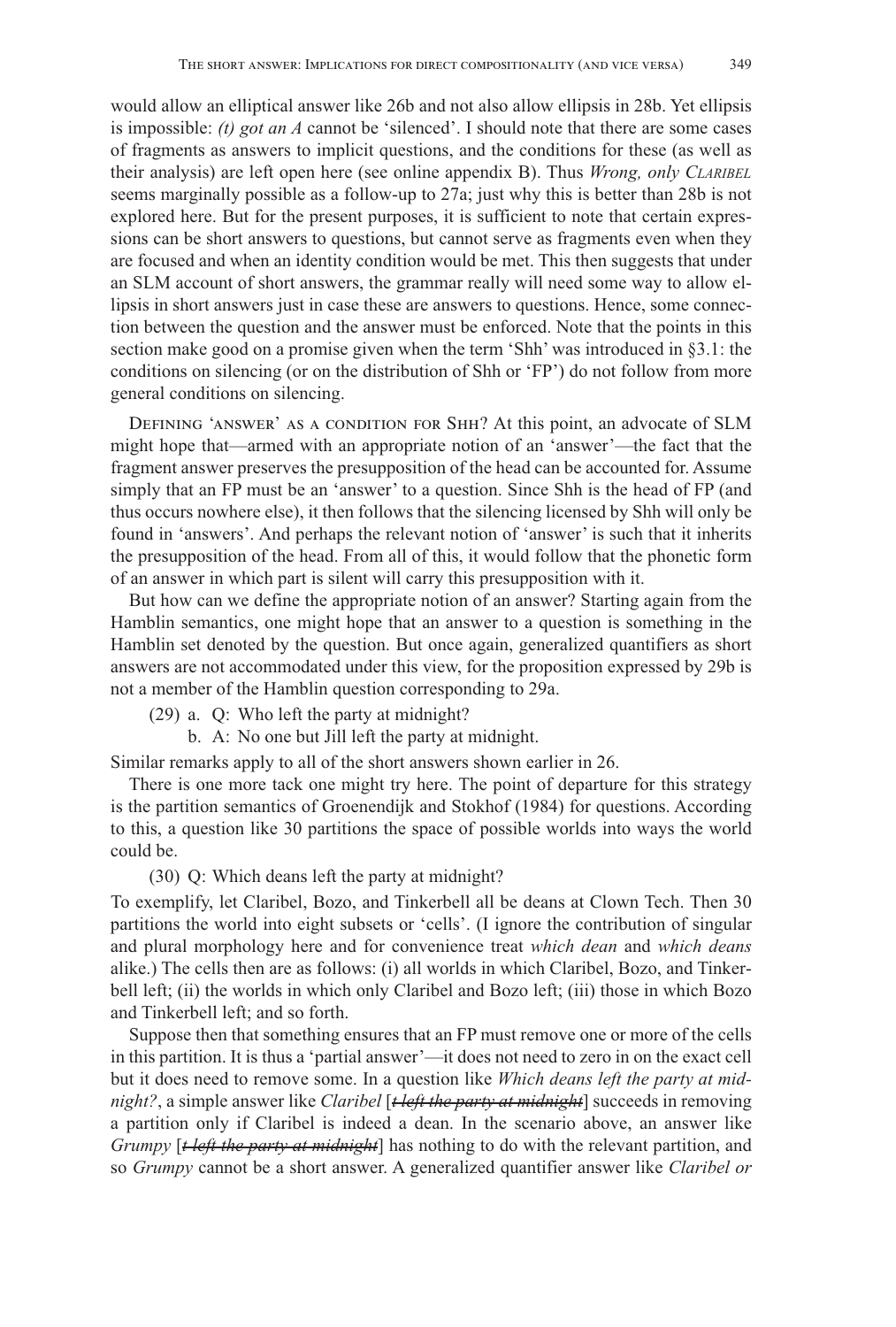would allow an elliptical answer like 26b and not also allow ellipsis in 28b. Yet ellipsis is impossible: *(t) got an A* cannot be 'silenced'. I should note that there are some cases of fragments as answers to implicit questions, and the conditions for these (as well as their analysis) are left open here (see online appendix B). Thus *Wrong, only Claribel* seems marginally possible as a follow-up to 27a; just why this is better than 28b is not explored here. But for the present purposes, it is sufficient to note that certain expressions can be short answers to questions, but cannot serve as fragments even when they are focused and when an identity condition would be met. This then suggests that under an SLM account of short answers, the grammar really will need some way to allow ellipsis in short answers just in case these are answers to questions. Hence, some connection between the question and the answer must be enforced. Note that the points in this section make good on a promise given when the term 'Shh' was introduced in §3.1: the conditions on silencing (or on the distribution of Shh or 'FP') do not follow from more general conditions on silencing.

Defining 'answer' as a condition for Shh? At this point, an advocate of SLM might hope that—armed with an appropriate notion of an 'answer'—the fact that the fragment answer preserves the presupposition of the head can be accounted for. Assume simply that an FP must be an 'answer' to a question. Since Shh is the head of FP (and thus occurs nowhere else), it then follows that the silencing licensed by Shh will only be found in 'answers'. And perhaps the relevant notion of 'answer' is such that it inherits the presupposition of the head. From all of this, it would follow that the phonetic form of an answer in which part is silent will carry this presupposition with it.

But how can we define the appropriate notion of an answer? Starting again from the Hamblin semantics, one might hope that an answer to a question is something in the Hamblin set denoted by the question. But once again, generalized quantifiers as short answers are not accommodated under this view, for the proposition expressed by 29b is not a member of the Hamblin question corresponding to 29a.

(29) a. Q: Who left the party at midnight?
  b. A: No one but Jill left the party at midnight.

Similar remarks apply to all of the short answers shown earlier in 26.

There is one more tack one might try here. The point of departure for this strategy is the partition semantics of Groenendijk and Stokhof (1984) for questions. According to this, a question like 30 partitions the space of possible worlds into ways the world could be.

(30) Q: Which deans left the party at midnight?

To exemplify, let Claribel, Bozo, and Tinkerbell all be deans at Clown Tech. Then 30 partitions the world into eight subsets or 'cells'. (I ignore the contribution of singular and plural morphology here and for convenience treat *which dean* and *which deans* alike.) The cells then are as follows: (i) all worlds in which Claribel, Bozo, and Tinkerbell left; (ii) the worlds in which only Claribel and Bozo left; (iii) those in which Bozo and Tinkerbell left; and so forth.

Suppose then that something ensures that an FP must remove one or more of the cells in this partition. It is thus a 'partial answer'—it does not need to zero in on the exact cell but it does need to remove some. In a question like *Which deans left the party at midnight?*, a simple answer like *Claribel* [~~*t left the party at midnight*~~] succeeds in removing a partition only if Claribel is indeed a dean. In the scenario above, an answer like *Grumpy* [~~*t left the party at midnight*~~] has nothing to do with the relevant partition, and so *Grumpy* cannot be a short answer. A generalized quantifier answer like *Claribel or*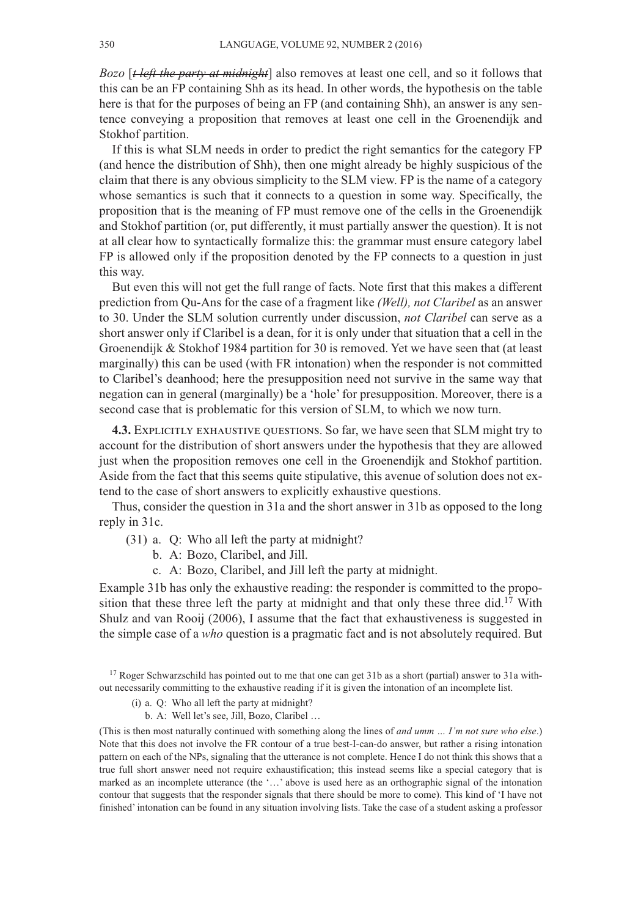*Bozo* [~~*t left the party at midnight*~~] also removes at least one cell, and so it follows that this can be an FP containing Shh as its head. In other words, the hypothesis on the table here is that for the purposes of being an FP (and containing Shh), an answer is any sentence conveying a proposition that removes at least one cell in the Groenendijk and Stokhof partition.

If this is what SLM needs in order to predict the right semantics for the category FP (and hence the distribution of Shh), then one might already be highly suspicious of the claim that there is any obvious simplicity to the SLM view. FP is the name of a category whose semantics is such that it connects to a question in some way. Specifically, the proposition that is the meaning of FP must remove one of the cells in the Groenendijk and Stokhof partition (or, put differently, it must partially answer the question). It is not at all clear how to syntactically formalize this: the grammar must ensure category label FP is allowed only if the proposition denoted by the FP connects to a question in just this way.

But even this will not get the full range of facts. Note first that this makes a different prediction from Qu-Ans for the case of a fragment like *(Well), not Claribel* as an answer to 30. Under the SLM solution currently under discussion, *not Claribel* can serve as a short answer only if Claribel is a dean, for it is only under that situation that a cell in the Groenendijk & Stokhof 1984 partition for 30 is removed. Yet we have seen that (at least marginally) this can be used (with FR intonation) when the responder is not committed to Claribel's deanhood; here the presupposition need not survive in the same way that negation can in general (marginally) be a 'hole' for presupposition. Moreover, there is a second case that is problematic for this version of SLM, to which we now turn.

**4.3.** Explicitly exhaustive questions. So far, we have seen that SLM might try to account for the distribution of short answers under the hypothesis that they are allowed just when the proposition removes one cell in the Groenendijk and Stokhof partition. Aside from the fact that this seems quite stipulative, this avenue of solution does not extend to the case of short answers to explicitly exhaustive questions.

Thus, consider the question in 31a and the short answer in 31b as opposed to the long reply in 31c.

(31) a. Q: Who all left the party at midnight?
     b. A: Bozo, Claribel, and Jill.
     c. A: Bozo, Claribel, and Jill left the party at midnight.

Example 31b has only the exhaustive reading: the responder is committed to the proposition that these three left the party at midnight and that only these three did.[17] With Shulz and van Rooij (2006), I assume that the fact that exhaustiveness is suggested in the simple case of a *who* question is a pragmatic fact and is not absolutely required. But

[17] Roger Schwarzschild has pointed out to me that one can get 31b as a short (partial) answer to 31a without necessarily committing to the exhaustive reading if it is given the intonation of an incomplete list.

(i) a. Q: Who all left the party at midnight?
    b. A: Well let's see, Jill, Bozo, Claribel …

(This is then most naturally continued with something along the lines of *and umm … I'm not sure who else*.) Note that this does not involve the FR contour of a true best-I-can-do answer, but rather a rising intonation pattern on each of the NPs, signaling that the utterance is not complete. Hence I do not think this shows that a true full short answer need not require exhaustification; this instead seems like a special category that is marked as an incomplete utterance (the '…' above is used here as an orthographic signal of the intonation contour that suggests that the responder signals that there should be more to come). This kind of 'I have not finished' intonation can be found in any situation involving lists. Take the case of a student asking a professor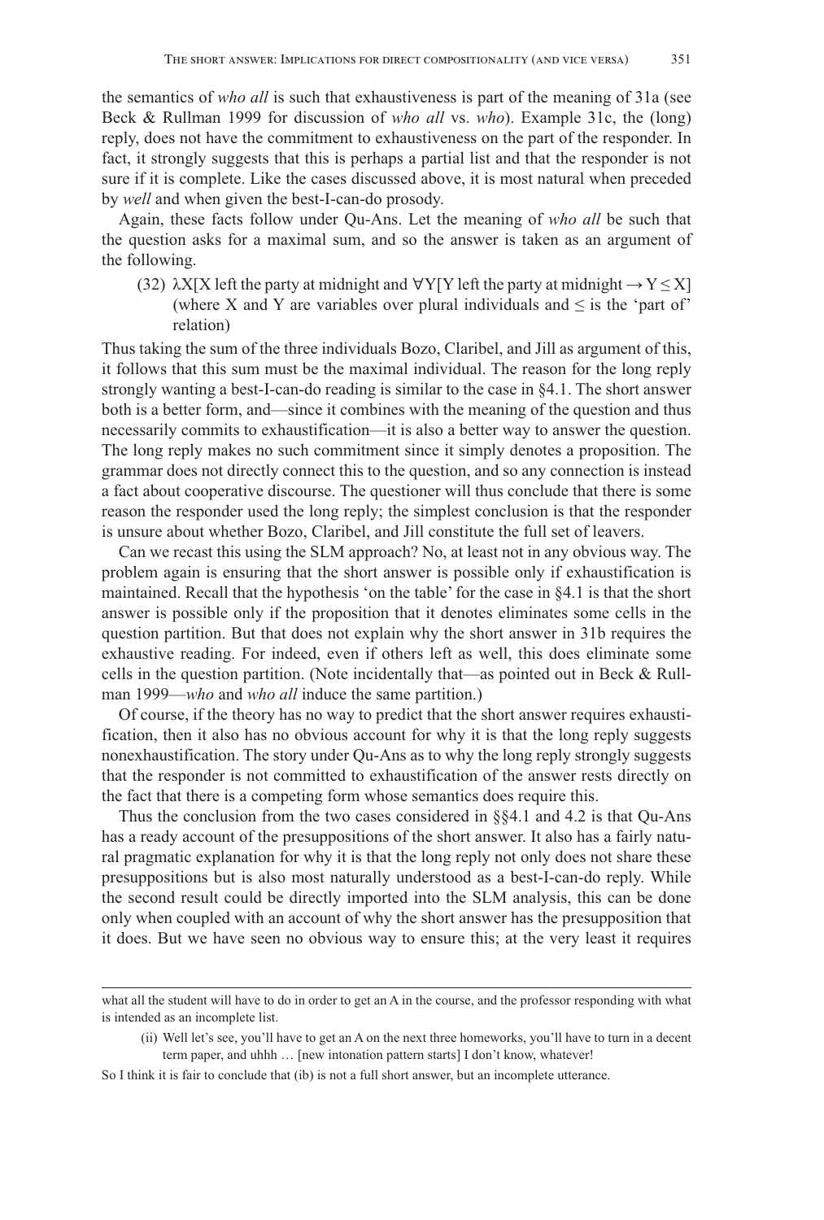the semantics of *who all* is such that exhaustiveness is part of the meaning of 31a (see Beck & Rullman 1999 for discussion of *who all* vs. *who*). Example 31c, the (long) reply, does not have the commitment to exhaustiveness on the part of the responder. In fact, it strongly suggests that this is perhaps a partial list and that the responder is not sure if it is complete. Like the cases discussed above, it is most natural when preceded by *well* and when given the best-I-can-do prosody.

Again, these facts follow under Qu-Ans. Let the meaning of *who all* be such that the question asks for a maximal sum, and so the answer is taken as an argument of the following.

(32) $\lambda X[X \text{ left the party at midnight and } \forall Y[Y \text{ left the party at midnight} \rightarrow Y \leq X]$ (where X and Y are variables over plural individuals and $\leq$ is the 'part of' relation)

Thus taking the sum of the three individuals Bozo, Claribel, and Jill as argument of this, it follows that this sum must be the maximal individual. The reason for the long reply strongly wanting a best-I-can-do reading is similar to the case in §4.1. The short answer both is a better form, and—since it combines with the meaning of the question and thus necessarily commits to exhaustification—it is also a better way to answer the question. The long reply makes no such commitment since it simply denotes a proposition. The grammar does not directly connect this to the question, and so any connection is instead a fact about cooperative discourse. The questioner will thus conclude that there is some reason the responder used the long reply; the simplest conclusion is that the responder is unsure about whether Bozo, Claribel, and Jill constitute the full set of leavers.

Can we recast this using the SLM approach? No, at least not in any obvious way. The problem again is ensuring that the short answer is possible only if exhaustification is maintained. Recall that the hypothesis 'on the table' for the case in §4.1 is that the short answer is possible only if the proposition that it denotes eliminates some cells in the question partition. But that does not explain why the short answer in 31b requires the exhaustive reading. For indeed, even if others left as well, this does eliminate some cells in the question partition. (Note incidentally that—as pointed out in Beck & Rullman 1999—*who* and *who all* induce the same partition.)

Of course, if the theory has no way to predict that the short answer requires exhaustification, then it also has no obvious account for why it is that the long reply suggests nonexhaustification. The story under Qu-Ans as to why the long reply strongly suggests that the responder is not committed to exhaustification of the answer rests directly on the fact that there is a competing form whose semantics does require this.

Thus the conclusion from the two cases considered in §§4.1 and 4.2 is that Qu-Ans has a ready account of the presuppositions of the short answer. It also has a fairly natural pragmatic explanation for why it is that the long reply not only does not share these presuppositions but is also most naturally understood as a best-I-can-do reply. While the second result could be directly imported into the SLM analysis, this can be done only when coupled with an account of why the short answer has the presupposition that it does. But we have seen no obvious way to ensure this; at the very least it requires

---

what all the student will have to do in order to get an A in the course, and the professor responding with what is intended as an incomplete list.

(ii) Well let's see, you'll have to get an A on the next three homeworks, you'll have to turn in a decent term paper, and uhhh … [new intonation pattern starts] I don't know, whatever!

So I think it is fair to conclude that (ib) is not a full short answer, but an incomplete utterance.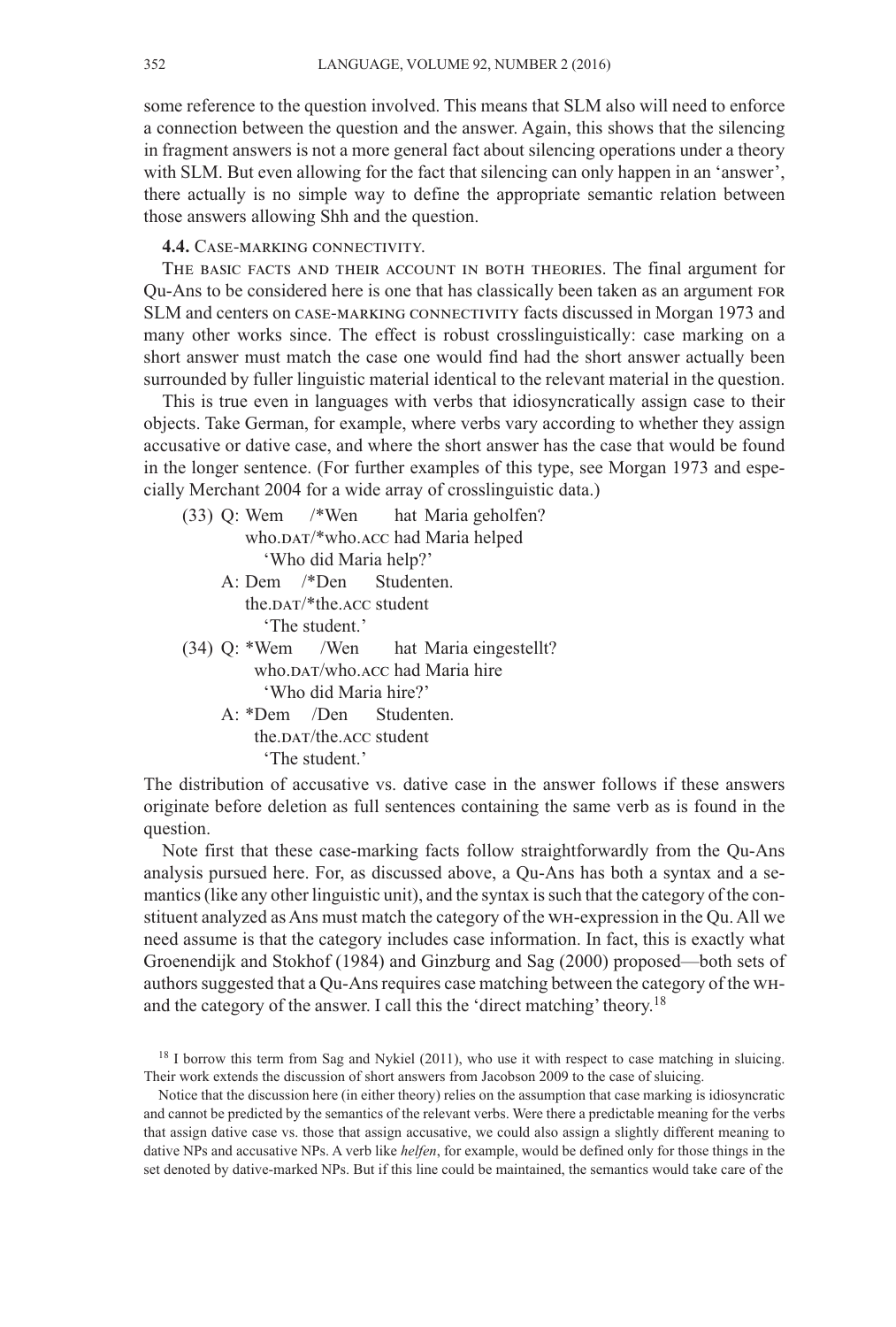some reference to the question involved. This means that SLM also will need to enforce a connection between the question and the answer. Again, this shows that the silencing in fragment answers is not a more general fact about silencing operations under a theory with SLM. But even allowing for the fact that silencing can only happen in an 'answer', there actually is no simple way to define the appropriate semantic relation between those answers allowing Shh and the question.

**4.4.** Case-marking connectivity.

The basic facts and their account in both theories. The final argument for Qu-Ans to be considered here is one that has classically been taken as an argument for SLM and centers on case-marking connectivity facts discussed in Morgan 1973 and many other works since. The effect is robust crosslinguistically: case marking on a short answer must match the case one would find had the short answer actually been surrounded by fuller linguistic material identical to the relevant material in the question.

This is true even in languages with verbs that idiosyncratically assign case to their objects. Take German, for example, where verbs vary according to whether they assign accusative or dative case, and where the short answer has the case that would be found in the longer sentence. (For further examples of this type, see Morgan 1973 and especially Merchant 2004 for a wide array of crosslinguistic data.)

(33) Q: Wem /*Wen hat Maria geholfen?
   who.dat/*who.acc had Maria helped
   'Who did Maria help?'
  A: Dem /*Den Studenten.
   the.dat/*the.acc student
   'The student.'

(34) Q: *Wem /Wen hat Maria eingestellt?
   who.dat/who.acc had Maria hire
   'Who did Maria hire?'
  A: *Dem /Den Studenten.
   the.dat/the.acc student
   'The student.'

The distribution of accusative vs. dative case in the answer follows if these answers originate before deletion as full sentences containing the same verb as is found in the question.

Note first that these case-marking facts follow straightforwardly from the Qu-Ans analysis pursued here. For, as discussed above, a Qu-Ans has both a syntax and a semantics (like any other linguistic unit), and the syntax is such that the category of the constituent analyzed as Ans must match the category of the wh-expression in the Qu. All we need assume is that the category includes case information. In fact, this is exactly what Groenendijk and Stokhof (1984) and Ginzburg and Sag (2000) proposed—both sets of authors suggested that a Qu-Ans requires case matching between the category of the wh- and the category of the answer. I call this the 'direct matching' theory.[18]

[18] I borrow this term from Sag and Nykiel (2011), who use it with respect to case matching in sluicing. Their work extends the discussion of short answers from Jacobson 2009 to the case of sluicing.

Notice that the discussion here (in either theory) relies on the assumption that case marking is idiosyncratic and cannot be predicted by the semantics of the relevant verbs. Were there a predictable meaning for the verbs that assign dative case vs. those that assign accusative, we could also assign a slightly different meaning to dative NPs and accusative NPs. A verb like *helfen*, for example, would be defined only for those things in the set denoted by dative-marked NPs. But if this line could be maintained, the semantics would take care of the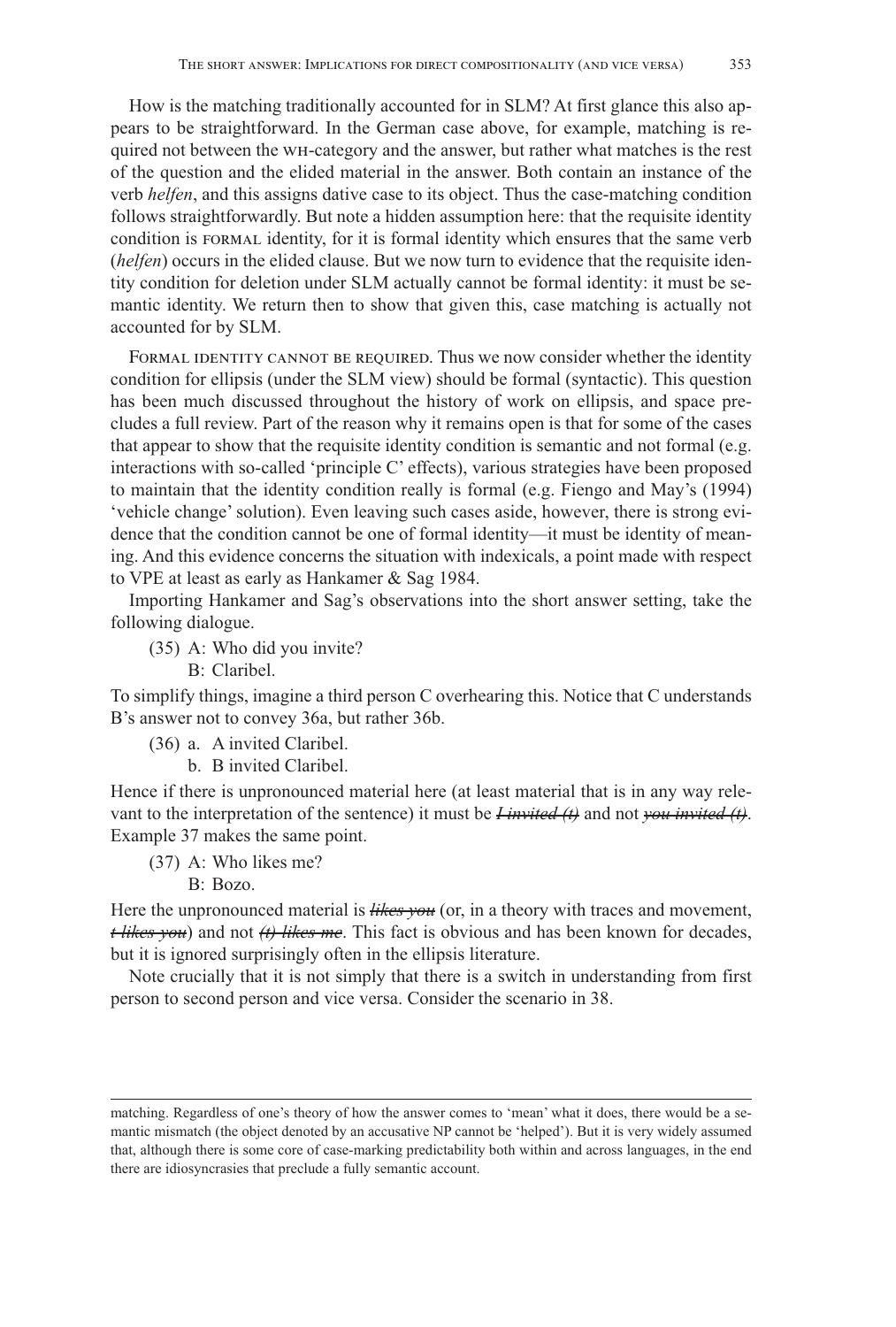How is the matching traditionally accounted for in SLM? At first glance this also appears to be straightforward. In the German case above, for example, matching is required not between the WH-category and the answer, but rather what matches is the rest of the question and the elided material in the answer. Both contain an instance of the verb *helfen*, and this assigns dative case to its object. Thus the case-matching condition follows straightforwardly. But note a hidden assumption here: that the requisite identity condition is FORMAL identity, for it is formal identity which ensures that the same verb (*helfen*) occurs in the elided clause. But we now turn to evidence that the requisite identity condition for deletion under SLM actually cannot be formal identity: it must be semantic identity. We return then to show that given this, case matching is actually not accounted for by SLM.

FORMAL IDENTITY CANNOT BE REQUIRED. Thus we now consider whether the identity condition for ellipsis (under the SLM view) should be formal (syntactic). This question has been much discussed throughout the history of work on ellipsis, and space precludes a full review. Part of the reason why it remains open is that for some of the cases that appear to show that the requisite identity condition is semantic and not formal (e.g. interactions with so-called 'principle C' effects), various strategies have been proposed to maintain that the identity condition really is formal (e.g. Fiengo and May's (1994) 'vehicle change' solution). Even leaving such cases aside, however, there is strong evidence that the condition cannot be one of formal identity—it must be identity of meaning. And this evidence concerns the situation with indexicals, a point made with respect to VPE at least as early as Hankamer & Sag 1984.

Importing Hankamer and Sag's observations into the short answer setting, take the following dialogue.

(35) A: Who did you invite?
  B: Claribel.

To simplify things, imagine a third person C overhearing this. Notice that C understands B's answer not to convey 36a, but rather 36b.

(36) a. A invited Claribel.
  b. B invited Claribel.

Hence if there is unpronounced material here (at least material that is in any way relevant to the interpretation of the sentence) it must be ~~*I invited (t)*~~ and not ~~*you invited (t)*~~. Example 37 makes the same point.

(37) A: Who likes me?
  B: Bozo.

Here the unpronounced material is ~~*likes you*~~ (or, in a theory with traces and movement, ~~*t likes you*~~) and not ~~*(t) likes me*~~. This fact is obvious and has been known for decades, but it is ignored surprisingly often in the ellipsis literature.

Note crucially that it is not simply that there is a switch in understanding from first person to second person and vice versa. Consider the scenario in 38.

---

matching. Regardless of one's theory of how the answer comes to 'mean' what it does, there would be a semantic mismatch (the object denoted by an accusative NP cannot be 'helped'). But it is very widely assumed that, although there is some core of case-marking predictability both within and across languages, in the end there are idiosyncrasies that preclude a fully semantic account.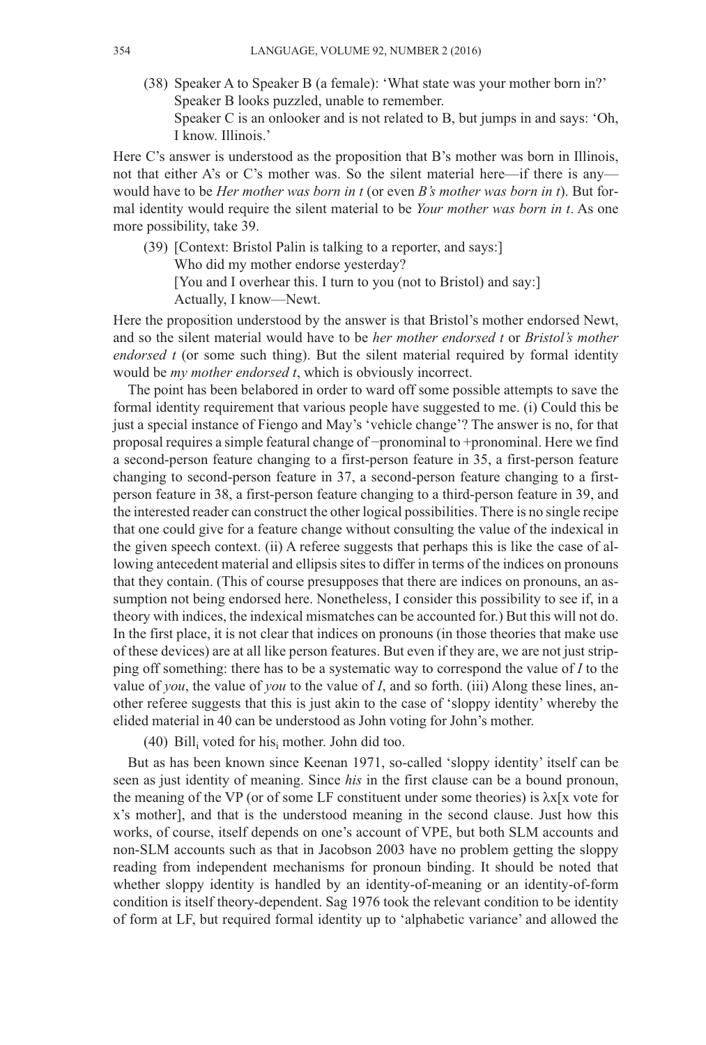(38) Speaker A to Speaker B (a female): 'What state was your mother born in?'
Speaker B looks puzzled, unable to remember.
Speaker C is an onlooker and is not related to B, but jumps in and says: 'Oh, I know. Illinois.'

Here C's answer is understood as the proposition that B's mother was born in Illinois, not that either A's or C's mother was. So the silent material here—if there is any—would have to be *Her mother was born in t* (or even *B's mother was born in t*). But formal identity would require the silent material to be *Your mother was born in t*. As one more possibility, take 39.

(39) [Context: Bristol Palin is talking to a reporter, and says:]
Who did my mother endorse yesterday?
[You and I overhear this. I turn to you (not to Bristol) and say:]
Actually, I know—Newt.

Here the proposition understood by the answer is that Bristol's mother endorsed Newt, and so the silent material would have to be *her mother endorsed t* or *Bristol's mother endorsed t* (or some such thing). But the silent material required by formal identity would be *my mother endorsed t*, which is obviously incorrect.

The point has been belabored in order to ward off some possible attempts to save the formal identity requirement that various people have suggested to me. (i) Could this be just a special instance of Fiengo and May's 'vehicle change'? The answer is no, for that proposal requires a simple featural change of −pronominal to +pronominal. Here we find a second-person feature changing to a first-person feature in 35, a first-person feature changing to second-person feature in 37, a second-person feature changing to a first-person feature in 38, a first-person feature changing to a third-person feature in 39, and the interested reader can construct the other logical possibilities. There is no single recipe that one could give for a feature change without consulting the value of the indexical in the given speech context. (ii) A referee suggests that perhaps this is like the case of allowing antecedent material and ellipsis sites to differ in terms of the indices on pronouns that they contain. (This of course presupposes that there are indices on pronouns, an assumption not being endorsed here. Nonetheless, I consider this possibility to see if, in a theory with indices, the indexical mismatches can be accounted for.) But this will not do. In the first place, it is not clear that indices on pronouns (in those theories that make use of these devices) are at all like person features. But even if they are, we are not just stripping off something: there has to be a systematic way to correspond the value of *I* to the value of *you*, the value of *you* to the value of *I*, and so forth. (iii) Along these lines, another referee suggests that this is just akin to the case of 'sloppy identity' whereby the elided material in 40 can be understood as John voting for John's mother.

(40) Bill$_i$ voted for his$_i$ mother. John did too.

But as has been known since Keenan 1971, so-called 'sloppy identity' itself can be seen as just identity of meaning. Since *his* in the first clause can be a bound pronoun, the meaning of the VP (or of some LF constituent under some theories) is λx[x vote for x's mother], and that is the understood meaning in the second clause. Just how this works, of course, itself depends on one's account of VPE, but both SLM accounts and non-SLM accounts such as that in Jacobson 2003 have no problem getting the sloppy reading from independent mechanisms for pronoun binding. It should be noted that whether sloppy identity is handled by an identity-of-meaning or an identity-of-form condition is itself theory-dependent. Sag 1976 took the relevant condition to be identity of form at LF, but required formal identity up to 'alphabetic variance' and allowed the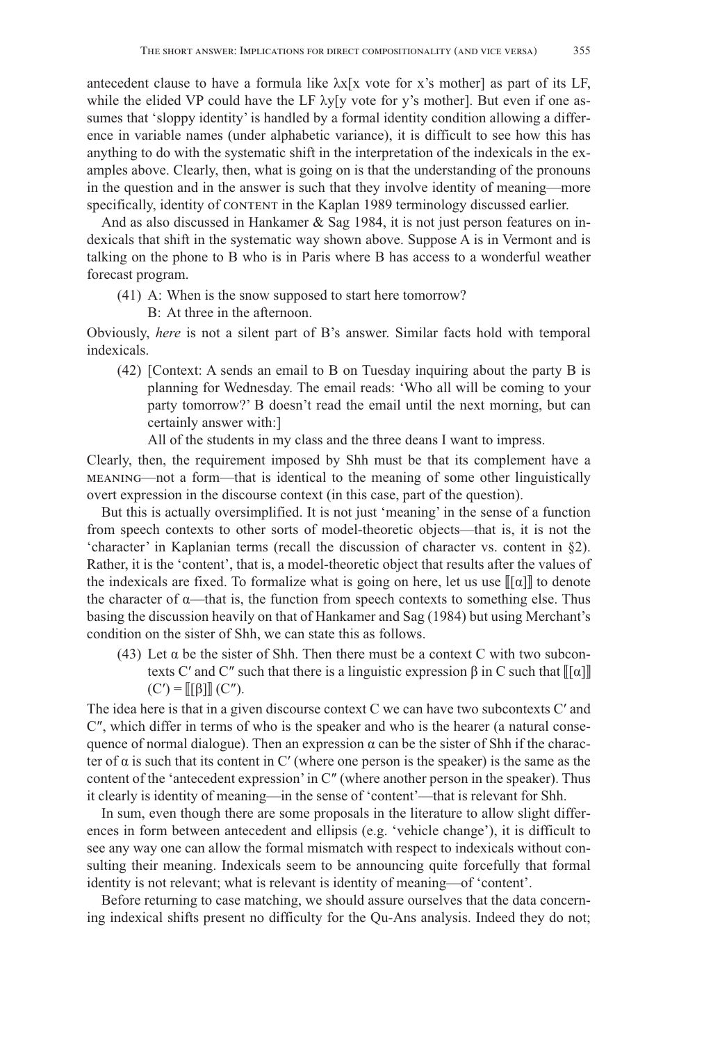antecedent clause to have a formula like λx[x vote for x's mother] as part of its LF, while the elided VP could have the LF λy[y vote for y's mother]. But even if one assumes that 'sloppy identity' is handled by a formal identity condition allowing a difference in variable names (under alphabetic variance), it is difficult to see how this has anything to do with the systematic shift in the interpretation of the indexicals in the examples above. Clearly, then, what is going on is that the understanding of the pronouns in the question and in the answer is such that they involve identity of meaning—more specifically, identity of CONTENT in the Kaplan 1989 terminology discussed earlier.

And as also discussed in Hankamer & Sag 1984, it is not just person features on indexicals that shift in the systematic way shown above. Suppose A is in Vermont and is talking on the phone to B who is in Paris where B has access to a wonderful weather forecast program.

(41) A: When is the snow supposed to start here tomorrow?
  B: At three in the afternoon.

Obviously, *here* is not a silent part of B's answer. Similar facts hold with temporal indexicals.

(42) [Context: A sends an email to B on Tuesday inquiring about the party B is planning for Wednesday. The email reads: 'Who all will be coming to your party tomorrow?' B doesn't read the email until the next morning, but can certainly answer with:]
  All of the students in my class and the three deans I want to impress.

Clearly, then, the requirement imposed by Shh must be that its complement have a MEANING—not a form—that is identical to the meaning of some other linguistically overt expression in the discourse context (in this case, part of the question).

But this is actually oversimplified. It is not just 'meaning' in the sense of a function from speech contexts to other sorts of model-theoretic objects—that is, it is not the 'character' in Kaplanian terms (recall the discussion of character vs. content in §2). Rather, it is the 'content', that is, a model-theoretic object that results after the values of the indexicals are fixed. To formalize what is going on here, let us use $[\![[\alpha]]\!]$ to denote the character of α—that is, the function from speech contexts to something else. Thus basing the discussion heavily on that of Hankamer and Sag (1984) but using Merchant's condition on the sister of Shh, we can state this as follows.

(43) Let α be the sister of Shh. Then there must be a context C with two subcontexts C′ and C″ such that there is a linguistic expression β in C such that $[\![[\alpha]]\!](C') = [\![[\beta]]\!](C'')$.

The idea here is that in a given discourse context C we can have two subcontexts C′ and C″, which differ in terms of who is the speaker and who is the hearer (a natural consequence of normal dialogue). Then an expression α can be the sister of Shh if the character of α is such that its content in C′ (where one person is the speaker) is the same as the content of the 'antecedent expression' in C″ (where another person in the speaker). Thus it clearly is identity of meaning—in the sense of 'content'—that is relevant for Shh.

In sum, even though there are some proposals in the literature to allow slight differences in form between antecedent and ellipsis (e.g. 'vehicle change'), it is difficult to see any way one can allow the formal mismatch with respect to indexicals without consulting their meaning. Indexicals seem to be announcing quite forcefully that formal identity is not relevant; what is relevant is identity of meaning—of 'content'.

Before returning to case matching, we should assure ourselves that the data concerning indexical shifts present no difficulty for the Qu-Ans analysis. Indeed they do not;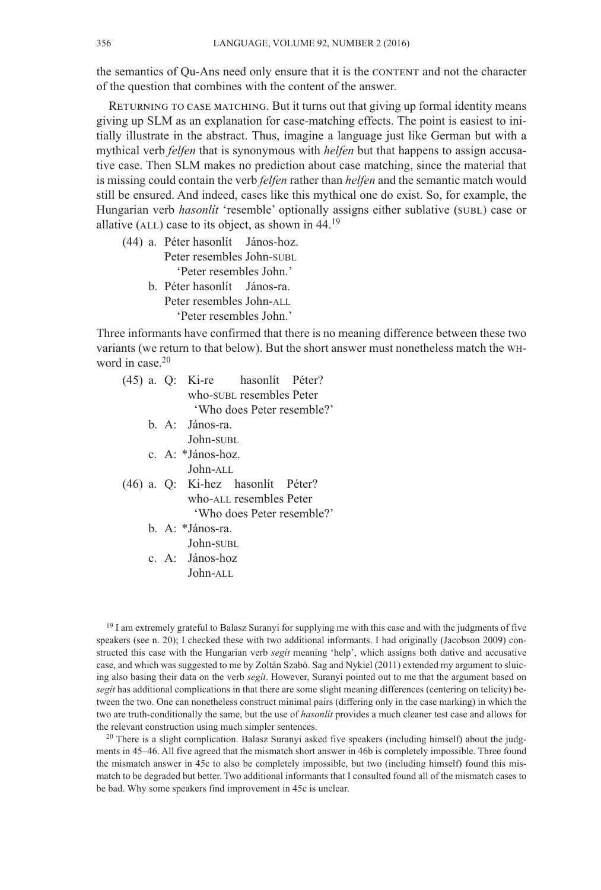the semantics of Qu-Ans need only ensure that it is the CONTENT and not the character of the question that combines with the content of the answer.

RETURNING TO CASE MATCHING. But it turns out that giving up formal identity means giving up SLM as an explanation for case-matching effects. The point is easiest to initially illustrate in the abstract. Thus, imagine a language just like German but with a mythical verb *felfen* that is synonymous with *helfen* but that happens to assign accusative case. Then SLM makes no prediction about case matching, since the material that is missing could contain the verb *felfen* rather than *helfen* and the semantic match would still be ensured. And indeed, cases like this mythical one do exist. So, for example, the Hungarian verb *hasonlít* 'resemble' optionally assigns either sublative (SUBL) case or allative (ALL) case to its object, as shown in 44.[19]

(44) a. Péter hasonlít János-hoz.
   Peter resembles John-SUBL
   'Peter resembles John.'

  b. Péter hasonlít János-ra.
   Peter resembles John-ALL
   'Peter resembles John.'

Three informants have confirmed that there is no meaning difference between these two variants (we return to that below). But the short answer must nonetheless match the WH-word in case.[20]

(45) a. Q: Ki-re hasonlít Péter?
     who-SUBL resembles Peter
     'Who does Peter resemble?'

  b. A: János-ra.
     John-SUBL

  c. A: *János-hoz.
     John-ALL

(46) a. Q: Ki-hez hasonlít Péter?
     who-ALL resembles Peter
     'Who does Peter resemble?'

  b. A: *János-ra.
     John-SUBL

  c. A: János-hoz
     John-ALL

[19] I am extremely grateful to Balasz Suranyi for supplying me with this case and with the judgments of five speakers (see n. 20); I checked these with two additional informants. I had originally (Jacobson 2009) constructed this case with the Hungarian verb *segít* meaning 'help', which assigns both dative and accusative case, and which was suggested to me by Zoltán Szabó. Sag and Nykiel (2011) extended my argument to sluicing also basing their data on the verb *segít*. However, Suranyi pointed out to me that the argument based on *segít* has additional complications in that there are some slight meaning differences (centering on telicity) between the two. One can nonetheless construct minimal pairs (differing only in the case marking) in which the two are truth-conditionally the same, but the use of *hasonlít* provides a much cleaner test case and allows for the relevant construction using much simpler sentences.

[20] There is a slight complication. Balasz Suranyi asked five speakers (including himself) about the judgments in 45–46. All five agreed that the mismatch short answer in 46b is completely impossible. Three found the mismatch answer in 45c to also be completely impossible, but two (including himself) found this mismatch to be degraded but better. Two additional informants that I consulted found all of the mismatch cases to be bad. Why some speakers find improvement in 45c is unclear.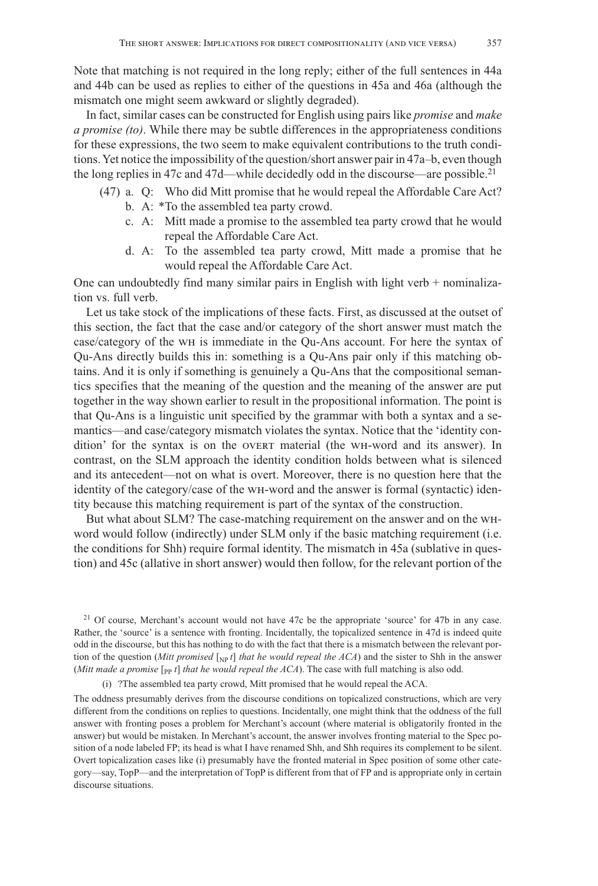Note that matching is not required in the long reply; either of the full sentences in 44a and 44b can be used as replies to either of the questions in 45a and 46a (although the mismatch one might seem awkward or slightly degraded).

In fact, similar cases can be constructed for English using pairs like *promise* and *make a promise (to)*. While there may be subtle differences in the appropriateness conditions for these expressions, the two seem to make equivalent contributions to the truth conditions. Yet notice the impossibility of the question/short answer pair in 47a–b, even though the long replies in 47c and 47d—while decidedly odd in the discourse—are possible.[21]

(47) a. Q: Who did Mitt promise that he would repeal the Affordable Care Act?
 b. A: *To the assembled tea party crowd.
 c. A: Mitt made a promise to the assembled tea party crowd that he would repeal the Affordable Care Act.
 d. A: To the assembled tea party crowd, Mitt made a promise that he would repeal the Affordable Care Act.

One can undoubtedly find many similar pairs in English with light verb + nominalization vs. full verb.

Let us take stock of the implications of these facts. First, as discussed at the outset of this section, the fact that the case and/or category of the short answer must match the case/category of the WH is immediate in the Qu-Ans account. For here the syntax of Qu-Ans directly builds this in: something is a Qu-Ans pair only if this matching obtains. And it is only if something is genuinely a Qu-Ans that the compositional semantics specifies that the meaning of the question and the meaning of the answer are put together in the way shown earlier to result in the propositional information. The point is that Qu-Ans is a linguistic unit specified by the grammar with both a syntax and a semantics—and case/category mismatch violates the syntax. Notice that the 'identity condition' for the syntax is on the OVERT material (the WH-word and its answer). In contrast, on the SLM approach the identity condition holds between what is silenced and its antecedent—not on what is overt. Moreover, there is no question here that the identity of the category/case of the WH-word and the answer is formal (syntactic) identity because this matching requirement is part of the syntax of the construction.

But what about SLM? The case-matching requirement on the answer and on the WH-word would follow (indirectly) under SLM only if the basic matching requirement (i.e. the conditions for Shh) require formal identity. The mismatch in 45a (sublative in question) and 45c (allative in short answer) would then follow, for the relevant portion of the

---

[21] Of course, Merchant's account would not have 47c be the appropriate 'source' for 47b in any case. Rather, the 'source' is a sentence with fronting. Incidentally, the topicalized sentence in 47d is indeed quite odd in the discourse, but this has nothing to do with the fact that there is a mismatch between the relevant portion of the question (*Mitt promised* $[_{NP}\, t]$ *that he would repeal the ACA*) and the sister to Shh in the answer (*Mitt made a promise* $[_{PP}\, t]$ *that he would repeal the ACA*). The case with full matching is also odd.

(i) ?The assembled tea party crowd, Mitt promised that he would repeal the ACA.

The oddness presumably derives from the discourse conditions on topicalized constructions, which are very different from the conditions on replies to questions. Incidentally, one might think that the oddness of the full answer with fronting poses a problem for Merchant's account (where material is obligatorily fronted in the answer) but would be mistaken. In Merchant's account, the answer involves fronting material to the Spec position of a node labeled FP; its head is what I have renamed Shh, and Shh requires its complement to be silent. Overt topicalization cases like (i) presumably have the fronted material in Spec position of some other category—say, TopP—and the interpretation of TopP is different from that of FP and is appropriate only in certain discourse situations.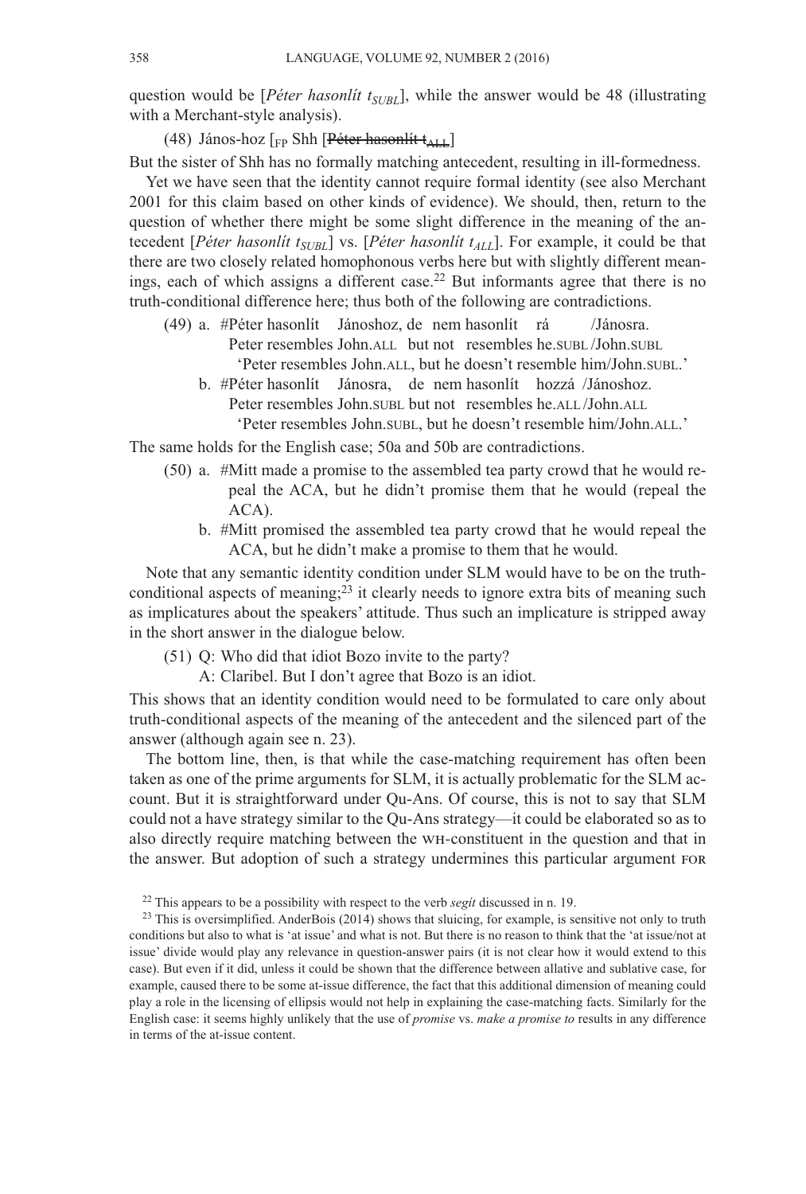question would be [*Péter hasonlít* $t_{SUBL}$], while the answer would be 48 (illustrating with a Merchant-style analysis).

(48) János-hoz [$_{FP}$ Shh [~~Péter hasonlít~~ ~~$t_{ALL}$~~]

But the sister of Shh has no formally matching antecedent, resulting in ill-formedness.

Yet we have seen that the identity cannot require formal identity (see also Merchant 2001 for this claim based on other kinds of evidence). We should, then, return to the question of whether there might be some slight difference in the meaning of the antecedent [*Péter hasonlít* $t_{SUBL}$] vs. [*Péter hasonlít* $t_{ALL}$]. For example, it could be that there are two closely related homophonous verbs here but with slightly different meanings, each of which assigns a different case.[22] But informants agree that there is no truth-conditional difference here; thus both of the following are contradictions.

(49) a. #Péter hasonlít Jánoshoz, de nem hasonlít rá /Jánosra.
Peter resembles John.ALL but not resembles he.SUBL /John.SUBL
'Peter resembles John.ALL, but he doesn't resemble him/John.SUBL.'

b. #Péter hasonlít Jánosra, de nem hasonlít hozzá /Jánoshoz.
Peter resembles John.SUBL but not resembles he.ALL /John.ALL
'Peter resembles John.SUBL, but he doesn't resemble him/John.ALL.'

The same holds for the English case; 50a and 50b are contradictions.

(50) a. #Mitt made a promise to the assembled tea party crowd that he would repeal the ACA, but he didn't promise them that he would (repeal the ACA).

b. #Mitt promised the assembled tea party crowd that he would repeal the ACA, but he didn't make a promise to them that he would.

Note that any semantic identity condition under SLM would have to be on the truth-conditional aspects of meaning;[23] it clearly needs to ignore extra bits of meaning such as implicatures about the speakers' attitude. Thus such an implicature is stripped away in the short answer in the dialogue below.

(51) Q: Who did that idiot Bozo invite to the party?
A: Claribel. But I don't agree that Bozo is an idiot.

This shows that an identity condition would need to be formulated to care only about truth-conditional aspects of the meaning of the antecedent and the silenced part of the answer (although again see n. 23).

The bottom line, then, is that while the case-matching requirement has often been taken as one of the prime arguments for SLM, it is actually problematic for the SLM account. But it is straightforward under Qu-Ans. Of course, this is not to say that SLM could not a have strategy similar to the Qu-Ans strategy—it could be elaborated so as to also directly require matching between the WH-constituent in the question and that in the answer. But adoption of such a strategy undermines this particular argument FOR

[22] This appears to be a possibility with respect to the verb *segít* discussed in n. 19.

[23] This is oversimplified. AnderBois (2014) shows that sluicing, for example, is sensitive not only to truth conditions but also to what is 'at issue' and what is not. But there is no reason to think that the 'at issue/not at issue' divide would play any relevance in question-answer pairs (it is not clear how it would extend to this case). But even if it did, unless it could be shown that the difference between allative and sublative case, for example, caused there to be some at-issue difference, the fact that this additional dimension of meaning could play a role in the licensing of ellipsis would not help in explaining the case-matching facts. Similarly for the English case: it seems highly unlikely that the use of *promise* vs. *make a promise to* results in any difference in terms of the at-issue content.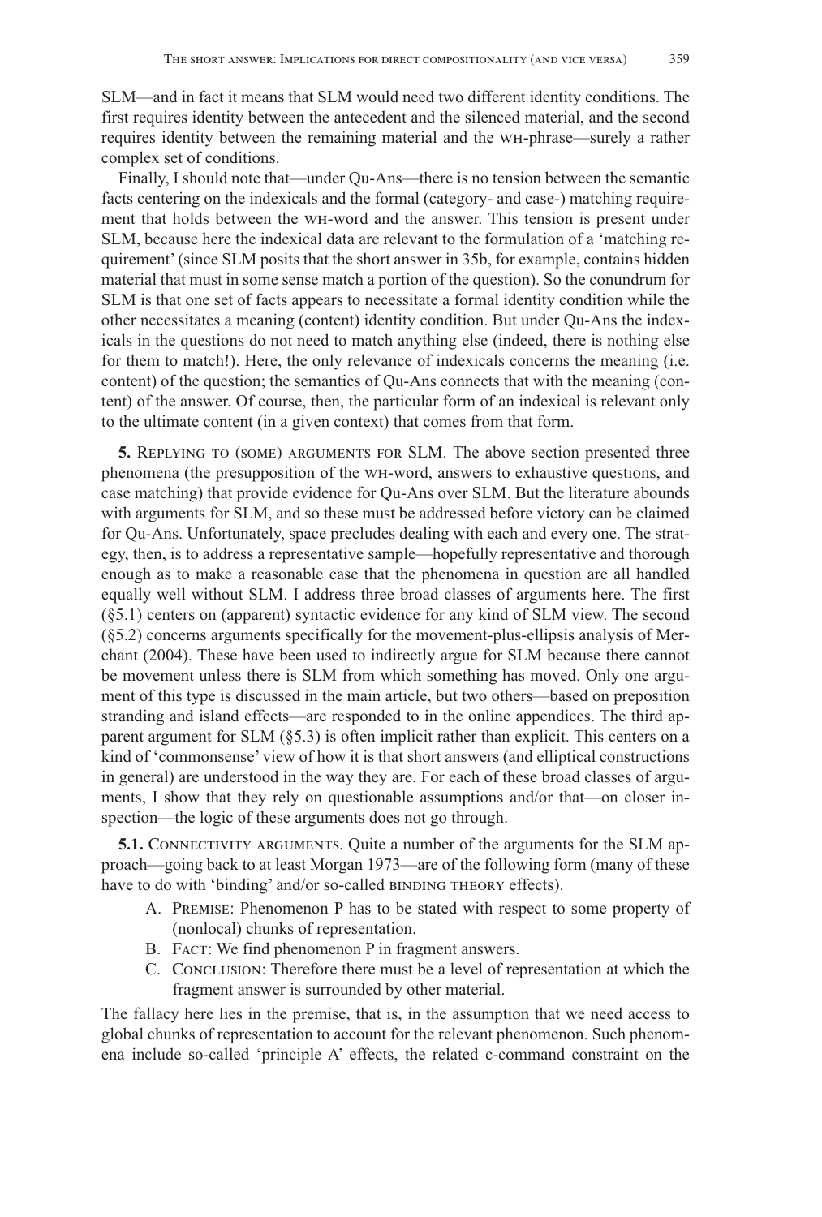SLM—and in fact it means that SLM would need two different identity conditions. The first requires identity between the antecedent and the silenced material, and the second requires identity between the remaining material and the WH-phrase—surely a rather complex set of conditions.

Finally, I should note that—under Qu-Ans—there is no tension between the semantic facts centering on the indexicals and the formal (category- and case-) matching requirement that holds between the WH-word and the answer. This tension is present under SLM, because here the indexical data are relevant to the formulation of a 'matching requirement' (since SLM posits that the short answer in 35b, for example, contains hidden material that must in some sense match a portion of the question). So the conundrum for SLM is that one set of facts appears to necessitate a formal identity condition while the other necessitates a meaning (content) identity condition. But under Qu-Ans the indexicals in the questions do not need to match anything else (indeed, there is nothing else for them to match!). Here, the only relevance of indexicals concerns the meaning (i.e. content) of the question; the semantics of Qu-Ans connects that with the meaning (content) of the answer. Of course, then, the particular form of an indexical is relevant only to the ultimate content (in a given context) that comes from that form.

**5.** Replying to (some) arguments for SLM. The above section presented three phenomena (the presupposition of the WH-word, answers to exhaustive questions, and case matching) that provide evidence for Qu-Ans over SLM. But the literature abounds with arguments for SLM, and so these must be addressed before victory can be claimed for Qu-Ans. Unfortunately, space precludes dealing with each and every one. The strategy, then, is to address a representative sample—hopefully representative and thorough enough as to make a reasonable case that the phenomena in question are all handled equally well without SLM. I address three broad classes of arguments here. The first (§5.1) centers on (apparent) syntactic evidence for any kind of SLM view. The second (§5.2) concerns arguments specifically for the movement-plus-ellipsis analysis of Merchant (2004). These have been used to indirectly argue for SLM because there cannot be movement unless there is SLM from which something has moved. Only one argument of this type is discussed in the main article, but two others—based on preposition stranding and island effects—are responded to in the online appendices. The third apparent argument for SLM (§5.3) is often implicit rather than explicit. This centers on a kind of 'commonsense' view of how it is that short answers (and elliptical constructions in general) are understood in the way they are. For each of these broad classes of arguments, I show that they rely on questionable assumptions and/or that—on closer inspection—the logic of these arguments does not go through.

**5.1.** Connectivity arguments. Quite a number of the arguments for the SLM approach—going back to at least Morgan 1973—are of the following form (many of these have to do with 'binding' and/or so-called BINDING THEORY effects).

A. Premise: Phenomenon P has to be stated with respect to some property of (nonlocal) chunks of representation.
B. Fact: We find phenomenon P in fragment answers.
C. Conclusion: Therefore there must be a level of representation at which the fragment answer is surrounded by other material.

The fallacy here lies in the premise, that is, in the assumption that we need access to global chunks of representation to account for the relevant phenomenon. Such phenomena include so-called 'principle A' effects, the related c-command constraint on the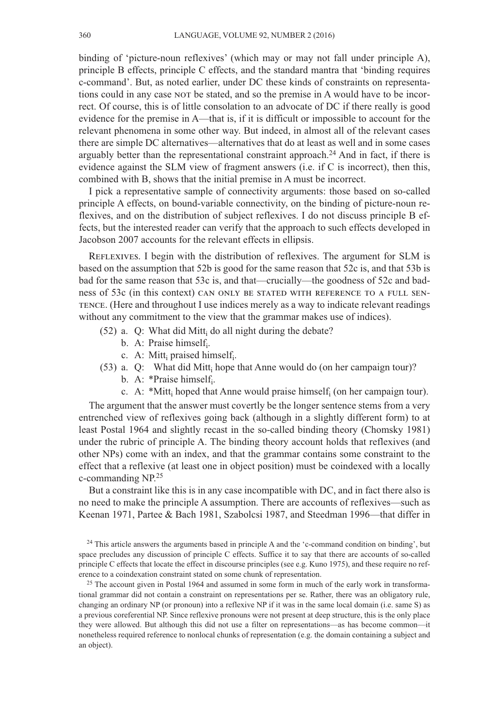binding of 'picture-noun reflexives' (which may or may not fall under principle A), principle B effects, principle C effects, and the standard mantra that 'binding requires c-command'. But, as noted earlier, under DC these kinds of constraints on representations could in any case NOT be stated, and so the premise in A would have to be incorrect. Of course, this is of little consolation to an advocate of DC if there really is good evidence for the premise in A—that is, if it is difficult or impossible to account for the relevant phenomena in some other way. But indeed, in almost all of the relevant cases there are simple DC alternatives—alternatives that do at least as well and in some cases arguably better than the representational constraint approach.[24] And in fact, if there is evidence against the SLM view of fragment answers (i.e. if C is incorrect), then this, combined with B, shows that the initial premise in A must be incorrect.

I pick a representative sample of connectivity arguments: those based on so-called principle A effects, on bound-variable connectivity, on the binding of picture-noun reflexives, and on the distribution of subject reflexives. I do not discuss principle B effects, but the interested reader can verify that the approach to such effects developed in Jacobson 2007 accounts for the relevant effects in ellipsis.

REFLEXIVES. I begin with the distribution of reflexives. The argument for SLM is based on the assumption that 52b is good for the same reason that 52c is, and that 53b is bad for the same reason that 53c is, and that—crucially—the goodness of 52c and badness of 53c (in this context) CAN ONLY BE STATED WITH REFERENCE TO A FULL SENTENCE. (Here and throughout I use indices merely as a way to indicate relevant readings without any commitment to the view that the grammar makes use of indices).

(52) a. Q: What did Mitt$_i$ do all night during the debate?
  b. A: Praise himself$_i$.
  c. A: Mitt$_i$ praised himself$_i$.

(53) a. Q: What did Mitt$_i$ hope that Anne would do (on her campaign tour)?
  b. A: *Praise himself$_i$.
  c. A: *Mitt$_i$ hoped that Anne would praise himself$_i$ (on her campaign tour).

The argument that the answer must covertly be the longer sentence stems from a very entrenched view of reflexives going back (although in a slightly different form) to at least Postal 1964 and slightly recast in the so-called binding theory (Chomsky 1981) under the rubric of principle A. The binding theory account holds that reflexives (and other NPs) come with an index, and that the grammar contains some constraint to the effect that a reflexive (at least one in object position) must be coindexed with a locally c-commanding NP.[25]

But a constraint like this is in any case incompatible with DC, and in fact there also is no need to make the principle A assumption. There are accounts of reflexives—such as Keenan 1971, Partee & Bach 1981, Szabolcsi 1987, and Steedman 1996—that differ in

[24] This article answers the arguments based in principle A and the 'c-command condition on binding', but space precludes any discussion of principle C effects. Suffice it to say that there are accounts of so-called principle C effects that locate the effect in discourse principles (see e.g. Kuno 1975), and these require no reference to a coindexation constraint stated on some chunk of representation.

[25] The account given in Postal 1964 and assumed in some form in much of the early work in transformational grammar did not contain a constraint on representations per se. Rather, there was an obligatory rule, changing an ordinary NP (or pronoun) into a reflexive NP if it was in the same local domain (i.e. same S) as a previous coreferential NP. Since reflexive pronouns were not present at deep structure, this is the only place they were allowed. But although this did not use a filter on representations—as has become common—it nonetheless required reference to nonlocal chunks of representation (e.g. the domain containing a subject and an object).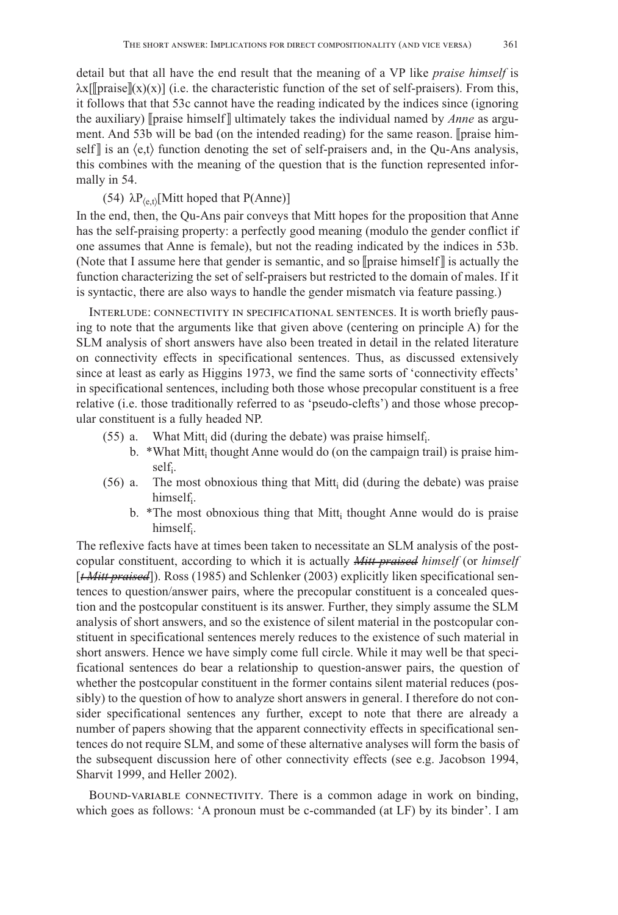detail but that all have the end result that the meaning of a VP like *praise himself* is $\lambda x[[\![\text{praise}]\!](x)(x)]$ (i.e. the characteristic function of the set of self-praisers). From this, it follows that that 53c cannot have the reading indicated by the indices since (ignoring the auxiliary) $[\![\text{praise himself}]\!]$ ultimately takes the individual named by *Anne* as argument. And 53b will be bad (on the intended reading) for the same reason. $[\![\text{praise himself}]\!]$ is an $\langle e,t\rangle$ function denoting the set of self-praisers and, in the Qu-Ans analysis, this combines with the meaning of the question that is the function represented informally in 54.

(54) $\lambda P_{\langle e,t\rangle}$[Mitt hoped that P(Anne)]

In the end, then, the Qu-Ans pair conveys that Mitt hopes for the proposition that Anne has the self-praising property: a perfectly good meaning (modulo the gender conflict if one assumes that Anne is female), but not the reading indicated by the indices in 53b. (Note that I assume here that gender is semantic, and so $[\![\text{praise himself}]\!]$ is actually the function characterizing the set of self-praisers but restricted to the domain of males. If it is syntactic, there are also ways to handle the gender mismatch via feature passing.)

Interlude: connectivity in specificational sentences. It is worth briefly pausing to note that the arguments like that given above (centering on principle A) for the SLM analysis of short answers have also been treated in detail in the related literature on connectivity effects in specificational sentences. Thus, as discussed extensively since at least as early as Higgins 1973, we find the same sorts of 'connectivity effects' in specificational sentences, including both those whose precopular constituent is a free relative (i.e. those traditionally referred to as 'pseudo-clefts') and those whose precopular constituent is a fully headed NP.

(55) a. What Mitt$_i$ did (during the debate) was praise himself$_i$.

b. *What Mitt$_i$ thought Anne would do (on the campaign trail) is praise himself$_i$.

(56) a. The most obnoxious thing that Mitt$_i$ did (during the debate) was praise himself$_i$.

b. *The most obnoxious thing that Mitt$_i$ thought Anne would do is praise himself$_i$.

The reflexive facts have at times been taken to necessitate an SLM analysis of the postcopular constituent, according to which it is actually ~~*Mitt praised*~~ *himself* (or *himself* [~~*t Mitt praised*~~]). Ross (1985) and Schlenker (2003) explicitly liken specificational sentences to question/answer pairs, where the precopular constituent is a concealed question and the postcopular constituent is its answer. Further, they simply assume the SLM analysis of short answers, and so the existence of silent material in the postcopular constituent in specificational sentences merely reduces to the existence of such material in short answers. Hence we have simply come full circle. While it may well be that specificational sentences do bear a relationship to question-answer pairs, the question of whether the postcopular constituent in the former contains silent material reduces (possibly) to the question of how to analyze short answers in general. I therefore do not consider specificational sentences any further, except to note that there are already a number of papers showing that the apparent connectivity effects in specificational sentences do not require SLM, and some of these alternative analyses will form the basis of the subsequent discussion here of other connectivity effects (see e.g. Jacobson 1994, Sharvit 1999, and Heller 2002).

Bound-variable connectivity. There is a common adage in work on binding, which goes as follows: 'A pronoun must be c-commanded (at LF) by its binder'. I am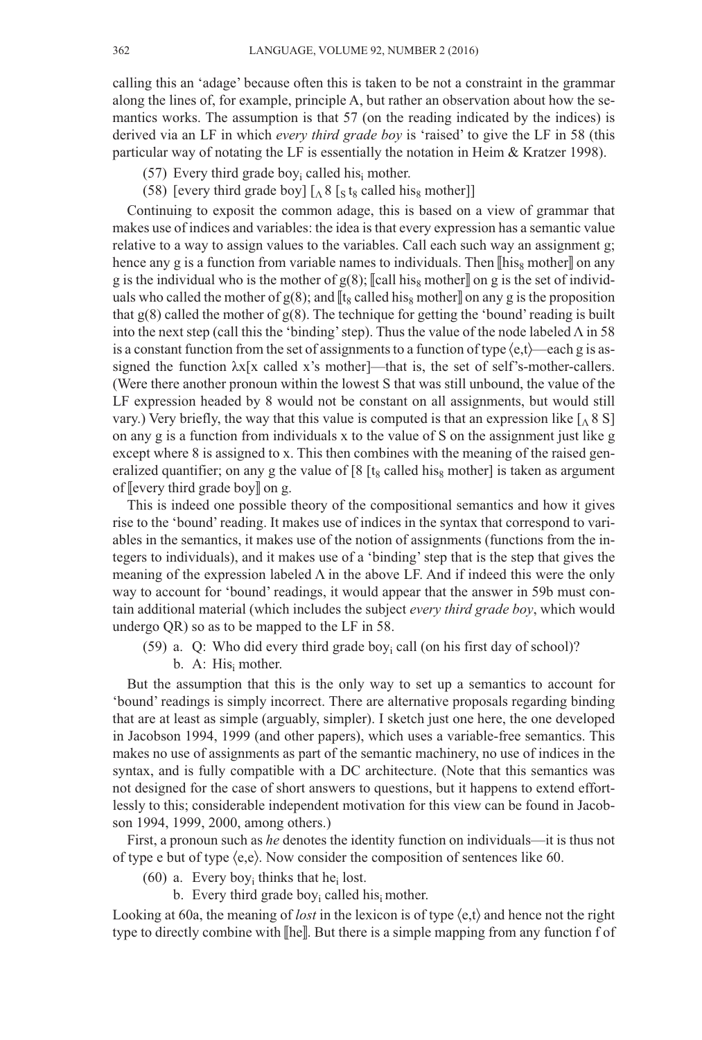calling this an 'adage' because often this is taken to be not a constraint in the grammar along the lines of, for example, principle A, but rather an observation about how the semantics works. The assumption is that 57 (on the reading indicated by the indices) is derived via an LF in which *every third grade boy* is 'raised' to give the LF in 58 (this particular way of notating the LF is essentially the notation in Heim & Kratzer 1998).

(57) Every third grade boy$_i$ called his$_i$ mother.

(58) [every third grade boy] [$_\Lambda$ 8 [$_S$ t$_8$ called his$_8$ mother]]

Continuing to exposit the common adage, this is based on a view of grammar that makes use of indices and variables: the idea is that every expression has a semantic value relative to a way to assign values to the variables. Call each such way an assignment g; hence any g is a function from variable names to individuals. Then ⟦his$_8$ mother⟧ on any g is the individual who is the mother of g(8); ⟦call his$_8$ mother⟧ on g is the set of individuals who called the mother of g(8); and ⟦t$_8$ called his$_8$ mother⟧ on any g is the proposition that g(8) called the mother of g(8). The technique for getting the 'bound' reading is built into the next step (call this the 'binding' step). Thus the value of the node labeled Λ in 58 is a constant function from the set of assignments to a function of type ⟨e,t⟩—each g is assigned the function λx[x called x's mother]—that is, the set of self's-mother-callers. (Were there another pronoun within the lowest S that was still unbound, the value of the LF expression headed by 8 would not be constant on all assignments, but would still vary.) Very briefly, the way that this value is computed is that an expression like [$_\Lambda$ 8 S] on any g is a function from individuals x to the value of S on the assignment just like g except where 8 is assigned to x. This then combines with the meaning of the raised generalized quantifier; on any g the value of [8 [t$_8$ called his$_8$ mother] is taken as argument of ⟦every third grade boy⟧ on g.

This is indeed one possible theory of the compositional semantics and how it gives rise to the 'bound' reading. It makes use of indices in the syntax that correspond to variables in the semantics, it makes use of the notion of assignments (functions from the integers to individuals), and it makes use of a 'binding' step that is the step that gives the meaning of the expression labeled Λ in the above LF. And if indeed this were the only way to account for 'bound' readings, it would appear that the answer in 59b must contain additional material (which includes the subject *every third grade boy*, which would undergo QR) so as to be mapped to the LF in 58.

(59) a. Q: Who did every third grade boy$_i$ call (on his first day of school)?
b. A: His$_i$ mother.

But the assumption that this is the only way to set up a semantics to account for 'bound' readings is simply incorrect. There are alternative proposals regarding binding that are at least as simple (arguably, simpler). I sketch just one here, the one developed in Jacobson 1994, 1999 (and other papers), which uses a variable-free semantics. This makes no use of assignments as part of the semantic machinery, no use of indices in the syntax, and is fully compatible with a DC architecture. (Note that this semantics was not designed for the case of short answers to questions, but it happens to extend effortlessly to this; considerable independent motivation for this view can be found in Jacobson 1994, 1999, 2000, among others.)

First, a pronoun such as *he* denotes the identity function on individuals—it is thus not of type e but of type ⟨e,e⟩. Now consider the composition of sentences like 60.

(60) a. Every boy$_i$ thinks that he$_i$ lost.
b. Every third grade boy$_i$ called his$_i$ mother.

Looking at 60a, the meaning of *lost* in the lexicon is of type ⟨e,t⟩ and hence not the right type to directly combine with ⟦he⟧. But there is a simple mapping from any function f of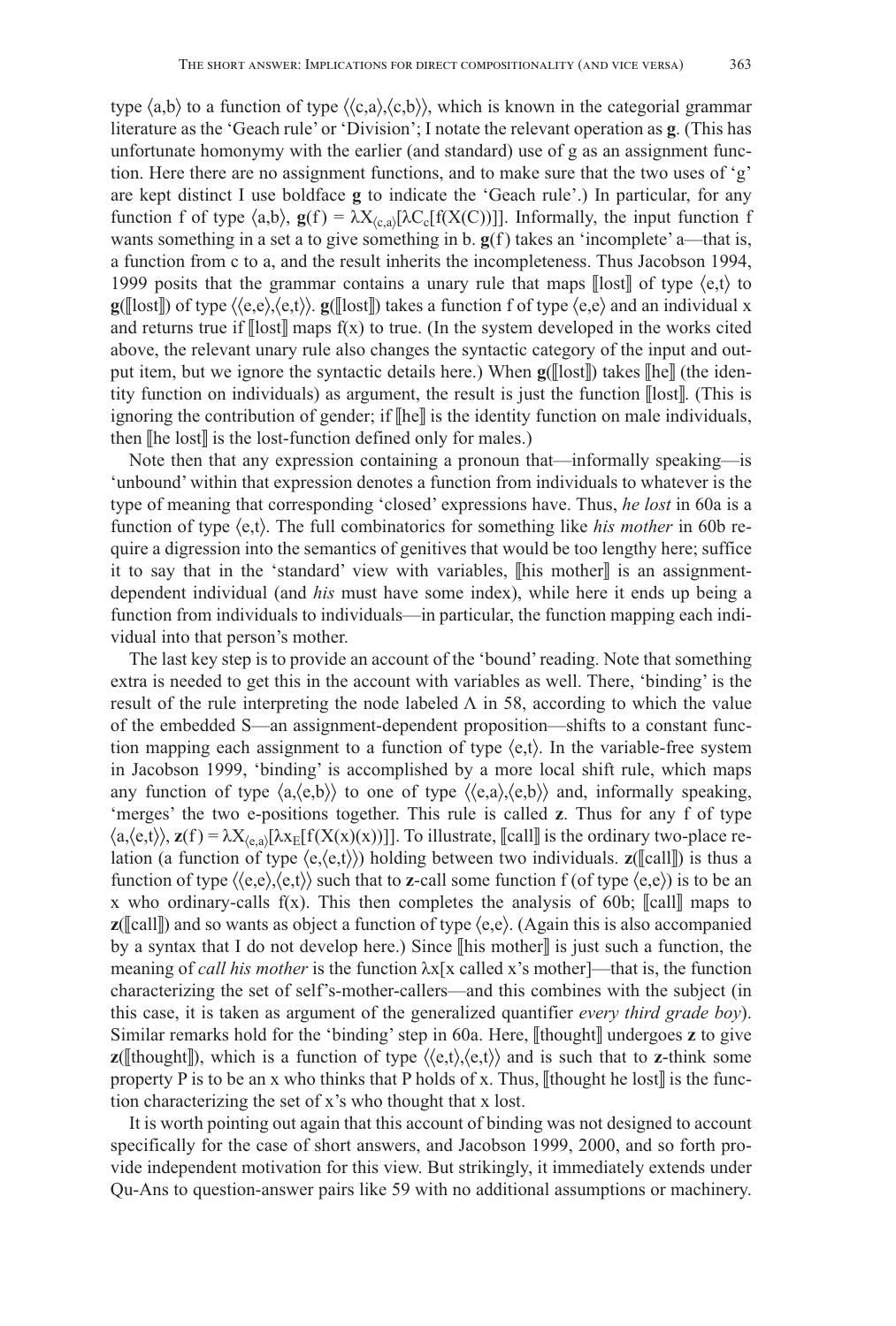type $\langle a,b \rangle$ to a function of type $\langle\langle c,a \rangle,\langle c,b \rangle\rangle$, which is known in the categorial grammar literature as the 'Geach rule' or 'Division'; I notate the relevant operation as **g**. (This has unfortunate homonymy with the earlier (and standard) use of g as an assignment function. Here there are no assignment functions, and to make sure that the two uses of 'g' are kept distinct I use boldface **g** to indicate the 'Geach rule'.) In particular, for any function f of type $\langle a,b \rangle$, $\mathbf{g}(f) = \lambda X_{\langle c,a \rangle}[\lambda C_c[f(X(C))]]$. Informally, the input function f wants something in a set a to give something in b. **g**(f) takes an 'incomplete' a—that is, a function from c to a, and the result inherits the incompleteness. Thus Jacobson 1994, 1999 posits that the grammar contains a unary rule that maps ⟦lost⟧ of type $\langle e,t \rangle$ to **g**(⟦lost⟧) of type $\langle\langle e,e \rangle,\langle e,t \rangle\rangle$. **g**(⟦lost⟧) takes a function f of type $\langle e,e \rangle$ and an individual x and returns true if ⟦lost⟧ maps f(x) to true. (In the system developed in the works cited above, the relevant unary rule also changes the syntactic category of the input and output item, but we ignore the syntactic details here.) When **g**(⟦lost⟧) takes ⟦he⟧ (the identity function on individuals) as argument, the result is just the function ⟦lost⟧. (This is ignoring the contribution of gender; if ⟦he⟧ is the identity function on male individuals, then ⟦he lost⟧ is the lost-function defined only for males.)

Note then that any expression containing a pronoun that—informally speaking—is 'unbound' within that expression denotes a function from individuals to whatever is the type of meaning that corresponding 'closed' expressions have. Thus, *he lost* in 60a is a function of type $\langle e,t \rangle$. The full combinatorics for something like *his mother* in 60b require a digression into the semantics of genitives that would be too lengthy here; suffice it to say that in the 'standard' view with variables, ⟦his mother⟧ is an assignment-dependent individual (and *his* must have some index), while here it ends up being a function from individuals to individuals—in particular, the function mapping each individual into that person's mother.

The last key step is to provide an account of the 'bound' reading. Note that something extra is needed to get this in the account with variables as well. There, 'binding' is the result of the rule interpreting the node labeled Λ in 58, according to which the value of the embedded S—an assignment-dependent proposition—shifts to a constant function mapping each assignment to a function of type $\langle e,t \rangle$. In the variable-free system in Jacobson 1999, 'binding' is accomplished by a more local shift rule, which maps any function of type $\langle a,\langle e,b \rangle\rangle$ to one of type $\langle\langle e,a \rangle,\langle e,b \rangle\rangle$ and, informally speaking, 'merges' the two e-positions together. This rule is called **z**. Thus for any f of type $\langle a,\langle e,t \rangle\rangle$, $\mathbf{z}(f) = \lambda X_{\langle e,a \rangle}[\lambda x_E[f(X(x)(x))]]$. To illustrate, ⟦call⟧ is the ordinary two-place relation (a function of type $\langle e,\langle e,t \rangle\rangle$) holding between two individuals. **z**(⟦call⟧) is thus a function of type $\langle\langle e,e \rangle,\langle e,t \rangle\rangle$ such that to **z**-call some function f (of type $\langle e,e \rangle$) is to be an x who ordinary-calls f(x). This then completes the analysis of 60b; ⟦call⟧ maps to **z**(⟦call⟧) and so wants as object a function of type $\langle e,e \rangle$. (Again this is also accompanied by a syntax that I do not develop here.) Since ⟦his mother⟧ is just such a function, the meaning of *call his mother* is the function λx[x called x's mother]—that is, the function characterizing the set of self's-mother-callers—and this combines with the subject (in this case, it is taken as argument of the generalized quantifier *every third grade boy*). Similar remarks hold for the 'binding' step in 60a. Here, ⟦thought⟧ undergoes **z** to give **z**(⟦thought⟧), which is a function of type $\langle\langle e,t \rangle,\langle e,t \rangle\rangle$ and is such that to **z**-think some property P is to be an x who thinks that P holds of x. Thus, ⟦thought he lost⟧ is the function characterizing the set of x's who thought that x lost.

It is worth pointing out again that this account of binding was not designed to account specifically for the case of short answers, and Jacobson 1999, 2000, and so forth provide independent motivation for this view. But strikingly, it immediately extends under Qu-Ans to question-answer pairs like 59 with no additional assumptions or machinery.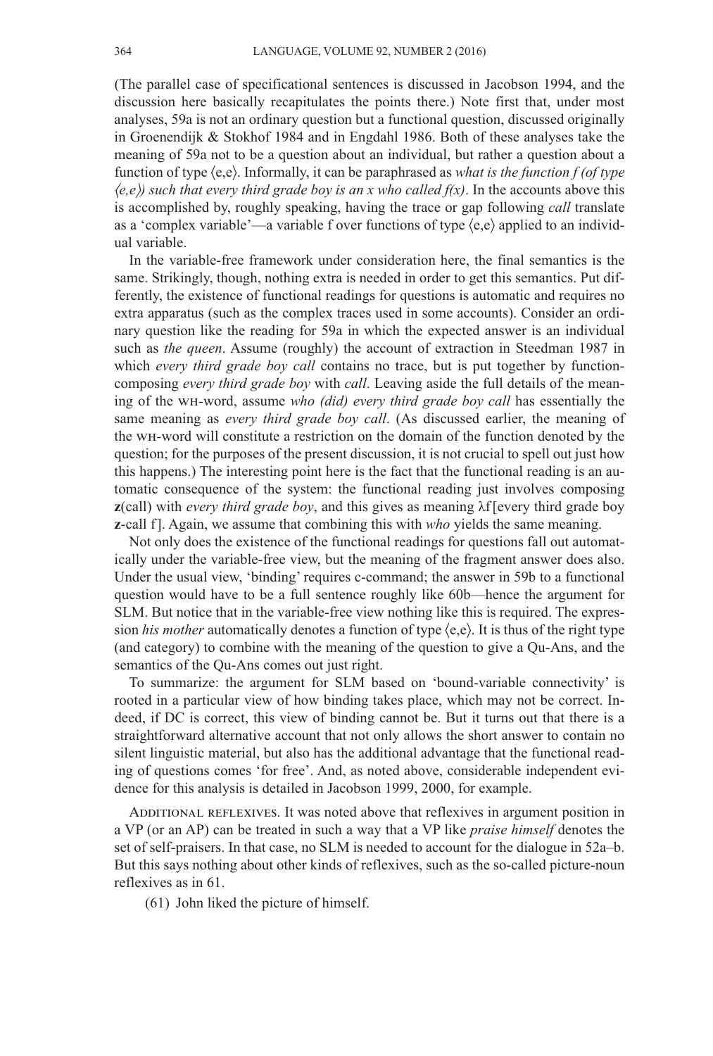(The parallel case of specificational sentences is discussed in Jacobson 1994, and the discussion here basically recapitulates the points there.) Note first that, under most analyses, 59a is not an ordinary question but a functional question, discussed originally in Groenendijk & Stokhof 1984 and in Engdahl 1986. Both of these analyses take the meaning of 59a not to be a question about an individual, but rather a question about a function of type ⟨e,e⟩. Informally, it can be paraphrased as *what is the function f (of type ⟨e,e⟩) such that every third grade boy is an x who called f(x)*. In the accounts above this is accomplished by, roughly speaking, having the trace or gap following *call* translate as a 'complex variable'—a variable f over functions of type ⟨e,e⟩ applied to an individual variable.

In the variable-free framework under consideration here, the final semantics is the same. Strikingly, though, nothing extra is needed in order to get this semantics. Put differently, the existence of functional readings for questions is automatic and requires no extra apparatus (such as the complex traces used in some accounts). Consider an ordinary question like the reading for 59a in which the expected answer is an individual such as *the queen*. Assume (roughly) the account of extraction in Steedman 1987 in which *every third grade boy call* contains no trace, but is put together by function-composing *every third grade boy* with *call*. Leaving aside the full details of the meaning of the WH-word, assume *who (did) every third grade boy call* has essentially the same meaning as *every third grade boy call*. (As discussed earlier, the meaning of the WH-word will constitute a restriction on the domain of the function denoted by the question; for the purposes of the present discussion, it is not crucial to spell out just how this happens.) The interesting point here is the fact that the functional reading is an automatic consequence of the system: the functional reading just involves composing **z**(call) with *every third grade boy*, and this gives as meaning λf [every third grade boy **z**-call f]. Again, we assume that combining this with *who* yields the same meaning.

Not only does the existence of the functional readings for questions fall out automatically under the variable-free view, but the meaning of the fragment answer does also. Under the usual view, 'binding' requires c-command; the answer in 59b to a functional question would have to be a full sentence roughly like 60b—hence the argument for SLM. But notice that in the variable-free view nothing like this is required. The expression *his mother* automatically denotes a function of type ⟨e,e⟩. It is thus of the right type (and category) to combine with the meaning of the question to give a Qu-Ans, and the semantics of the Qu-Ans comes out just right.

To summarize: the argument for SLM based on 'bound-variable connectivity' is rooted in a particular view of how binding takes place, which may not be correct. Indeed, if DC is correct, this view of binding cannot be. But it turns out that there is a straightforward alternative account that not only allows the short answer to contain no silent linguistic material, but also has the additional advantage that the functional reading of questions comes 'for free'. And, as noted above, considerable independent evidence for this analysis is detailed in Jacobson 1999, 2000, for example.

ADDITIONAL REFLEXIVES. It was noted above that reflexives in argument position in a VP (or an AP) can be treated in such a way that a VP like *praise himself* denotes the set of self-praisers. In that case, no SLM is needed to account for the dialogue in 52a–b. But this says nothing about other kinds of reflexives, such as the so-called picture-noun reflexives as in 61.

(61) John liked the picture of himself.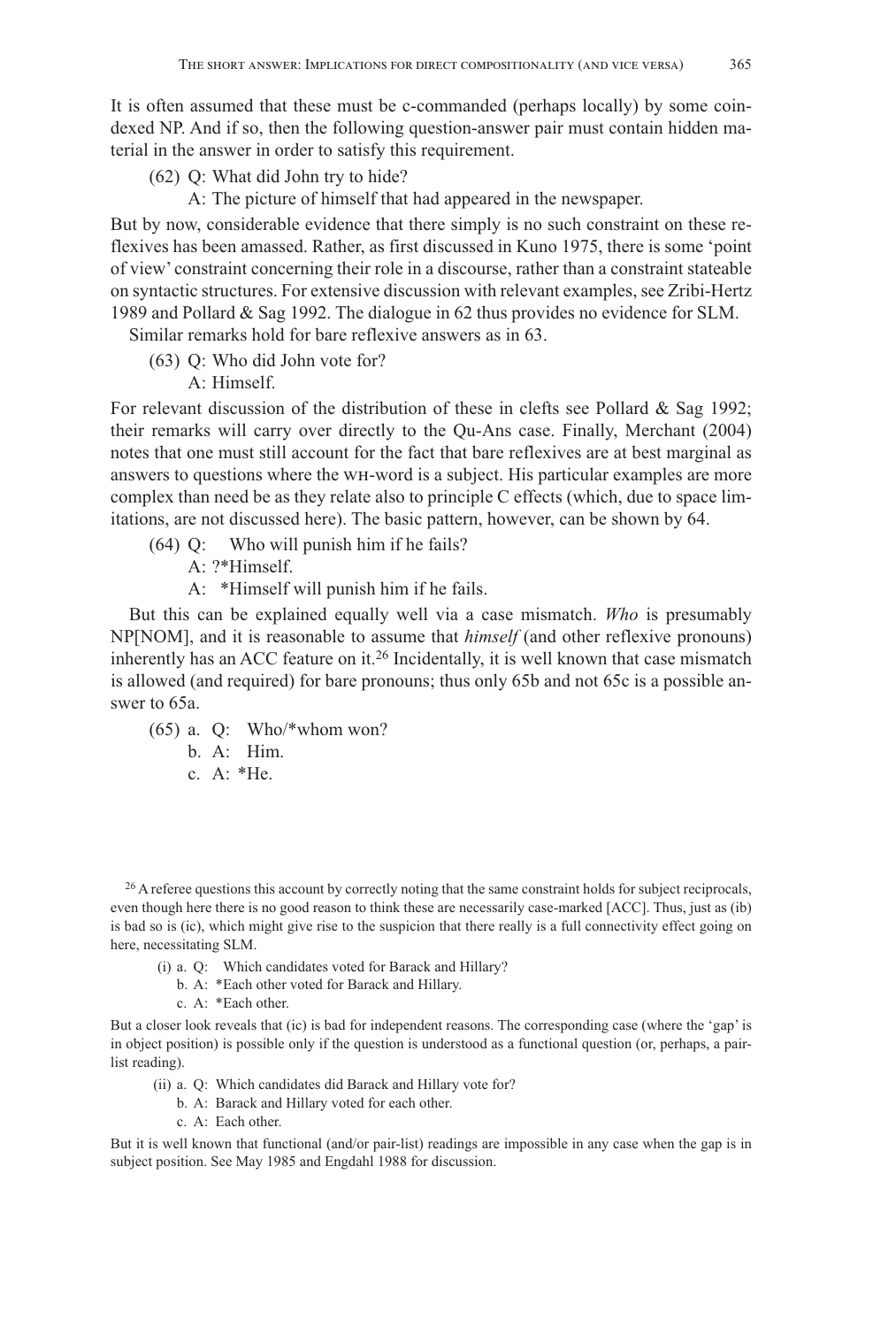It is often assumed that these must be c-commanded (perhaps locally) by some coindexed NP. And if so, then the following question-answer pair must contain hidden material in the answer in order to satisfy this requirement.

(62) Q: What did John try to hide?
  A: The picture of himself that had appeared in the newspaper.

But by now, considerable evidence that there simply is no such constraint on these reflexives has been amassed. Rather, as first discussed in Kuno 1975, there is some 'point of view' constraint concerning their role in a discourse, rather than a constraint stateable on syntactic structures. For extensive discussion with relevant examples, see Zribi-Hertz 1989 and Pollard & Sag 1992. The dialogue in 62 thus provides no evidence for SLM.

Similar remarks hold for bare reflexive answers as in 63.

(63) Q: Who did John vote for?
  A: Himself.

For relevant discussion of the distribution of these in clefts see Pollard & Sag 1992; their remarks will carry over directly to the Qu-Ans case. Finally, Merchant (2004) notes that one must still account for the fact that bare reflexives are at best marginal as answers to questions where the WH-word is a subject. His particular examples are more complex than need be as they relate also to principle C effects (which, due to space limitations, are not discussed here). The basic pattern, however, can be shown by 64.

(64) Q: Who will punish him if he fails?
  A: ?*Himself.
  A: *Himself will punish him if he fails.

But this can be explained equally well via a case mismatch. *Who* is presumably NP[NOM], and it is reasonable to assume that *himself* (and other reflexive pronouns) inherently has an ACC feature on it.[26] Incidentally, it is well known that case mismatch is allowed (and required) for bare pronouns; thus only 65b and not 65c is a possible answer to 65a.

(65) a. Q: Who/*whom won?
  b. A: Him.
  c. A: *He.

[26] A referee questions this account by correctly noting that the same constraint holds for subject reciprocals, even though here there is no good reason to think these are necessarily case-marked [ACC]. Thus, just as (ib) is bad so is (ic), which might give rise to the suspicion that there really is a full connectivity effect going on here, necessitating SLM.

(i) a. Q: Which candidates voted for Barack and Hillary?
  b. A: *Each other voted for Barack and Hillary.
  c. A: *Each other.

But a closer look reveals that (ic) is bad for independent reasons. The corresponding case (where the 'gap' is in object position) is possible only if the question is understood as a functional question (or, perhaps, a pair-list reading).

(ii) a. Q: Which candidates did Barack and Hillary vote for?
  b. A: Barack and Hillary voted for each other.
  c. A: Each other.

But it is well known that functional (and/or pair-list) readings are impossible in any case when the gap is in subject position. See May 1985 and Engdahl 1988 for discussion.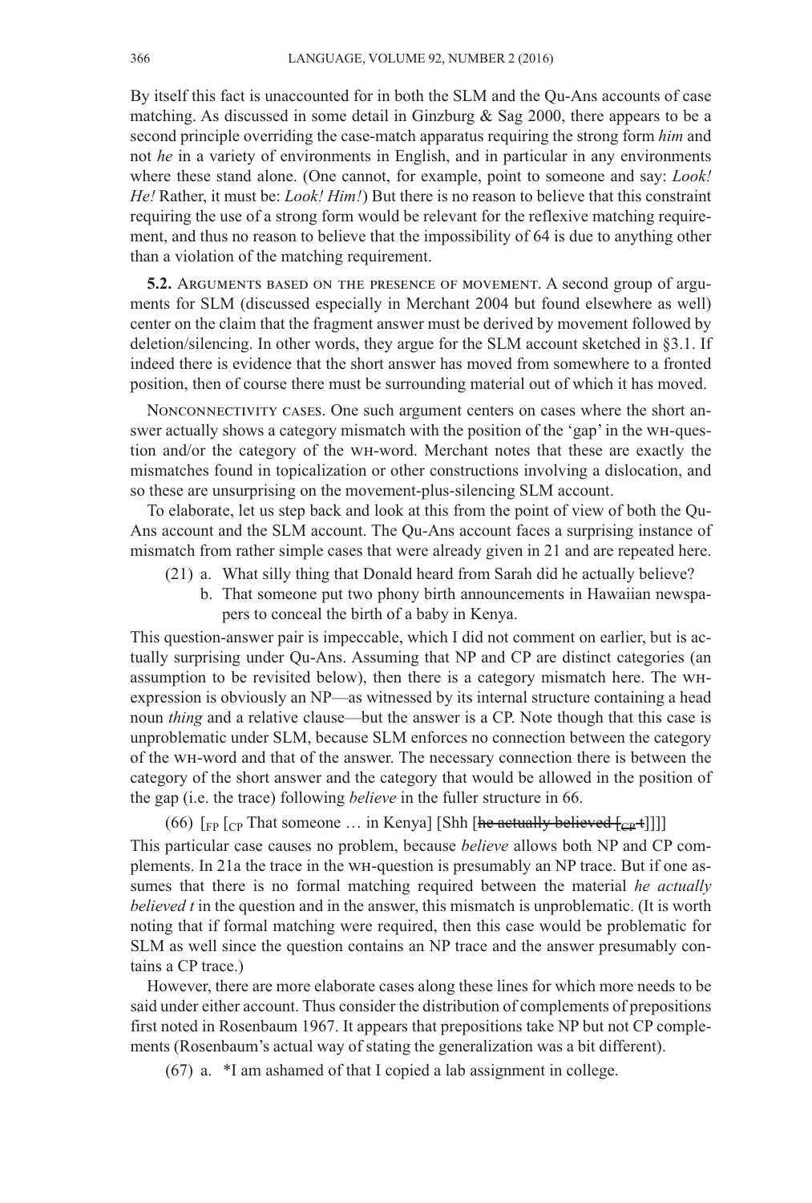By itself this fact is unaccounted for in both the SLM and the Qu-Ans accounts of case matching. As discussed in some detail in Ginzburg & Sag 2000, there appears to be a second principle overriding the case-match apparatus requiring the strong form *him* and not *he* in a variety of environments in English, and in particular in any environments where these stand alone. (One cannot, for example, point to someone and say: *Look! He!* Rather, it must be: *Look! Him!*) But there is no reason to believe that this constraint requiring the use of a strong form would be relevant for the reflexive matching requirement, and thus no reason to believe that the impossibility of 64 is due to anything other than a violation of the matching requirement.

**5.2.** Arguments based on the presence of movement. A second group of arguments for SLM (discussed especially in Merchant 2004 but found elsewhere as well) center on the claim that the fragment answer must be derived by movement followed by deletion/silencing. In other words, they argue for the SLM account sketched in §3.1. If indeed there is evidence that the short answer has moved from somewhere to a fronted position, then of course there must be surrounding material out of which it has moved.

Nonconnectivity cases. One such argument centers on cases where the short answer actually shows a category mismatch with the position of the 'gap' in the wh-question and/or the category of the wh-word. Merchant notes that these are exactly the mismatches found in topicalization or other constructions involving a dislocation, and so these are unsurprising on the movement-plus-silencing SLM account.

To elaborate, let us step back and look at this from the point of view of both the Qu-Ans account and the SLM account. The Qu-Ans account faces a surprising instance of mismatch from rather simple cases that were already given in 21 and are repeated here.

(21) a. What silly thing that Donald heard from Sarah did he actually believe?

b. That someone put two phony birth announcements in Hawaiian newspapers to conceal the birth of a baby in Kenya.

This question-answer pair is impeccable, which I did not comment on earlier, but is actually surprising under Qu-Ans. Assuming that NP and CP are distinct categories (an assumption to be revisited below), then there is a category mismatch here. The wh-expression is obviously an NP—as witnessed by its internal structure containing a head noun *thing* and a relative clause—but the answer is a CP. Note though that this case is unproblematic under SLM, because SLM enforces no connection between the category of the wh-word and that of the answer. The necessary connection there is between the category of the short answer and the category that would be allowed in the position of the gap (i.e. the trace) following *believe* in the fuller structure in 66.

(66) [$_{FP}$ [$_{CP}$ That someone … in Kenya] [Shh [~~he actually believed [$_{CP}$ t]~~]]]

This particular case causes no problem, because *believe* allows both NP and CP complements. In 21a the trace in the wh-question is presumably an NP trace. But if one assumes that there is no formal matching required between the material *he actually believed t* in the question and in the answer, this mismatch is unproblematic. (It is worth noting that if formal matching were required, then this case would be problematic for SLM as well since the question contains an NP trace and the answer presumably contains a CP trace.)

However, there are more elaborate cases along these lines for which more needs to be said under either account. Thus consider the distribution of complements of prepositions first noted in Rosenbaum 1967. It appears that prepositions take NP but not CP complements (Rosenbaum's actual way of stating the generalization was a bit different).

(67) a. *I am ashamed of that I copied a lab assignment in college.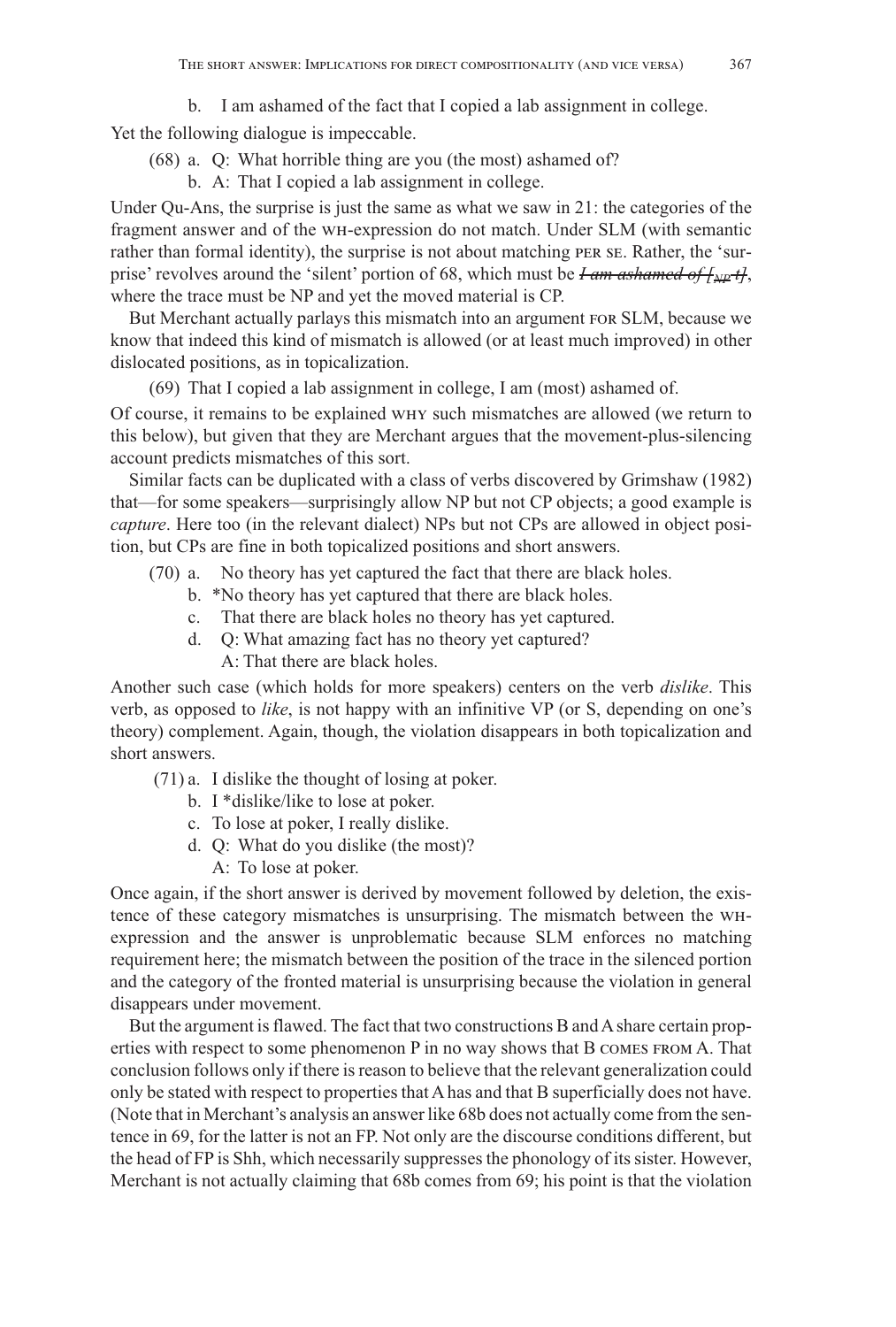b. I am ashamed of the fact that I copied a lab assignment in college.

Yet the following dialogue is impeccable.

(68) a. Q: What horrible thing are you (the most) ashamed of?

b. A: That I copied a lab assignment in college.

Under Qu-Ans, the surprise is just the same as what we saw in 21: the categories of the fragment answer and of the WH-expression do not match. Under SLM (with semantic rather than formal identity), the surprise is not about matching PER SE. Rather, the 'surprise' revolves around the 'silent' portion of 68, which must be ~~I am ashamed of [$_{NP}$ t]~~, where the trace must be NP and yet the moved material is CP.

But Merchant actually parlays this mismatch into an argument FOR SLM, because we know that indeed this kind of mismatch is allowed (or at least much improved) in other dislocated positions, as in topicalization.

(69) That I copied a lab assignment in college, I am (most) ashamed of.

Of course, it remains to be explained WHY such mismatches are allowed (we return to this below), but given that they are Merchant argues that the movement-plus-silencing account predicts mismatches of this sort.

Similar facts can be duplicated with a class of verbs discovered by Grimshaw (1982) that—for some speakers—surprisingly allow NP but not CP objects; a good example is *capture*. Here too (in the relevant dialect) NPs but not CPs are allowed in object position, but CPs are fine in both topicalized positions and short answers.

(70) a. No theory has yet captured the fact that there are black holes.

b. *No theory has yet captured that there are black holes.

c. That there are black holes no theory has yet captured.

d. Q: What amazing fact has no theory yet captured?
A: That there are black holes.

Another such case (which holds for more speakers) centers on the verb *dislike*. This verb, as opposed to *like*, is not happy with an infinitive VP (or S, depending on one's theory) complement. Again, though, the violation disappears in both topicalization and short answers.

(71) a. I dislike the thought of losing at poker.

b. I *dislike/like to lose at poker.

c. To lose at poker, I really dislike.

d. Q: What do you dislike (the most)?
A: To lose at poker.

Once again, if the short answer is derived by movement followed by deletion, the existence of these category mismatches is unsurprising. The mismatch between the WH-expression and the answer is unproblematic because SLM enforces no matching requirement here; the mismatch between the position of the trace in the silenced portion and the category of the fronted material is unsurprising because the violation in general disappears under movement.

But the argument is flawed. The fact that two constructions B and A share certain properties with respect to some phenomenon P in no way shows that B COMES FROM A. That conclusion follows only if there is reason to believe that the relevant generalization could only be stated with respect to properties that A has and that B superficially does not have. (Note that in Merchant's analysis an answer like 68b does not actually come from the sentence in 69, for the latter is not an FP. Not only are the discourse conditions different, but the head of FP is Shh, which necessarily suppresses the phonology of its sister. However, Merchant is not actually claiming that 68b comes from 69; his point is that the violation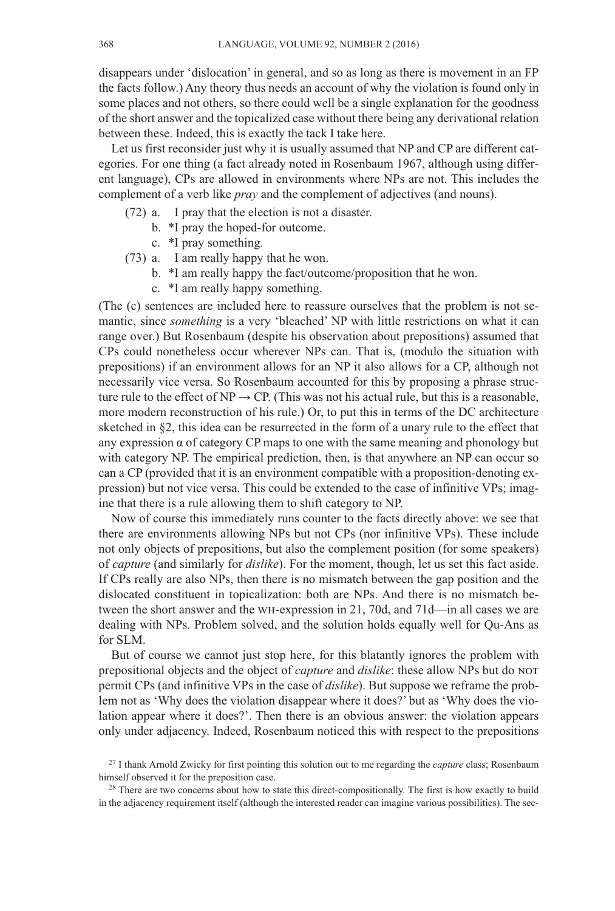disappears under 'dislocation' in general, and so as long as there is movement in an FP the facts follow.) Any theory thus needs an account of why the violation is found only in some places and not others, so there could well be a single explanation for the goodness of the short answer and the topicalized case without there being any derivational relation between these. Indeed, this is exactly the tack I take here.

Let us first reconsider just why it is usually assumed that NP and CP are different categories. For one thing (a fact already noted in Rosenbaum 1967, although using different language), CPs are allowed in environments where NPs are not. This includes the complement of a verb like *pray* and the complement of adjectives (and nouns).

(72) a. I pray that the election is not a disaster.
 b. *I pray the hoped-for outcome.
 c. *I pray something.

(73) a. I am really happy that he won.
 b. *I am really happy the fact/outcome/proposition that he won.
 c. *I am really happy something.

(The (c) sentences are included here to reassure ourselves that the problem is not semantic, since *something* is a very 'bleached' NP with little restrictions on what it can range over.) But Rosenbaum (despite his observation about prepositions) assumed that CPs could nonetheless occur wherever NPs can. That is, (modulo the situation with prepositions) if an environment allows for an NP it also allows for a CP, although not necessarily vice versa. So Rosenbaum accounted for this by proposing a phrase structure rule to the effect of NP → CP. (This was not his actual rule, but this is a reasonable, more modern reconstruction of his rule.) Or, to put this in terms of the DC architecture sketched in §2, this idea can be resurrected in the form of a unary rule to the effect that any expression α of category CP maps to one with the same meaning and phonology but with category NP. The empirical prediction, then, is that anywhere an NP can occur so can a CP (provided that it is an environment compatible with a proposition-denoting expression) but not vice versa. This could be extended to the case of infinitive VPs; imagine that there is a rule allowing them to shift category to NP.

Now of course this immediately runs counter to the facts directly above: we see that there are environments allowing NPs but not CPs (nor infinitive VPs). These include not only objects of prepositions, but also the complement position (for some speakers) of *capture* (and similarly for *dislike*). For the moment, though, let us set this fact aside. If CPs really are also NPs, then there is no mismatch between the gap position and the dislocated constituent in topicalization: both are NPs. And there is no mismatch between the short answer and the WH-expression in 21, 70d, and 71d—in all cases we are dealing with NPs. Problem solved, and the solution holds equally well for Qu-Ans as for SLM.

But of course we cannot just stop here, for this blatantly ignores the problem with prepositional objects and the object of *capture* and *dislike*: these allow NPs but do NOT permit CPs (and infinitive VPs in the case of *dislike*). But suppose we reframe the problem not as 'Why does the violation disappear where it does?' but as 'Why does the violation appear where it does?'. Then there is an obvious answer: the violation appears only under adjacency. Indeed, Rosenbaum noticed this with respect to the prepositions

[27] I thank Arnold Zwicky for first pointing this solution out to me regarding the *capture* class; Rosenbaum himself observed it for the preposition case.

[28] There are two concerns about how to state this direct-compositionally. The first is how exactly to build in the adjacency requirement itself (although the interested reader can imagine various possibilities). The sec-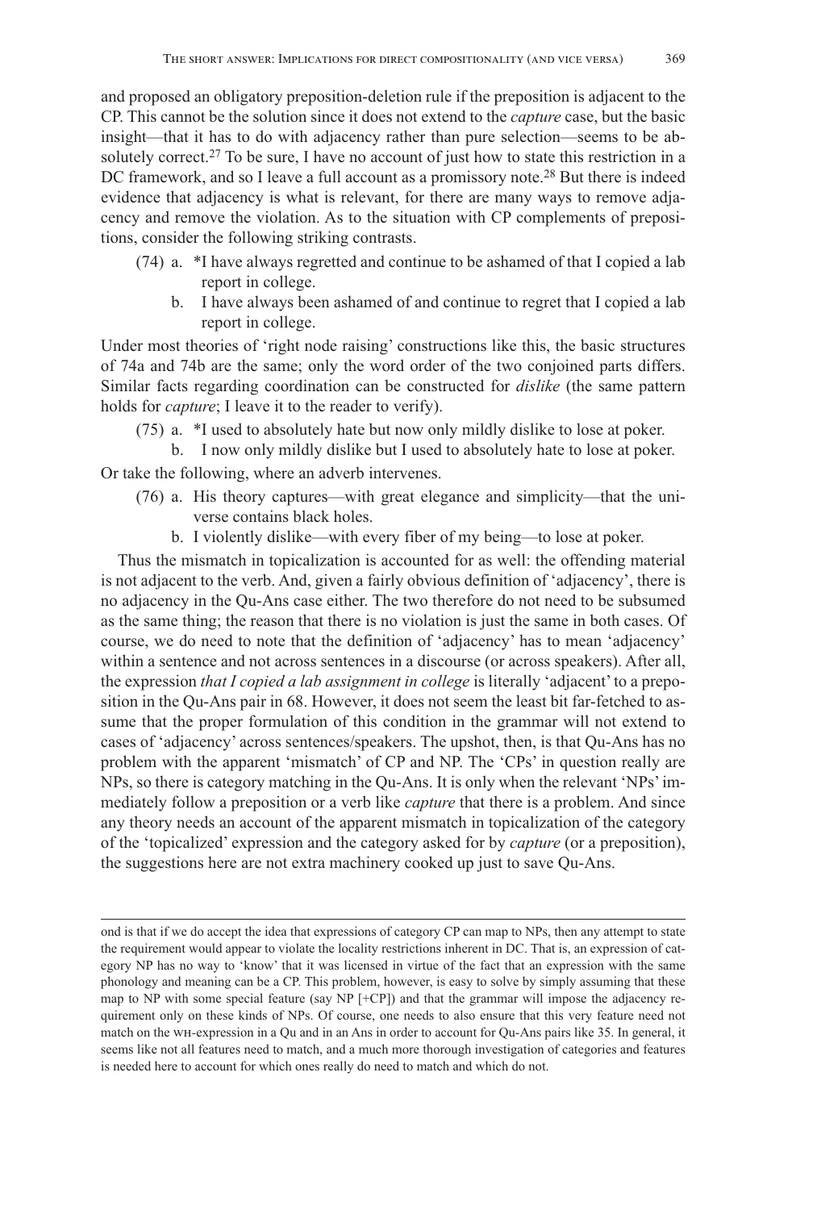and proposed an obligatory preposition-deletion rule if the preposition is adjacent to the CP. This cannot be the solution since it does not extend to the *capture* case, but the basic insight—that it has to do with adjacency rather than pure selection—seems to be absolutely correct.[27] To be sure, I have no account of just how to state this restriction in a DC framework, and so I leave a full account as a promissory note.[28] But there is indeed evidence that adjacency is what is relevant, for there are many ways to remove adjacency and remove the violation. As to the situation with CP complements of prepositions, consider the following striking contrasts.

(74) a. *I have always regretted and continue to be ashamed of that I copied a lab report in college.

b. I have always been ashamed of and continue to regret that I copied a lab report in college.

Under most theories of 'right node raising' constructions like this, the basic structures of 74a and 74b are the same; only the word order of the two conjoined parts differs. Similar facts regarding coordination can be constructed for *dislike* (the same pattern holds for *capture*; I leave it to the reader to verify).

(75) a. *I used to absolutely hate but now only mildly dislike to lose at poker.

b. I now only mildly dislike but I used to absolutely hate to lose at poker.

Or take the following, where an adverb intervenes.

(76) a. His theory captures—with great elegance and simplicity—that the universe contains black holes.

b. I violently dislike—with every fiber of my being—to lose at poker.

Thus the mismatch in topicalization is accounted for as well: the offending material is not adjacent to the verb. And, given a fairly obvious definition of 'adjacency', there is no adjacency in the Qu-Ans case either. The two therefore do not need to be subsumed as the same thing; the reason that there is no violation is just the same in both cases. Of course, we do need to note that the definition of 'adjacency' has to mean 'adjacency' within a sentence and not across sentences in a discourse (or across speakers). After all, the expression *that I copied a lab assignment in college* is literally 'adjacent' to a preposition in the Qu-Ans pair in 68. However, it does not seem the least bit far-fetched to assume that the proper formulation of this condition in the grammar will not extend to cases of 'adjacency' across sentences/speakers. The upshot, then, is that Qu-Ans has no problem with the apparent 'mismatch' of CP and NP. The 'CPs' in question really are NPs, so there is category matching in the Qu-Ans. It is only when the relevant 'NPs' immediately follow a preposition or a verb like *capture* that there is a problem. And since any theory needs an account of the apparent mismatch in topicalization of the category of the 'topicalized' expression and the category asked for by *capture* (or a preposition), the suggestions here are not extra machinery cooked up just to save Qu-Ans.

---

ond is that if we do accept the idea that expressions of category CP can map to NPs, then any attempt to state the requirement would appear to violate the locality restrictions inherent in DC. That is, an expression of category NP has no way to 'know' that it was licensed in virtue of the fact that an expression with the same phonology and meaning can be a CP. This problem, however, is easy to solve by simply assuming that these map to NP with some special feature (say NP [+CP]) and that the grammar will impose the adjacency requirement only on these kinds of NPs. Of course, one needs to also ensure that this very feature need not match on the WH-expression in a Qu and in an Ans in order to account for Qu-Ans pairs like 35. In general, it seems like not all features need to match, and a much more thorough investigation of categories and features is needed here to account for which ones really do need to match and which do not.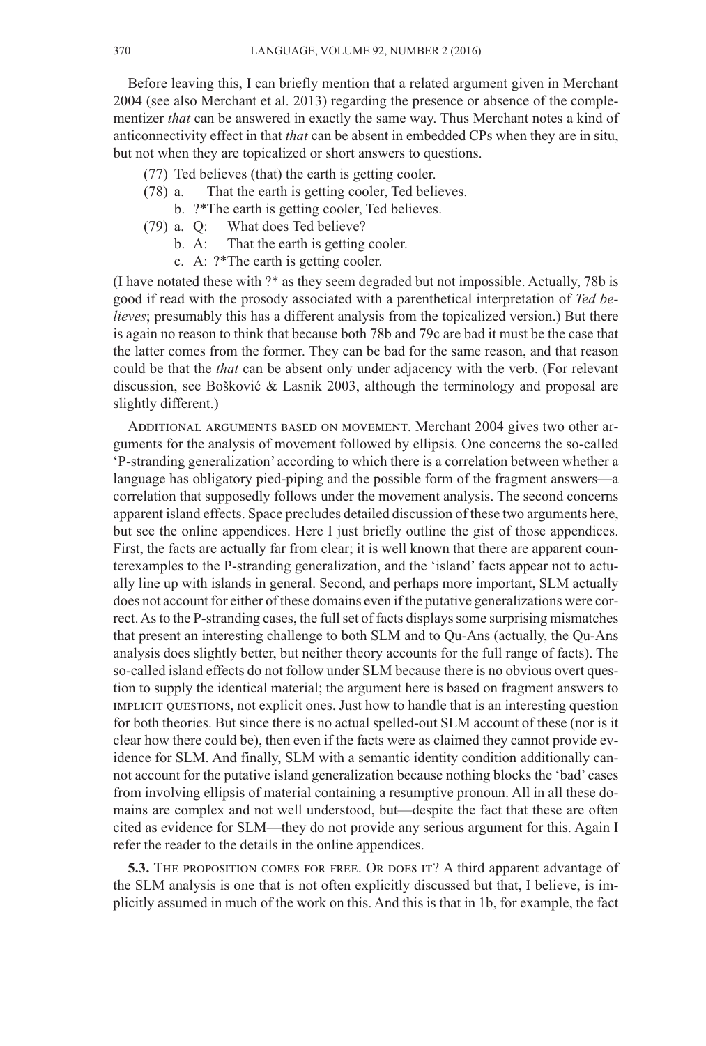Before leaving this, I can briefly mention that a related argument given in Merchant 2004 (see also Merchant et al. 2013) regarding the presence or absence of the complementizer *that* can be answered in exactly the same way. Thus Merchant notes a kind of anticonnectivity effect in that *that* can be absent in embedded CPs when they are in situ, but not when they are topicalized or short answers to questions.

(77) Ted believes (that) the earth is getting cooler.

(78) a. That the earth is getting cooler, Ted believes.
  b. ?*The earth is getting cooler, Ted believes.

(79) a. Q: What does Ted believe?
  b. A: That the earth is getting cooler.
  c. A: ?*The earth is getting cooler.

(I have notated these with ?* as they seem degraded but not impossible. Actually, 78b is good if read with the prosody associated with a parenthetical interpretation of *Ted believes*; presumably this has a different analysis from the topicalized version.) But there is again no reason to think that because both 78b and 79c are bad it must be the case that the latter comes from the former. They can be bad for the same reason, and that reason could be that the *that* can be absent only under adjacency with the verb. (For relevant discussion, see Bošković & Lasnik 2003, although the terminology and proposal are slightly different.)

Additional arguments based on movement. Merchant 2004 gives two other arguments for the analysis of movement followed by ellipsis. One concerns the so-called 'P-stranding generalization' according to which there is a correlation between whether a language has obligatory pied-piping and the possible form of the fragment answers—a correlation that supposedly follows under the movement analysis. The second concerns apparent island effects. Space precludes detailed discussion of these two arguments here, but see the online appendices. Here I just briefly outline the gist of those appendices. First, the facts are actually far from clear; it is well known that there are apparent counterexamples to the P-stranding generalization, and the 'island' facts appear not to actually line up with islands in general. Second, and perhaps more important, SLM actually does not account for either of these domains even if the putative generalizations were correct. As to the P-stranding cases, the full set of facts displays some surprising mismatches that present an interesting challenge to both SLM and to Qu-Ans (actually, the Qu-Ans analysis does slightly better, but neither theory accounts for the full range of facts). The so-called island effects do not follow under SLM because there is no obvious overt question to supply the identical material; the argument here is based on fragment answers to implicit questions, not explicit ones. Just how to handle that is an interesting question for both theories. But since there is no actual spelled-out SLM account of these (nor is it clear how there could be), then even if the facts were as claimed they cannot provide evidence for SLM. And finally, SLM with a semantic identity condition additionally cannot account for the putative island generalization because nothing blocks the 'bad' cases from involving ellipsis of material containing a resumptive pronoun. All in all these domains are complex and not well understood, but—despite the fact that these are often cited as evidence for SLM—they do not provide any serious argument for this. Again I refer the reader to the details in the online appendices.

**5.3.** The proposition comes for free. Or does it? A third apparent advantage of the SLM analysis is one that is not often explicitly discussed but that, I believe, is implicitly assumed in much of the work on this. And this is that in 1b, for example, the fact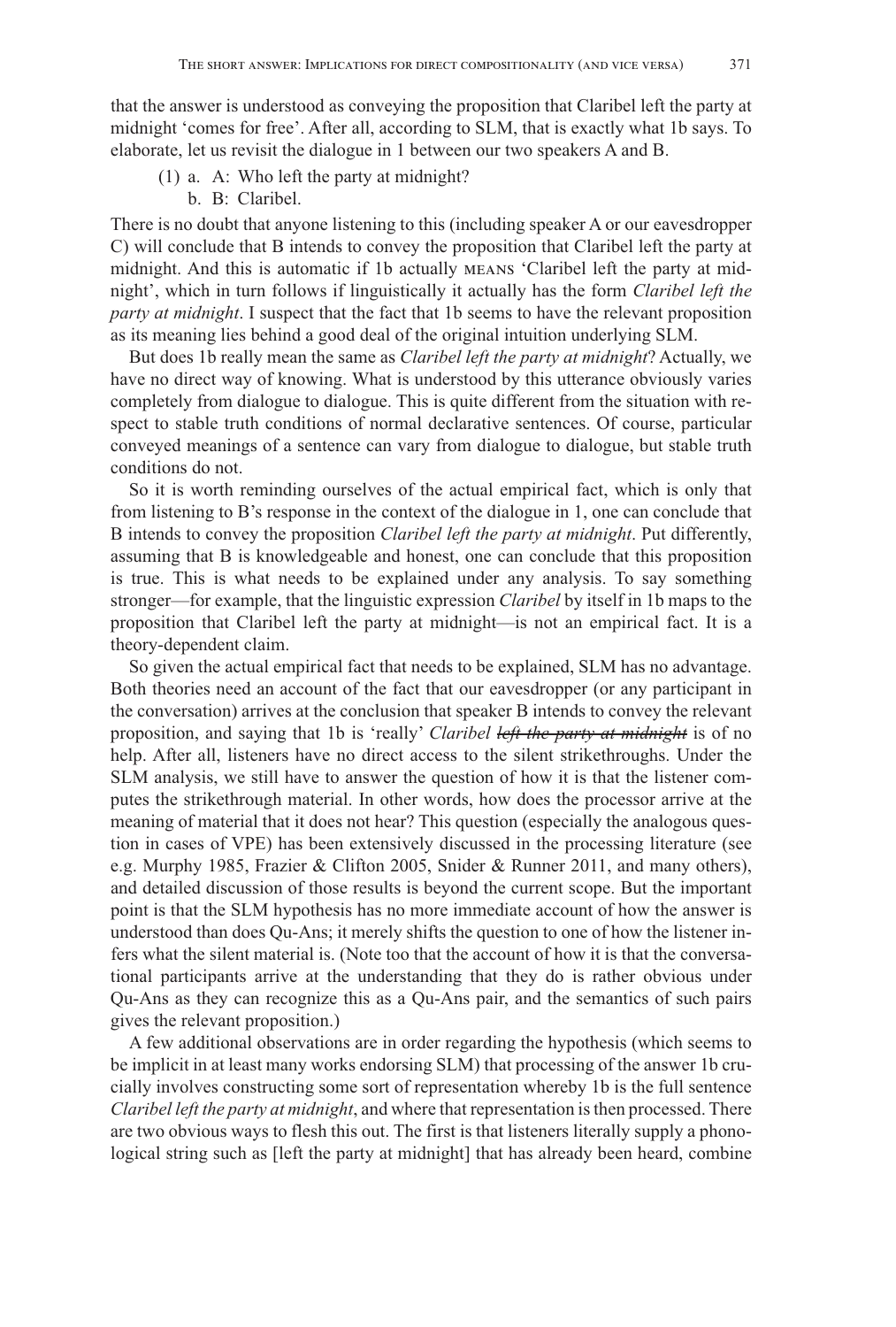that the answer is understood as conveying the proposition that Claribel left the party at midnight 'comes for free'. After all, according to SLM, that is exactly what 1b says. To elaborate, let us revisit the dialogue in 1 between our two speakers A and B.

(1) a. A: Who left the party at midnight?
    b. B: Claribel.

There is no doubt that anyone listening to this (including speaker A or our eavesdropper C) will conclude that B intends to convey the proposition that Claribel left the party at midnight. And this is automatic if 1b actually MEANS 'Claribel left the party at midnight', which in turn follows if linguistically it actually has the form *Claribel left the party at midnight*. I suspect that the fact that 1b seems to have the relevant proposition as its meaning lies behind a good deal of the original intuition underlying SLM.

But does 1b really mean the same as *Claribel left the party at midnight*? Actually, we have no direct way of knowing. What is understood by this utterance obviously varies completely from dialogue to dialogue. This is quite different from the situation with respect to stable truth conditions of normal declarative sentences. Of course, particular conveyed meanings of a sentence can vary from dialogue to dialogue, but stable truth conditions do not.

So it is worth reminding ourselves of the actual empirical fact, which is only that from listening to B's response in the context of the dialogue in 1, one can conclude that B intends to convey the proposition *Claribel left the party at midnight*. Put differently, assuming that B is knowledgeable and honest, one can conclude that this proposition is true. This is what needs to be explained under any analysis. To say something stronger—for example, that the linguistic expression *Claribel* by itself in 1b maps to the proposition that Claribel left the party at midnight—is not an empirical fact. It is a theory-dependent claim.

So given the actual empirical fact that needs to be explained, SLM has no advantage. Both theories need an account of the fact that our eavesdropper (or any participant in the conversation) arrives at the conclusion that speaker B intends to convey the relevant proposition, and saying that 1b is 'really' *Claribel ~~left the party at midnight~~* is of no help. After all, listeners have no direct access to the silent strikethroughs. Under the SLM analysis, we still have to answer the question of how it is that the listener computes the strikethrough material. In other words, how does the processor arrive at the meaning of material that it does not hear? This question (especially the analogous question in cases of VPE) has been extensively discussed in the processing literature (see e.g. Murphy 1985, Frazier & Clifton 2005, Snider & Runner 2011, and many others), and detailed discussion of those results is beyond the current scope. But the important point is that the SLM hypothesis has no more immediate account of how the answer is understood than does Qu-Ans; it merely shifts the question to one of how the listener infers what the silent material is. (Note too that the account of how it is that the conversational participants arrive at the understanding that they do is rather obvious under Qu-Ans as they can recognize this as a Qu-Ans pair, and the semantics of such pairs gives the relevant proposition.)

A few additional observations are in order regarding the hypothesis (which seems to be implicit in at least many works endorsing SLM) that processing of the answer 1b crucially involves constructing some sort of representation whereby 1b is the full sentence *Claribel left the party at midnight*, and where that representation is then processed. There are two obvious ways to flesh this out. The first is that listeners literally supply a phonological string such as [left the party at midnight] that has already been heard, combine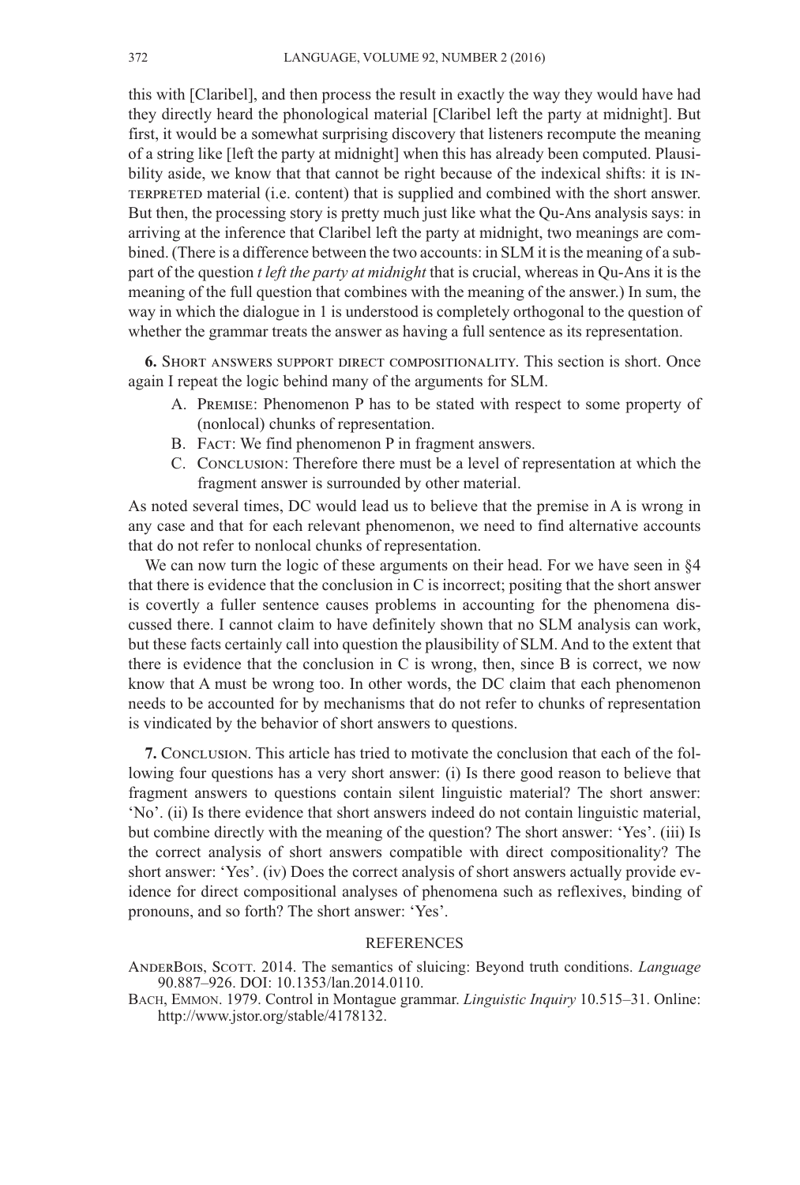this with [Claribel], and then process the result in exactly the way they would have had they directly heard the phonological material [Claribel left the party at midnight]. But first, it would be a somewhat surprising discovery that listeners recompute the meaning of a string like [left the party at midnight] when this has already been computed. Plausibility aside, we know that that cannot be right because of the indexical shifts: it is INTERPRETED material (i.e. content) that is supplied and combined with the short answer. But then, the processing story is pretty much just like what the Qu-Ans analysis says: in arriving at the inference that Claribel left the party at midnight, two meanings are combined. (There is a difference between the two accounts: in SLM it is the meaning of a subpart of the question *t left the party at midnight* that is crucial, whereas in Qu-Ans it is the meaning of the full question that combines with the meaning of the answer.) In sum, the way in which the dialogue in 1 is understood is completely orthogonal to the question of whether the grammar treats the answer as having a full sentence as its representation.

**6.** SHORT ANSWERS SUPPORT DIRECT COMPOSITIONALITY. This section is short. Once again I repeat the logic behind many of the arguments for SLM.

A. PREMISE: Phenomenon P has to be stated with respect to some property of (nonlocal) chunks of representation.
B. FACT: We find phenomenon P in fragment answers.
C. CONCLUSION: Therefore there must be a level of representation at which the fragment answer is surrounded by other material.

As noted several times, DC would lead us to believe that the premise in A is wrong in any case and that for each relevant phenomenon, we need to find alternative accounts that do not refer to nonlocal chunks of representation.

We can now turn the logic of these arguments on their head. For we have seen in §4 that there is evidence that the conclusion in C is incorrect; positing that the short answer is covertly a fuller sentence causes problems in accounting for the phenomena discussed there. I cannot claim to have definitely shown that no SLM analysis can work, but these facts certainly call into question the plausibility of SLM. And to the extent that there is evidence that the conclusion in C is wrong, then, since B is correct, we now know that A must be wrong too. In other words, the DC claim that each phenomenon needs to be accounted for by mechanisms that do not refer to chunks of representation is vindicated by the behavior of short answers to questions.

**7.** CONCLUSION. This article has tried to motivate the conclusion that each of the following four questions has a very short answer: (i) Is there good reason to believe that fragment answers to questions contain silent linguistic material? The short answer: 'No'. (ii) Is there evidence that short answers indeed do not contain linguistic material, but combine directly with the meaning of the question? The short answer: 'Yes'. (iii) Is the correct analysis of short answers compatible with direct compositionality? The short answer: 'Yes'. (iv) Does the correct analysis of short answers actually provide evidence for direct compositional analyses of phenomena such as reflexives, binding of pronouns, and so forth? The short answer: 'Yes'.

## REFERENCES

ANDERBOIS, SCOTT. 2014. The semantics of sluicing: Beyond truth conditions. *Language* 90.887–926. DOI: 10.1353/lan.2014.0110.

BACH, EMMON. 1979. Control in Montague grammar. *Linguistic Inquiry* 10.515–31. Online: http://www.jstor.org/stable/4178132.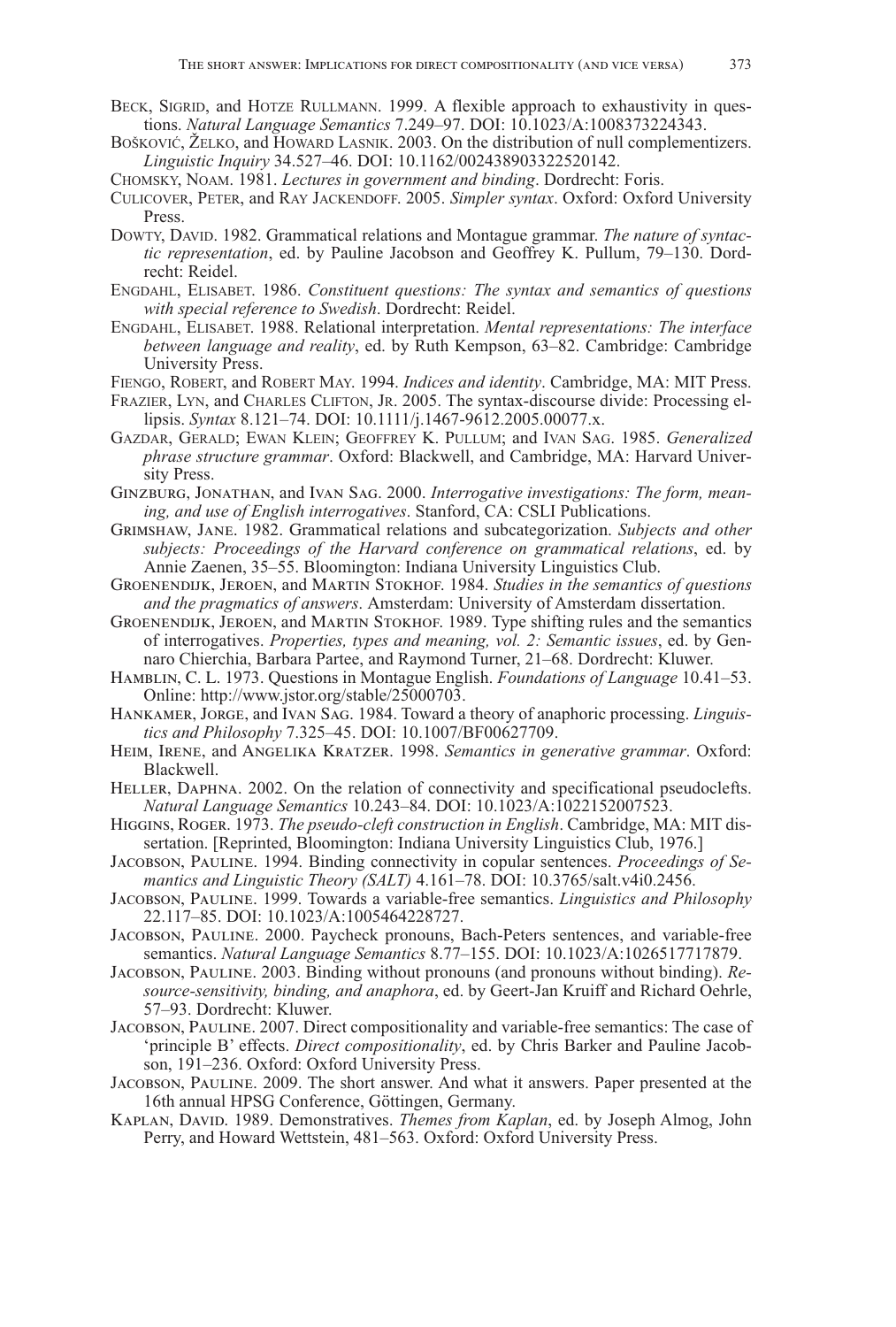Beck, Sigrid, and Hotze Rullmann. 1999. A flexible approach to exhaustivity in questions. *Natural Language Semantics* 7.249–97. DOI: 10.1023/A:1008373224343.

Bošković, Željko, and Howard Lasnik. 2003. On the distribution of null complementizers. *Linguistic Inquiry* 34.527–46. DOI: 10.1162/002438903322520142.

Chomsky, Noam. 1981. *Lectures in government and binding*. Dordrecht: Foris.

Culicover, Peter, and Ray Jackendoff. 2005. *Simpler syntax*. Oxford: Oxford University Press.

Dowty, David. 1982. Grammatical relations and Montague grammar. *The nature of syntactic representation*, ed. by Pauline Jacobson and Geoffrey K. Pullum, 79–130. Dordrecht: Reidel.

Engdahl, Elisabet. 1986. *Constituent questions: The syntax and semantics of questions with special reference to Swedish*. Dordrecht: Reidel.

Engdahl, Elisabet. 1988. Relational interpretation. *Mental representations: The interface between language and reality*, ed. by Ruth Kempson, 63–82. Cambridge: Cambridge University Press.

Fiengo, Robert, and Robert May. 1994. *Indices and identity*. Cambridge, MA: MIT Press.

Frazier, Lyn, and Charles Clifton, Jr. 2005. The syntax-discourse divide: Processing ellipsis. *Syntax* 8.121–74. DOI: 10.1111/j.1467-9612.2005.00077.x.

Gazdar, Gerald; Ewan Klein; Geoffrey K. Pullum; and Ivan Sag. 1985. *Generalized phrase structure grammar*. Oxford: Blackwell, and Cambridge, MA: Harvard University Press.

Ginzburg, Jonathan, and Ivan Sag. 2000. *Interrogative investigations: The form, meaning, and use of English interrogatives*. Stanford, CA: CSLI Publications.

Grimshaw, Jane. 1982. Grammatical relations and subcategorization. *Subjects and other subjects: Proceedings of the Harvard conference on grammatical relations*, ed. by Annie Zaenen, 35–55. Bloomington: Indiana University Linguistics Club.

Groenendijk, Jeroen, and Martin Stokhof. 1984. *Studies in the semantics of questions and the pragmatics of answers*. Amsterdam: University of Amsterdam dissertation.

Groenendijk, Jeroen, and Martin Stokhof. 1989. Type shifting rules and the semantics of interrogatives. *Properties, types and meaning, vol. 2: Semantic issues*, ed. by Gennaro Chierchia, Barbara Partee, and Raymond Turner, 21–68. Dordrecht: Kluwer.

Hamblin, C. L. 1973. Questions in Montague English. *Foundations of Language* 10.41–53. Online: http://www.jstor.org/stable/25000703.

Hankamer, Jorge, and Ivan Sag. 1984. Toward a theory of anaphoric processing. *Linguistics and Philosophy* 7.325–45. DOI: 10.1007/BF00627709.

Heim, Irene, and Angelika Kratzer. 1998. *Semantics in generative grammar*. Oxford: Blackwell.

Heller, Daphna. 2002. On the relation of connectivity and specificational pseudoclefts. *Natural Language Semantics* 10.243–84. DOI: 10.1023/A:1022152007523.

Higgins, Roger. 1973. *The pseudo-cleft construction in English*. Cambridge, MA: MIT dissertation. [Reprinted, Bloomington: Indiana University Linguistics Club, 1976.]

Jacobson, Pauline. 1994. Binding connectivity in copular sentences. *Proceedings of Semantics and Linguistic Theory (SALT)* 4.161–78. DOI: 10.3765/salt.v4i0.2456.

Jacobson, Pauline. 1999. Towards a variable-free semantics. *Linguistics and Philosophy* 22.117–85. DOI: 10.1023/A:1005464228727.

Jacobson, Pauline. 2000. Paycheck pronouns, Bach-Peters sentences, and variable-free semantics. *Natural Language Semantics* 8.77–155. DOI: 10.1023/A:1026517717879.

Jacobson, Pauline. 2003. Binding without pronouns (and pronouns without binding). *Resource-sensitivity, binding, and anaphora*, ed. by Geert-Jan Kruiff and Richard Oehrle, 57–93. Dordrecht: Kluwer.

Jacobson, Pauline. 2007. Direct compositionality and variable-free semantics: The case of 'principle B' effects. *Direct compositionality*, ed. by Chris Barker and Pauline Jacobson, 191–236. Oxford: Oxford University Press.

Jacobson, Pauline. 2009. The short answer. And what it answers. Paper presented at the 16th annual HPSG Conference, Göttingen, Germany.

Kaplan, David. 1989. Demonstratives. *Themes from Kaplan*, ed. by Joseph Almog, John Perry, and Howard Wettstein, 481–563. Oxford: Oxford University Press.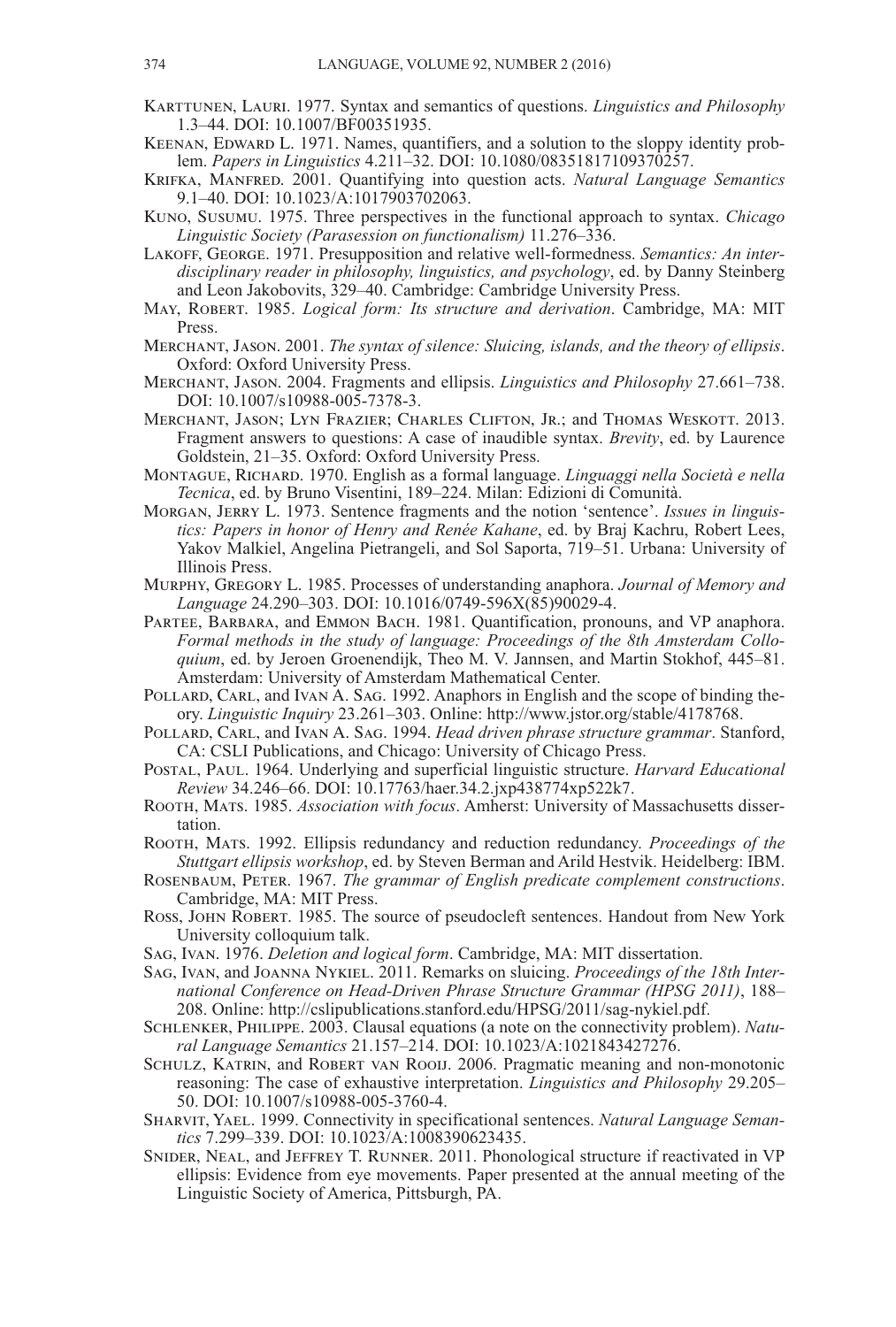Karttunen, Lauri. 1977. Syntax and semantics of questions. *Linguistics and Philosophy* 1.3–44. DOI: 10.1007/BF00351935.

Keenan, Edward L. 1971. Names, quantifiers, and a solution to the sloppy identity problem. *Papers in Linguistics* 4.211–32. DOI: 10.1080/08351817109370257.

Krifka, Manfred. 2001. Quantifying into question acts. *Natural Language Semantics* 9.1–40. DOI: 10.1023/A:1017903702063.

Kuno, Susumu. 1975. Three perspectives in the functional approach to syntax. *Chicago Linguistic Society (Parasession on functionalism)* 11.276–336.

Lakoff, George. 1971. Presupposition and relative well-formedness. *Semantics: An interdisciplinary reader in philosophy, linguistics, and psychology*, ed. by Danny Steinberg and Leon Jakobovits, 329–40. Cambridge: Cambridge University Press.

May, Robert. 1985. *Logical form: Its structure and derivation*. Cambridge, MA: MIT Press.

Merchant, Jason. 2001. *The syntax of silence: Sluicing, islands, and the theory of ellipsis*. Oxford: Oxford University Press.

Merchant, Jason. 2004. Fragments and ellipsis. *Linguistics and Philosophy* 27.661–738. DOI: 10.1007/s10988-005-7378-3.

Merchant, Jason; Lyn Frazier; Charles Clifton, Jr.; and Thomas Weskott. 2013. Fragment answers to questions: A case of inaudible syntax. *Brevity*, ed. by Laurence Goldstein, 21–35. Oxford: Oxford University Press.

Montague, Richard. 1970. English as a formal language. *Linguaggi nella Società e nella Tecnica*, ed. by Bruno Visentini, 189–224. Milan: Edizioni di Comunità.

Morgan, Jerry L. 1973. Sentence fragments and the notion 'sentence'. *Issues in linguistics: Papers in honor of Henry and Renée Kahane*, ed. by Braj Kachru, Robert Lees, Yakov Malkiel, Angelina Pietrangeli, and Sol Saporta, 719–51. Urbana: University of Illinois Press.

Murphy, Gregory L. 1985. Processes of understanding anaphora. *Journal of Memory and Language* 24.290–303. DOI: 10.1016/0749-596X(85)90029-4.

Partee, Barbara, and Emmon Bach. 1981. Quantification, pronouns, and VP anaphora. *Formal methods in the study of language: Proceedings of the 8th Amsterdam Colloquium*, ed. by Jeroen Groenendijk, Theo M. V. Jannsen, and Martin Stokhof, 445–81. Amsterdam: University of Amsterdam Mathematical Center.

Pollard, Carl, and Ivan A. Sag. 1992. Anaphors in English and the scope of binding theory. *Linguistic Inquiry* 23.261–303. Online: http://www.jstor.org/stable/4178768.

Pollard, Carl, and Ivan A. Sag. 1994. *Head driven phrase structure grammar*. Stanford, CA: CSLI Publications, and Chicago: University of Chicago Press.

Postal, Paul. 1964. Underlying and superficial linguistic structure. *Harvard Educational Review* 34.246–66. DOI: 10.17763/haer.34.2.jxp438774xp522k7.

Rooth, Mats. 1985. *Association with focus*. Amherst: University of Massachusetts dissertation.

Rooth, Mats. 1992. Ellipsis redundancy and reduction redundancy. *Proceedings of the Stuttgart ellipsis workshop*, ed. by Steven Berman and Arild Hestvik. Heidelberg: IBM.

Rosenbaum, Peter. 1967. *The grammar of English predicate complement constructions*. Cambridge, MA: MIT Press.

Ross, John Robert. 1985. The source of pseudocleft sentences. Handout from New York University colloquium talk.

Sag, Ivan. 1976. *Deletion and logical form*. Cambridge, MA: MIT dissertation.

Sag, Ivan, and Joanna Nykiel. 2011. Remarks on sluicing. *Proceedings of the 18th International Conference on Head-Driven Phrase Structure Grammar (HPSG 2011)*, 188–208. Online: http://cslipublications.stanford.edu/HPSG/2011/sag-nykiel.pdf.

Schlenker, Philippe. 2003. Clausal equations (a note on the connectivity problem). *Natural Language Semantics* 21.157–214. DOI: 10.1023/A:1021843427276.

Schulz, Katrin, and Robert van Rooij. 2006. Pragmatic meaning and non-monotonic reasoning: The case of exhaustive interpretation. *Linguistics and Philosophy* 29.205–50. DOI: 10.1007/s10988-005-3760-4.

Sharvit, Yael. 1999. Connectivity in specificational sentences. *Natural Language Semantics* 7.299–339. DOI: 10.1023/A:1008390623435.

Snider, Neal, and Jeffrey T. Runner. 2011. Phonological structure if reactivated in VP ellipsis: Evidence from eye movements. Paper presented at the annual meeting of the Linguistic Society of America, Pittsburgh, PA.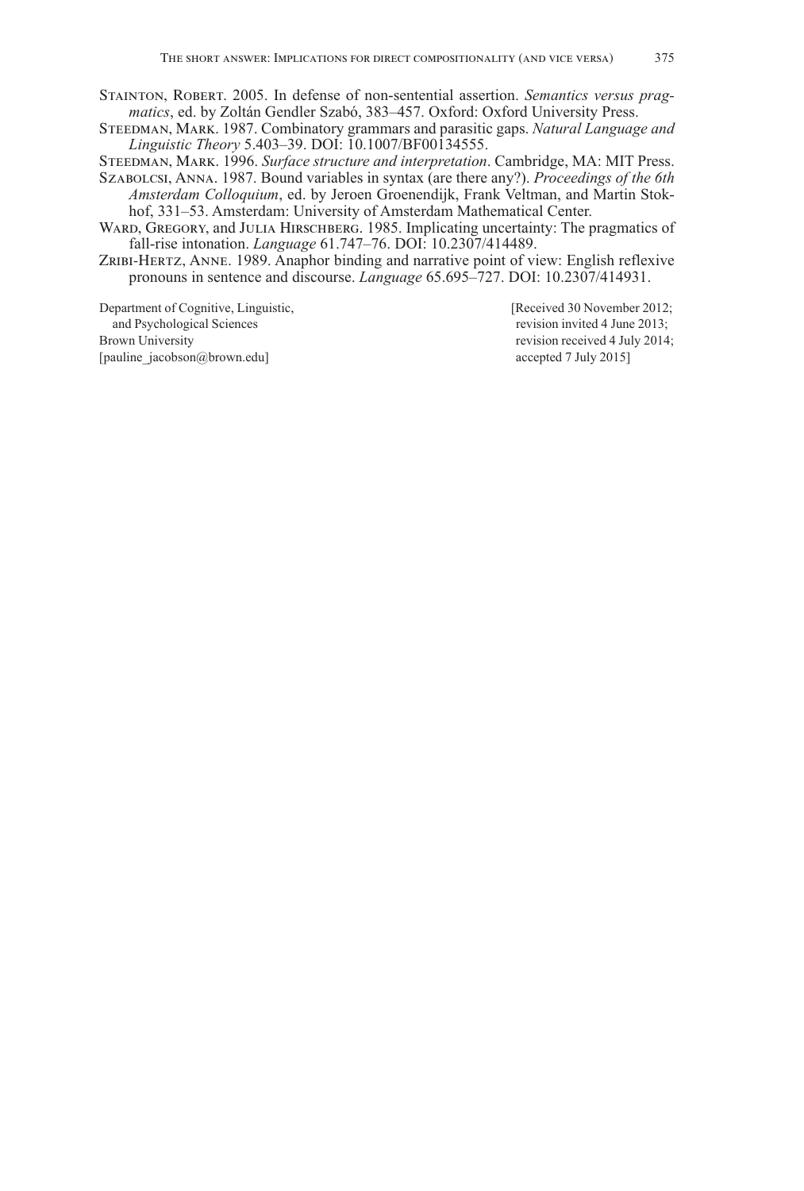Stainton, Robert. 2005. In defense of non-sentential assertion. *Semantics versus pragmatics*, ed. by Zoltán Gendler Szabó, 383–457. Oxford: Oxford University Press.

Steedman, Mark. 1987. Combinatory grammars and parasitic gaps. *Natural Language and Linguistic Theory* 5.403–39. DOI: 10.1007/BF00134555.

Steedman, Mark. 1996. *Surface structure and interpretation*. Cambridge, MA: MIT Press.

Szabolcsi, Anna. 1987. Bound variables in syntax (are there any?). *Proceedings of the 6th Amsterdam Colloquium*, ed. by Jeroen Groenendijk, Frank Veltman, and Martin Stokhof, 331–53. Amsterdam: University of Amsterdam Mathematical Center.

Ward, Gregory, and Julia Hirschberg. 1985. Implicating uncertainty: The pragmatics of fall-rise intonation. *Language* 61.747–76. DOI: 10.2307/414489.

Zribi-Hertz, Anne. 1989. Anaphor binding and narrative point of view: English reflexive pronouns in sentence and discourse. *Language* 65.695–727. DOI: 10.2307/414931.

Department of Cognitive, Linguistic,
and Psychological Sciences
Brown University
[pauline_jacobson@brown.edu]

[Received 30 November 2012;
revision invited 4 June 2013;
revision received 4 July 2014;
accepted 7 July 2015]